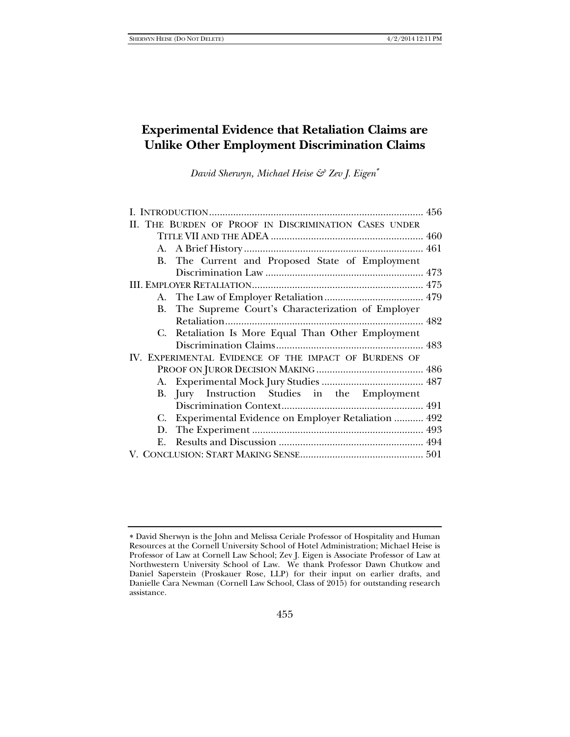# Experimental Evidence that Retaliation Claims are Unlike Other Employment Discrimination Claims

*David Sherwyn, Michael Heise & Zev J. Eigen*[*]

I. INTRODUCTION ................................................................................ 456

II. THE BURDEN OF PROOF IN DISCRIMINATION CASES UNDER TITLE VII AND THE ADEA ......................................................... 460

- A. A Brief History ................................................................... 461
- B. The Current and Proposed State of Employment Discrimination Law ........................................................... 473

III. EMPLOYER RETALIATION ................................................................ 475

- A. The Law of Employer Retaliation ..................................... 479
- B. The Supreme Court's Characterization of Employer Retaliation .......................................................................... 482
- C. Retaliation Is More Equal Than Other Employment Discrimination Claims ....................................................... 483

IV. EXPERIMENTAL EVIDENCE OF THE IMPACT OF BURDENS OF PROOF ON JUROR DECISION MAKING ........................................ 486

- A. Experimental Mock Jury Studies ...................................... 487
- B. Jury Instruction Studies in the Employment Discrimination Context ..................................................... 491
- C. Experimental Evidence on Employer Retaliation ........... 492
- D. The Experiment ................................................................ 493
- E. Results and Discussion ...................................................... 494

V. CONCLUSION: START MAKING SENSE .............................................. 501

---

[*] David Sherwyn is the John and Melissa Ceriale Professor of Hospitality and Human Resources at the Cornell University School of Hotel Administration; Michael Heise is Professor of Law at Cornell Law School; Zev J. Eigen is Associate Professor of Law at Northwestern University School of Law. We thank Professor Dawn Chutkow and Daniel Saperstein (Proskauer Rose, LLP) for their input on earlier drafts, and Danielle Cara Newman (Cornell Law School, Class of 2015) for outstanding research assistance.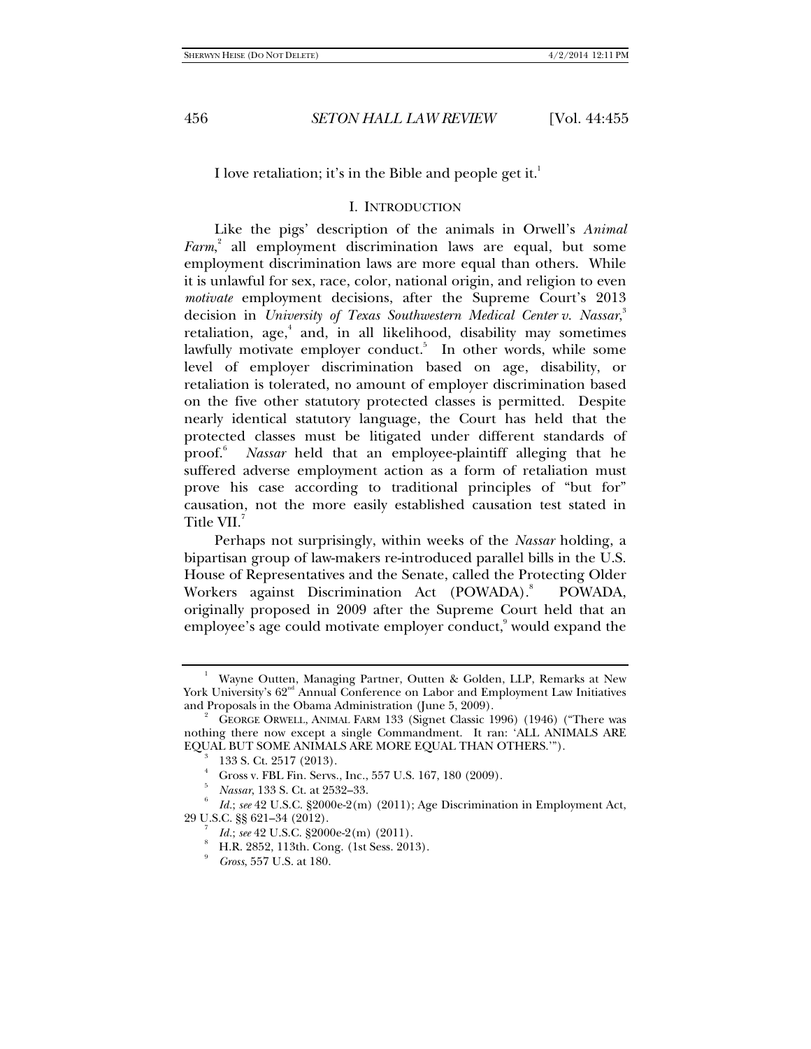I love retaliation; it's in the Bible and people get it.[1]

## I. INTRODUCTION

Like the pigs' description of the animals in Orwell's *Animal Farm*,[2] all employment discrimination laws are equal, but some employment discrimination laws are more equal than others. While it is unlawful for sex, race, color, national origin, and religion to even *motivate* employment decisions, after the Supreme Court's 2013 decision in *University of Texas Southwestern Medical Center v. Nassar*,[3] retaliation, age,[4] and, in all likelihood, disability may sometimes lawfully motivate employer conduct.[5] In other words, while some level of employer discrimination based on age, disability, or retaliation is tolerated, no amount of employer discrimination based on the five other statutory protected classes is permitted. Despite nearly identical statutory language, the Court has held that the protected classes must be litigated under different standards of proof.[6] *Nassar* held that an employee-plaintiff alleging that he suffered adverse employment action as a form of retaliation must prove his case according to traditional principles of "but for" causation, not the more easily established causation test stated in Title VII.[7]

Perhaps not surprisingly, within weeks of the *Nassar* holding, a bipartisan group of law-makers re-introduced parallel bills in the U.S. House of Representatives and the Senate, called the Protecting Older Workers against Discrimination Act (POWADA).[8] POWADA, originally proposed in 2009 after the Supreme Court held that an employee's age could motivate employer conduct,[9] would expand the

---

[1] Wayne Outten, Managing Partner, Outten & Golden, LLP, Remarks at New York University's 62nd Annual Conference on Labor and Employment Law Initiatives and Proposals in the Obama Administration (June 5, 2009).

[2] GEORGE ORWELL, ANIMAL FARM 133 (Signet Classic 1996) (1946) ("There was nothing there now except a single Commandment. It ran: 'ALL ANIMALS ARE EQUAL BUT SOME ANIMALS ARE MORE EQUAL THAN OTHERS.'").

[3] 133 S. Ct. 2517 (2013).

[4] Gross v. FBL Fin. Servs., Inc., 557 U.S. 167, 180 (2009).

[5] *Nassar*, 133 S. Ct. at 2532–33.

[6] *Id.*; *see* 42 U.S.C. §2000e-2(m) (2011); Age Discrimination in Employment Act, 29 U.S.C. §§ 621–34 (2012).

[7] *Id.*; *see* 42 U.S.C. §2000e-2(m) (2011).

[8] H.R. 2852, 113th. Cong. (1st Sess. 2013).

[9] *Gross*, 557 U.S. at 180.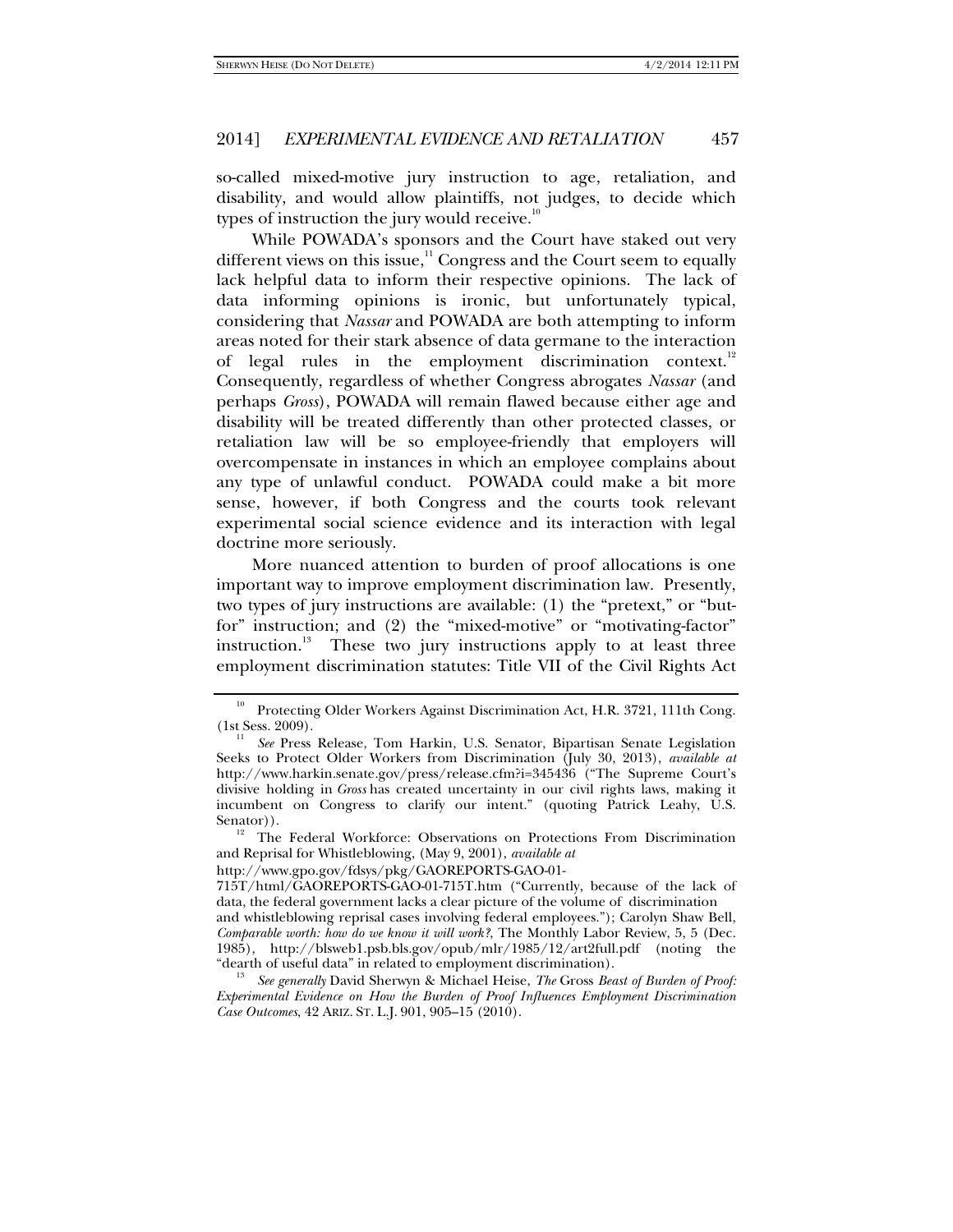so-called mixed-motive jury instruction to age, retaliation, and disability, and would allow plaintiffs, not judges, to decide which types of instruction the jury would receive.[10]

While POWADA's sponsors and the Court have staked out very different views on this issue,[11] Congress and the Court seem to equally lack helpful data to inform their respective opinions. The lack of data informing opinions is ironic, but unfortunately typical, considering that *Nassar* and POWADA are both attempting to inform areas noted for their stark absence of data germane to the interaction of legal rules in the employment discrimination context.[12] Consequently, regardless of whether Congress abrogates *Nassar* (and perhaps *Gross*), POWADA will remain flawed because either age and disability will be treated differently than other protected classes, or retaliation law will be so employee-friendly that employers will overcompensate in instances in which an employee complains about any type of unlawful conduct. POWADA could make a bit more sense, however, if both Congress and the courts took relevant experimental social science evidence and its interaction with legal doctrine more seriously.

More nuanced attention to burden of proof allocations is one important way to improve employment discrimination law. Presently, two types of jury instructions are available: (1) the "pretext," or "but-for" instruction; and (2) the "mixed-motive" or "motivating-factor" instruction.[13] These two jury instructions apply to at least three employment discrimination statutes: Title VII of the Civil Rights Act

---

[10] Protecting Older Workers Against Discrimination Act, H.R. 3721, 111th Cong. (1st Sess. 2009).

[11] *See* Press Release, Tom Harkin, U.S. Senator, Bipartisan Senate Legislation Seeks to Protect Older Workers from Discrimination (July 30, 2013), *available at* http://www.harkin.senate.gov/press/release.cfm?i=345436 ("The Supreme Court's divisive holding in *Gross* has created uncertainty in our civil rights laws, making it incumbent on Congress to clarify our intent." (quoting Patrick Leahy, U.S. Senator)).

[12] The Federal Workforce: Observations on Protections From Discrimination and Reprisal for Whistleblowing, (May 9, 2001), *available at* http://www.gpo.gov/fdsys/pkg/GAOREPORTS-GAO-01-715T/html/GAOREPORTS-GAO-01-715T.htm ("Currently, because of the lack of data, the federal government lacks a clear picture of the volume of discrimination and whistleblowing reprisal cases involving federal employees."); Carolyn Shaw Bell, *Comparable worth: how do we know it will work?*, The Monthly Labor Review, 5, 5 (Dec. 1985), http://blsweb1.psb.bls.gov/opub/mlr/1985/12/art2full.pdf (noting the "dearth of useful data" in related to employment discrimination).

[13] *See generally* David Sherwyn & Michael Heise, *The* Gross *Beast of Burden of Proof: Experimental Evidence on How the Burden of Proof Influences Employment Discrimination Case Outcomes*, 42 ARIZ. ST. L.J. 901, 905–15 (2010).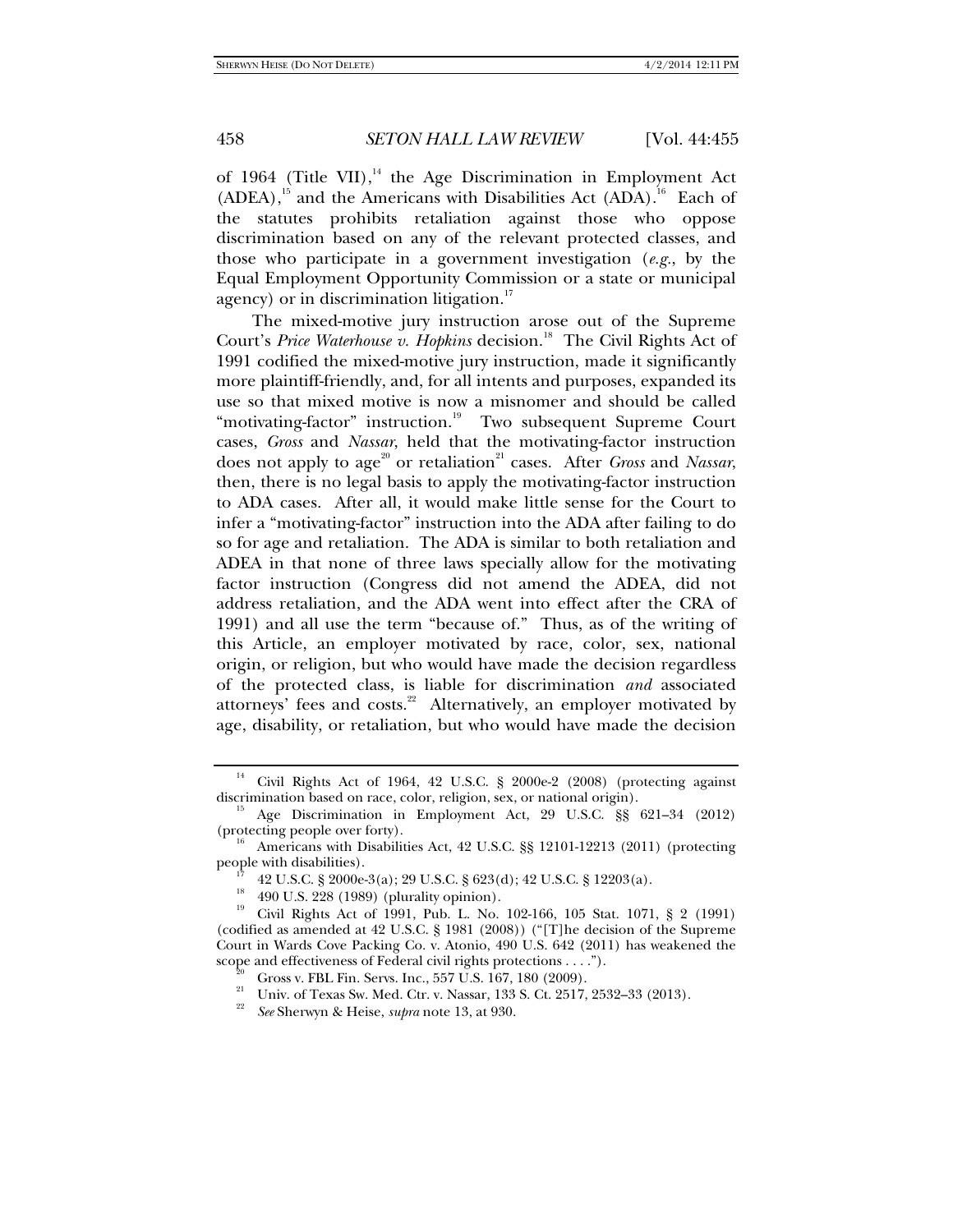of 1964 (Title VII),[14] the Age Discrimination in Employment Act (ADEA),[15] and the Americans with Disabilities Act (ADA).[16] Each of the statutes prohibits retaliation against those who oppose discrimination based on any of the relevant protected classes, and those who participate in a government investigation (*e.g.*, by the Equal Employment Opportunity Commission or a state or municipal agency) or in discrimination litigation.[17]

The mixed-motive jury instruction arose out of the Supreme Court's *Price Waterhouse v. Hopkins* decision.[18] The Civil Rights Act of 1991 codified the mixed-motive jury instruction, made it significantly more plaintiff-friendly, and, for all intents and purposes, expanded its use so that mixed motive is now a misnomer and should be called "motivating-factor" instruction.[19] Two subsequent Supreme Court cases, *Gross* and *Nassar*, held that the motivating-factor instruction does not apply to age[20] or retaliation[21] cases. After *Gross* and *Nassar*, then, there is no legal basis to apply the motivating-factor instruction to ADA cases. After all, it would make little sense for the Court to infer a "motivating-factor" instruction into the ADA after failing to do so for age and retaliation. The ADA is similar to both retaliation and ADEA in that none of three laws specially allow for the motivating factor instruction (Congress did not amend the ADEA, did not address retaliation, and the ADA went into effect after the CRA of 1991) and all use the term "because of." Thus, as of the writing of this Article, an employer motivated by race, color, sex, national origin, or religion, but who would have made the decision regardless of the protected class, is liable for discrimination *and* associated attorneys' fees and costs.[22] Alternatively, an employer motivated by age, disability, or retaliation, but who would have made the decision

---

[14] Civil Rights Act of 1964, 42 U.S.C. § 2000e-2 (2008) (protecting against discrimination based on race, color, religion, sex, or national origin).

[15] Age Discrimination in Employment Act, 29 U.S.C. §§ 621–34 (2012) (protecting people over forty).

[16] Americans with Disabilities Act, 42 U.S.C. §§ 12101-12213 (2011) (protecting people with disabilities).

[17] 42 U.S.C. § 2000e-3(a); 29 U.S.C. § 623(d); 42 U.S.C. § 12203(a).

[18] 490 U.S. 228 (1989) (plurality opinion).

[19] Civil Rights Act of 1991, Pub. L. No. 102-166, 105 Stat. 1071, § 2 (1991) (codified as amended at 42 U.S.C. § 1981 (2008)) ("[T]he decision of the Supreme Court in Wards Cove Packing Co. v. Atonio, 490 U.S. 642 (2011) has weakened the scope and effectiveness of Federal civil rights protections . . . .").

[20] Gross v. FBL Fin. Servs. Inc., 557 U.S. 167, 180 (2009).

[21] Univ. of Texas Sw. Med. Ctr. v. Nassar, 133 S. Ct. 2517, 2532–33 (2013).

[22] *See* Sherwyn & Heise, *supra* note 13, at 930.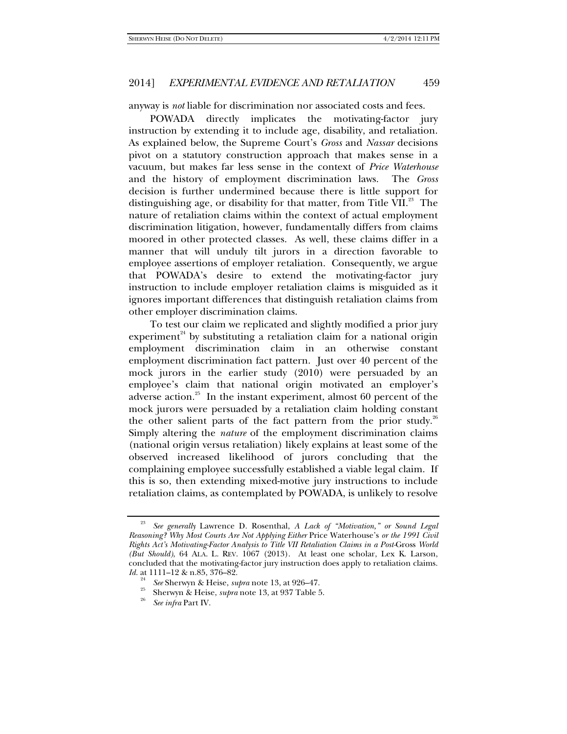anyway is *not* liable for discrimination nor associated costs and fees.

POWADA directly implicates the motivating-factor jury instruction by extending it to include age, disability, and retaliation. As explained below, the Supreme Court's *Gross* and *Nassar* decisions pivot on a statutory construction approach that makes sense in a vacuum, but makes far less sense in the context of *Price Waterhouse* and the history of employment discrimination laws. The *Gross* decision is further undermined because there is little support for distinguishing age, or disability for that matter, from Title VII.[23] The nature of retaliation claims within the context of actual employment discrimination litigation, however, fundamentally differs from claims moored in other protected classes. As well, these claims differ in a manner that will unduly tilt jurors in a direction favorable to employee assertions of employer retaliation. Consequently, we argue that POWADA's desire to extend the motivating-factor jury instruction to include employer retaliation claims is misguided as it ignores important differences that distinguish retaliation claims from other employer discrimination claims.

To test our claim we replicated and slightly modified a prior jury experiment[24] by substituting a retaliation claim for a national origin employment discrimination claim in an otherwise constant employment discrimination fact pattern. Just over 40 percent of the mock jurors in the earlier study (2010) were persuaded by an employee's claim that national origin motivated an employer's adverse action.[25] In the instant experiment, almost 60 percent of the mock jurors were persuaded by a retaliation claim holding constant the other salient parts of the fact pattern from the prior study.[26] Simply altering the *nature* of the employment discrimination claims (national origin versus retaliation) likely explains at least some of the observed increased likelihood of jurors concluding that the complaining employee successfully established a viable legal claim. If this is so, then extending mixed-motive jury instructions to include retaliation claims, as contemplated by POWADA, is unlikely to resolve

---

[23] *See generally* Lawrence D. Rosenthal, *A Lack of "Motivation," or Sound Legal Reasoning? Why Most Courts Are Not Applying Either* Price Waterhouse's *or the 1991 Civil Rights Act's Motivating-Factor Analysis to Title VII Retaliation Claims in a Post-*Gross *World (But Should)*, 64 ALA. L. REV. 1067 (2013). At least one scholar, Lex K. Larson, concluded that the motivating-factor jury instruction does apply to retaliation claims. *Id.* at 1111–12 & n.85, 376–82.

[24] *See* Sherwyn & Heise, *supra* note 13, at 926–47.

[25] Sherwyn & Heise, *supra* note 13, at 937 Table 5.

[26] *See infra* Part IV.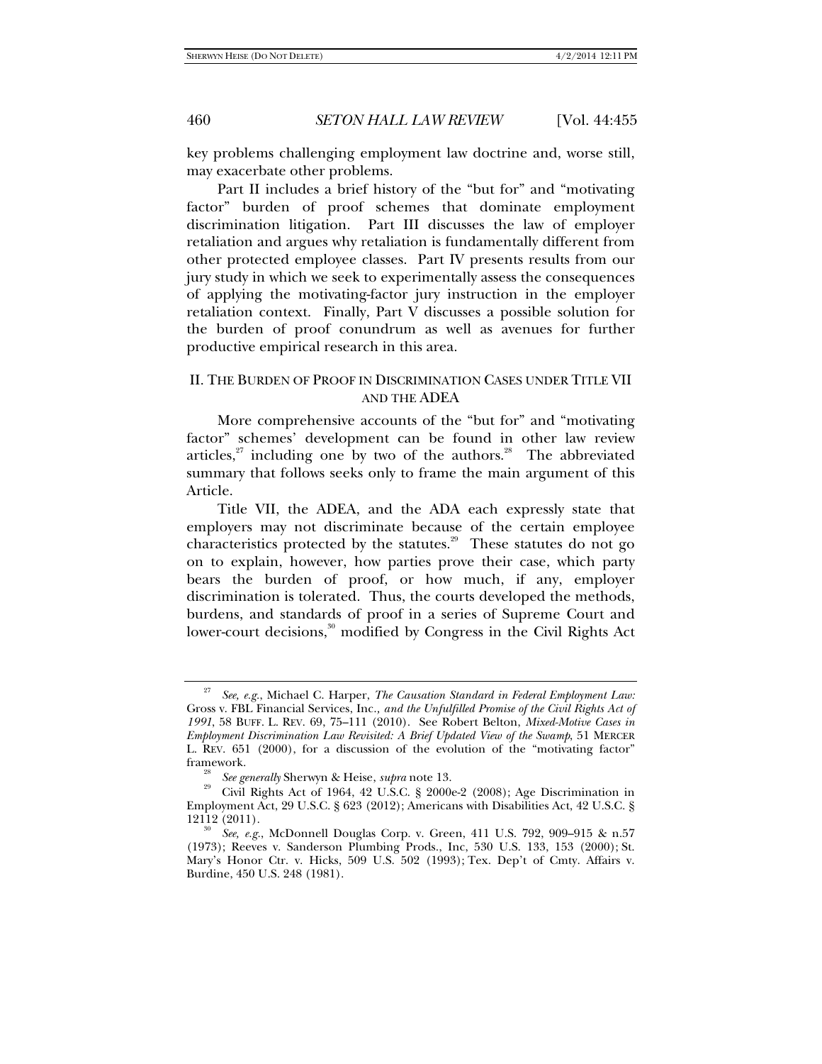key problems challenging employment law doctrine and, worse still, may exacerbate other problems.

Part II includes a brief history of the "but for" and "motivating factor" burden of proof schemes that dominate employment discrimination litigation. Part III discusses the law of employer retaliation and argues why retaliation is fundamentally different from other protected employee classes. Part IV presents results from our jury study in which we seek to experimentally assess the consequences of applying the motivating-factor jury instruction in the employer retaliation context. Finally, Part V discusses a possible solution for the burden of proof conundrum as well as avenues for further productive empirical research in this area.

## II. THE BURDEN OF PROOF IN DISCRIMINATION CASES UNDER TITLE VII AND THE ADEA

More comprehensive accounts of the "but for" and "motivating factor" schemes' development can be found in other law review articles,[27] including one by two of the authors.[28] The abbreviated summary that follows seeks only to frame the main argument of this Article.

Title VII, the ADEA, and the ADA each expressly state that employers may not discriminate because of the certain employee characteristics protected by the statutes.[29] These statutes do not go on to explain, however, how parties prove their case, which party bears the burden of proof, or how much, if any, employer discrimination is tolerated. Thus, the courts developed the methods, burdens, and standards of proof in a series of Supreme Court and lower-court decisions,[30] modified by Congress in the Civil Rights Act

---

[27] *See, e.g.*, Michael C. Harper, *The Causation Standard in Federal Employment Law:* Gross v. FBL Financial Services, Inc.*, and the Unfulfilled Promise of the Civil Rights Act of 1991*, 58 BUFF. L. REV. 69, 75–111 (2010). See Robert Belton, *Mixed-Motive Cases in Employment Discrimination Law Revisited: A Brief Updated View of the Swamp*, 51 MERCER L. REV. 651 (2000), for a discussion of the evolution of the "motivating factor" framework.

[28] *See generally* Sherwyn & Heise, *supra* note 13.

[29] Civil Rights Act of 1964, 42 U.S.C. § 2000e-2 (2008); Age Discrimination in Employment Act, 29 U.S.C. § 623 (2012); Americans with Disabilities Act, 42 U.S.C. § 12112 (2011).

[30] *See, e.g.*, McDonnell Douglas Corp. v. Green, 411 U.S. 792, 909–915 & n.57 (1973); Reeves v. Sanderson Plumbing Prods., Inc, 530 U.S. 133, 153 (2000); St. Mary's Honor Ctr. v. Hicks, 509 U.S. 502 (1993); Tex. Dep't of Cmty. Affairs v. Burdine, 450 U.S. 248 (1981).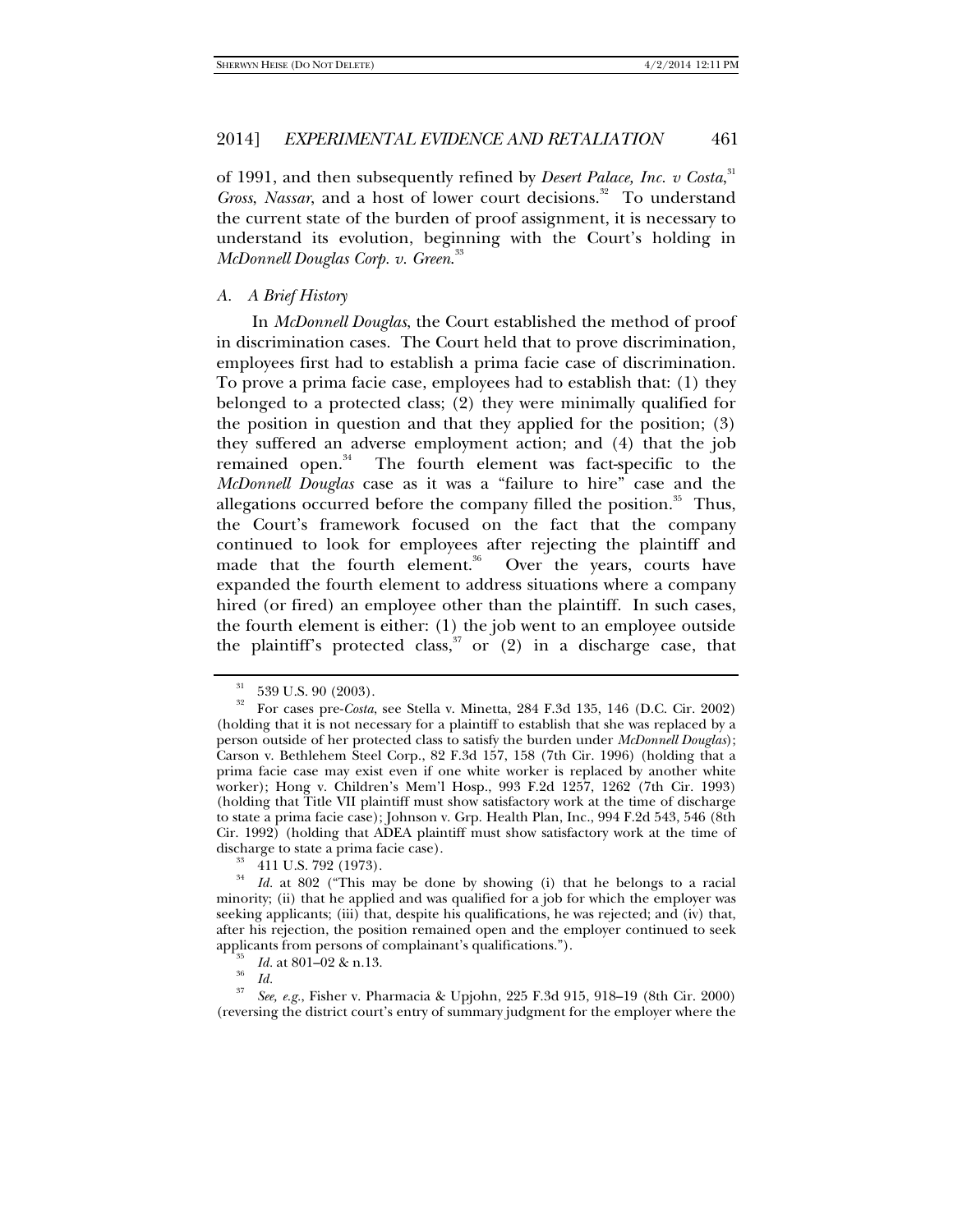of 1991, and then subsequently refined by *Desert Palace, Inc. v Costa*,[31] *Gross*, *Nassar*, and a host of lower court decisions.[32] To understand the current state of the burden of proof assignment, it is necessary to understand its evolution, beginning with the Court's holding in *McDonnell Douglas Corp. v. Green*.[33]

### *A. A Brief History*

In *McDonnell Douglas*, the Court established the method of proof in discrimination cases. The Court held that to prove discrimination, employees first had to establish a prima facie case of discrimination. To prove a prima facie case, employees had to establish that: (1) they belonged to a protected class; (2) they were minimally qualified for the position in question and that they applied for the position; (3) they suffered an adverse employment action; and (4) that the job remained open.[34] The fourth element was fact-specific to the *McDonnell Douglas* case as it was a "failure to hire" case and the allegations occurred before the company filled the position.[35] Thus, the Court's framework focused on the fact that the company continued to look for employees after rejecting the plaintiff and made that the fourth element.[36] Over the years, courts have expanded the fourth element to address situations where a company hired (or fired) an employee other than the plaintiff. In such cases, the fourth element is either: (1) the job went to an employee outside the plaintiff's protected class,[37] or (2) in a discharge case, that

---

[31] 539 U.S. 90 (2003).

[32] For cases pre-*Costa*, see Stella v. Minetta, 284 F.3d 135, 146 (D.C. Cir. 2002) (holding that it is not necessary for a plaintiff to establish that she was replaced by a person outside of her protected class to satisfy the burden under *McDonnell Douglas*); Carson v. Bethlehem Steel Corp., 82 F.3d 157, 158 (7th Cir. 1996) (holding that a prima facie case may exist even if one white worker is replaced by another white worker); Hong v. Children's Mem'l Hosp., 993 F.2d 1257, 1262 (7th Cir. 1993) (holding that Title VII plaintiff must show satisfactory work at the time of discharge to state a prima facie case); Johnson v. Grp. Health Plan, Inc., 994 F.2d 543, 546 (8th Cir. 1992) (holding that ADEA plaintiff must show satisfactory work at the time of discharge to state a prima facie case).

[33] 411 U.S. 792 (1973).

[34] *Id.* at 802 ("This may be done by showing (i) that he belongs to a racial minority; (ii) that he applied and was qualified for a job for which the employer was seeking applicants; (iii) that, despite his qualifications, he was rejected; and (iv) that, after his rejection, the position remained open and the employer continued to seek applicants from persons of complainant's qualifications.").

[35] *Id.* at 801–02 & n.13.

[36] *Id.*

[37] *See, e.g.*, Fisher v. Pharmacia & Upjohn, 225 F.3d 915, 918–19 (8th Cir. 2000) (reversing the district court's entry of summary judgment for the employer where the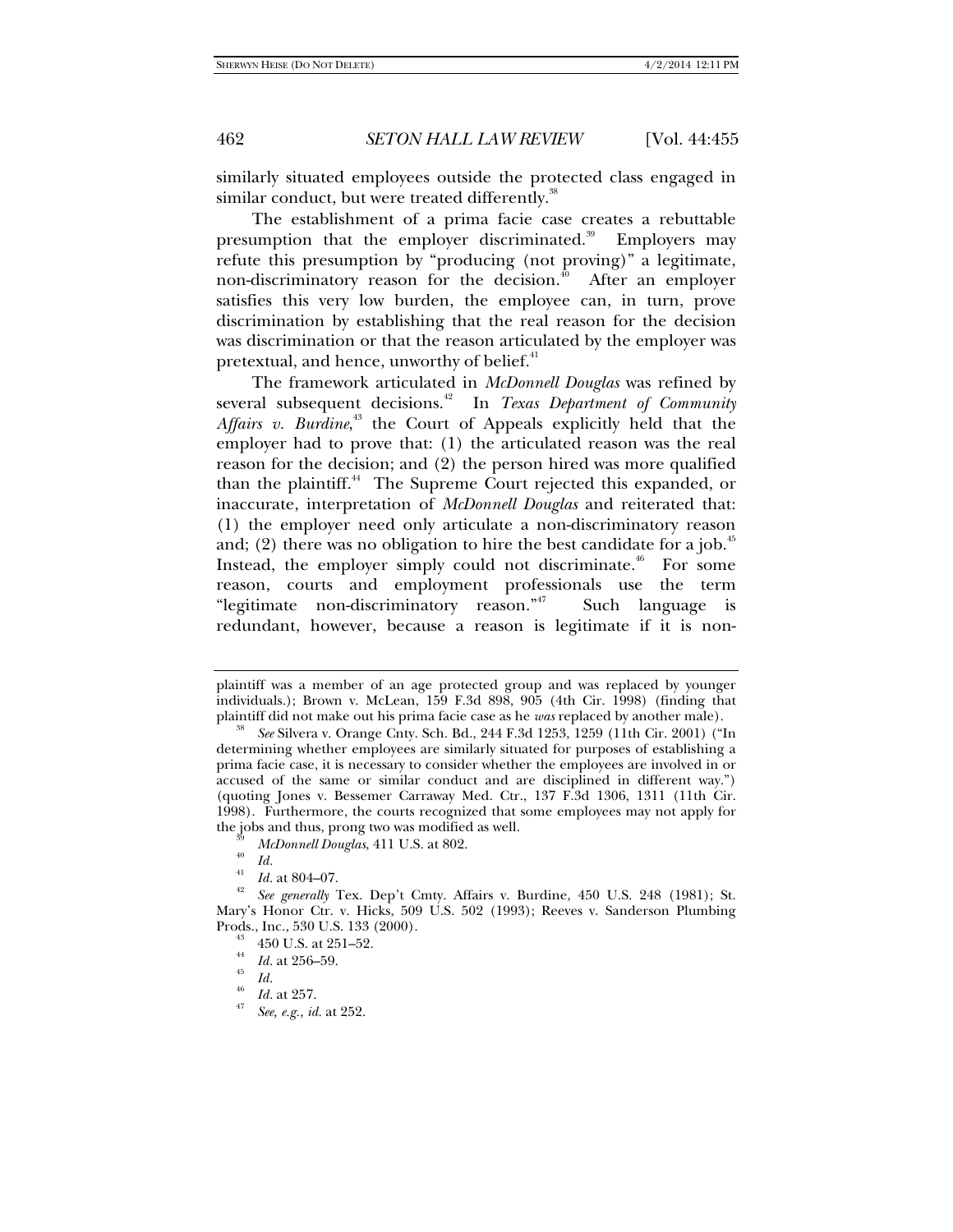similarly situated employees outside the protected class engaged in similar conduct, but were treated differently.[38]

The establishment of a prima facie case creates a rebuttable presumption that the employer discriminated.[39] Employers may refute this presumption by "producing (not proving)" a legitimate, non-discriminatory reason for the decision.[40] After an employer satisfies this very low burden, the employee can, in turn, prove discrimination by establishing that the real reason for the decision was discrimination or that the reason articulated by the employer was pretextual, and hence, unworthy of belief.[41]

The framework articulated in *McDonnell Douglas* was refined by several subsequent decisions.[42] In *Texas Department of Community Affairs v. Burdine*,[43] the Court of Appeals explicitly held that the employer had to prove that: (1) the articulated reason was the real reason for the decision; and (2) the person hired was more qualified than the plaintiff.[44] The Supreme Court rejected this expanded, or inaccurate, interpretation of *McDonnell Douglas* and reiterated that: (1) the employer need only articulate a non-discriminatory reason and; (2) there was no obligation to hire the best candidate for a job.[45] Instead, the employer simply could not discriminate.[46] For some reason, courts and employment professionals use the term "legitimate non-discriminatory reason."[47] Such language is redundant, however, because a reason is legitimate if it is non-

---

plaintiff was a member of an age protected group and was replaced by younger individuals.); Brown v. McLean, 159 F.3d 898, 905 (4th Cir. 1998) (finding that plaintiff did not make out his prima facie case as he *was* replaced by another male).

[38] *See* Silvera v. Orange Cnty. Sch. Bd., 244 F.3d 1253, 1259 (11th Cir. 2001) ("In determining whether employees are similarly situated for purposes of establishing a prima facie case, it is necessary to consider whether the employees are involved in or accused of the same or similar conduct and are disciplined in different way.") (quoting Jones v. Bessemer Carraway Med. Ctr., 137 F.3d 1306, 1311 (11th Cir. 1998). Furthermore, the courts recognized that some employees may not apply for the jobs and thus, prong two was modified as well.

[39] *McDonnell Douglas*, 411 U.S. at 802.

[40] *Id.*

[41] *Id.* at 804–07.

[42] *See generally* Tex. Dep't Cmty. Affairs v. Burdine, 450 U.S. 248 (1981); St. Mary's Honor Ctr. v. Hicks, 509 U.S. 502 (1993); Reeves v. Sanderson Plumbing Prods., Inc., 530 U.S. 133 (2000).

[43] 450 U.S. at 251–52.

[44] *Id.* at 256–59.

[45] *Id.*

[46] *Id.* at 257.

[47] *See, e.g.*, *id.* at 252.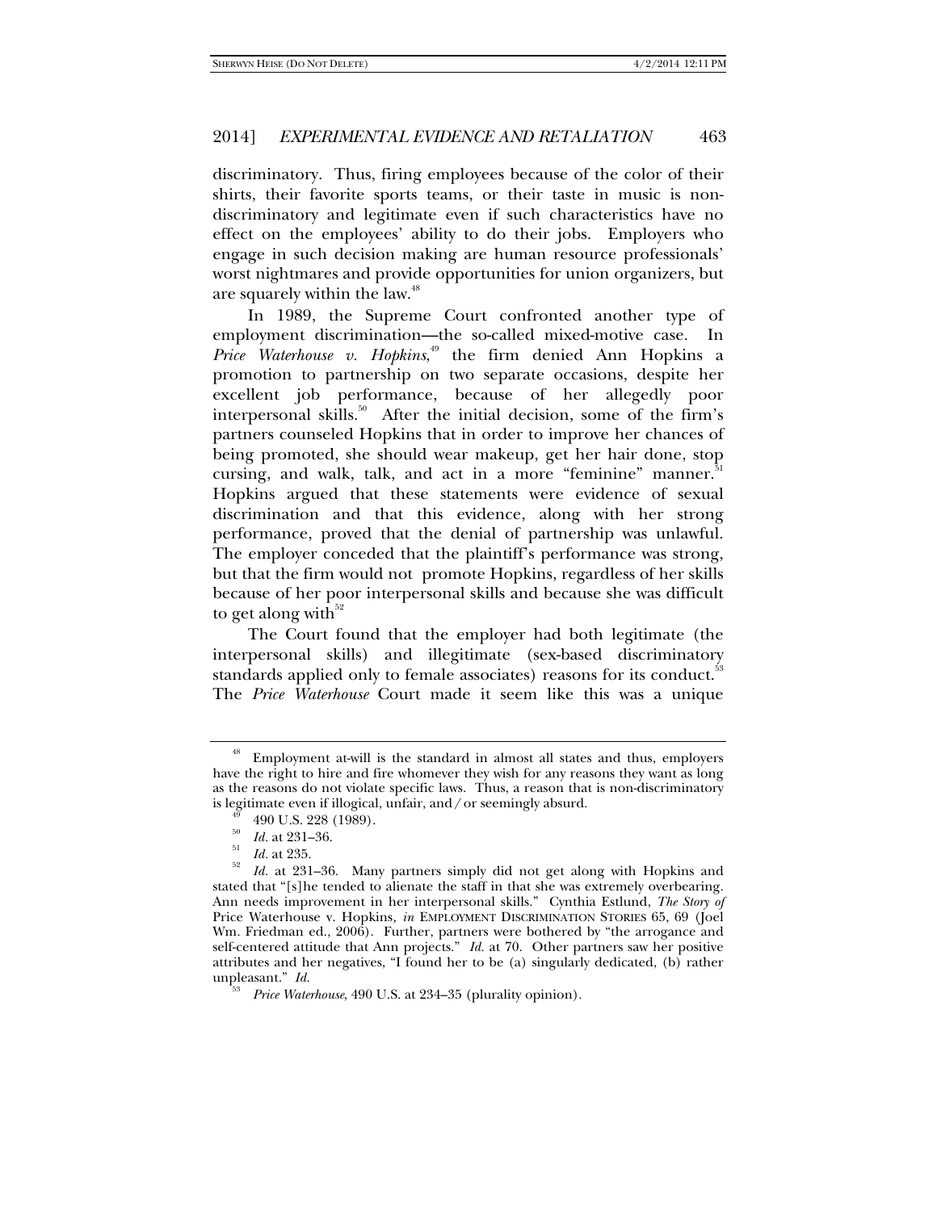discriminatory. Thus, firing employees because of the color of their shirts, their favorite sports teams, or their taste in music is non-discriminatory and legitimate even if such characteristics have no effect on the employees' ability to do their jobs. Employers who engage in such decision making are human resource professionals' worst nightmares and provide opportunities for union organizers, but are squarely within the law.[48]

In 1989, the Supreme Court confronted another type of employment discrimination—the so-called mixed-motive case. In *Price Waterhouse v. Hopkins*,[49] the firm denied Ann Hopkins a promotion to partnership on two separate occasions, despite her excellent job performance, because of her allegedly poor interpersonal skills.[50] After the initial decision, some of the firm's partners counseled Hopkins that in order to improve her chances of being promoted, she should wear makeup, get her hair done, stop cursing, and walk, talk, and act in a more "feminine" manner.[51] Hopkins argued that these statements were evidence of sexual discrimination and that this evidence, along with her strong performance, proved that the denial of partnership was unlawful. The employer conceded that the plaintiff's performance was strong, but that the firm would not promote Hopkins, regardless of her skills because of her poor interpersonal skills and because she was difficult to get along with[52]

The Court found that the employer had both legitimate (the interpersonal skills) and illegitimate (sex-based discriminatory standards applied only to female associates) reasons for its conduct.[53] The *Price Waterhouse* Court made it seem like this was a unique

---

[48] Employment at-will is the standard in almost all states and thus, employers have the right to hire and fire whomever they wish for any reasons they want as long as the reasons do not violate specific laws. Thus, a reason that is non-discriminatory is legitimate even if illogical, unfair, and/or seemingly absurd.

[49] 490 U.S. 228 (1989).

[50] *Id.* at 231–36.

[51] *Id.* at 235.

[52] *Id.* at 231–36. Many partners simply did not get along with Hopkins and stated that "[s]he tended to alienate the staff in that she was extremely overbearing. Ann needs improvement in her interpersonal skills." Cynthia Estlund, *The Story of* Price Waterhouse v. Hopkins*, in* EMPLOYMENT DISCRIMINATION STORIES 65, 69 (Joel Wm. Friedman ed., 2006). Further, partners were bothered by "the arrogance and self-centered attitude that Ann projects." *Id.* at 70. Other partners saw her positive attributes and her negatives, "I found her to be (a) singularly dedicated, (b) rather unpleasant." *Id.*

[53] *Price Waterhouse*, 490 U.S. at 234–35 (plurality opinion).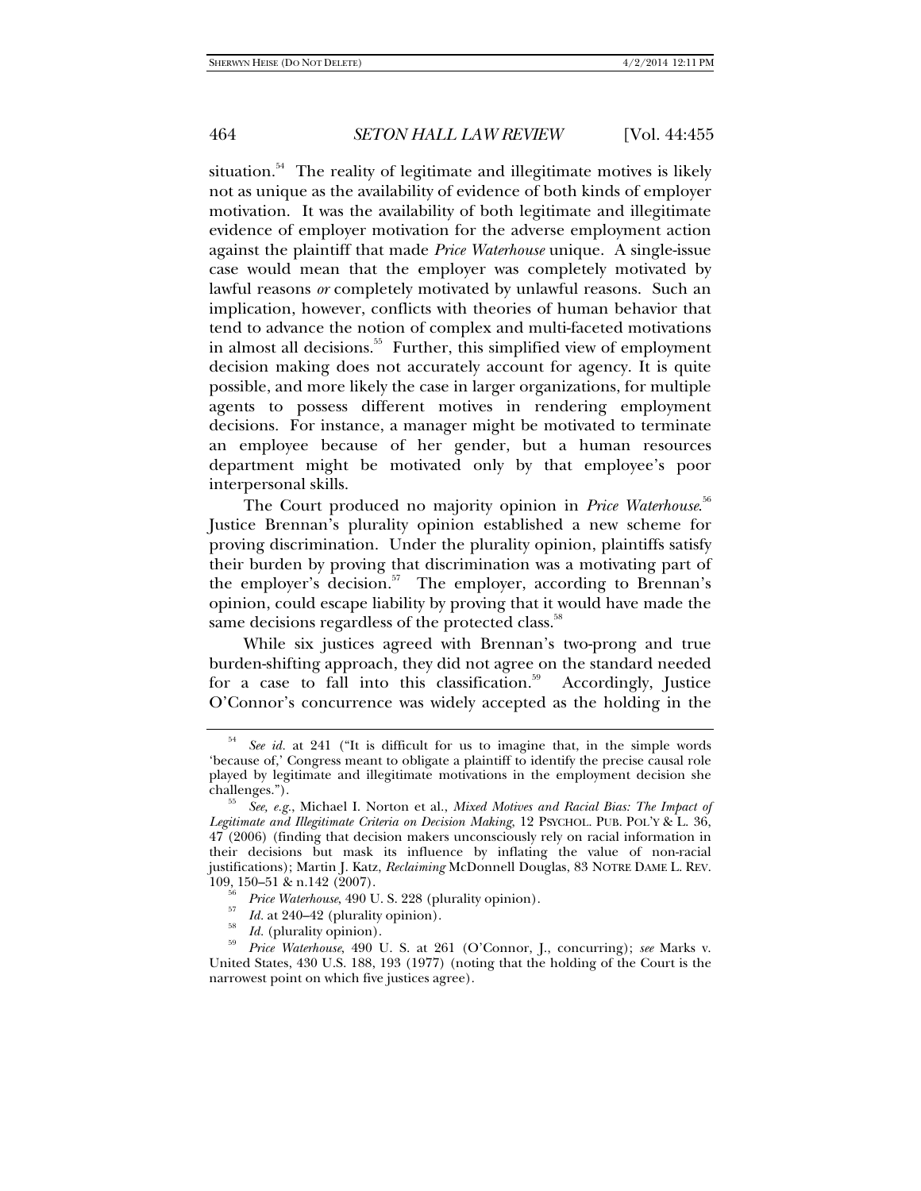situation.[54] The reality of legitimate and illegitimate motives is likely not as unique as the availability of evidence of both kinds of employer motivation. It was the availability of both legitimate and illegitimate evidence of employer motivation for the adverse employment action against the plaintiff that made *Price Waterhouse* unique. A single-issue case would mean that the employer was completely motivated by lawful reasons *or* completely motivated by unlawful reasons. Such an implication, however, conflicts with theories of human behavior that tend to advance the notion of complex and multi-faceted motivations in almost all decisions.[55] Further, this simplified view of employment decision making does not accurately account for agency. It is quite possible, and more likely the case in larger organizations, for multiple agents to possess different motives in rendering employment decisions. For instance, a manager might be motivated to terminate an employee because of her gender, but a human resources department might be motivated only by that employee's poor interpersonal skills.

The Court produced no majority opinion in *Price Waterhouse*.[56] Justice Brennan's plurality opinion established a new scheme for proving discrimination. Under the plurality opinion, plaintiffs satisfy their burden by proving that discrimination was a motivating part of the employer's decision.[57] The employer, according to Brennan's opinion, could escape liability by proving that it would have made the same decisions regardless of the protected class.[58]

While six justices agreed with Brennan's two-prong and true burden-shifting approach, they did not agree on the standard needed for a case to fall into this classification.[59] Accordingly, Justice O'Connor's concurrence was widely accepted as the holding in the

---

[54] *See id.* at 241 ("It is difficult for us to imagine that, in the simple words 'because of,' Congress meant to obligate a plaintiff to identify the precise causal role played by legitimate and illegitimate motivations in the employment decision she challenges.").

[55] *See, e.g.*, Michael I. Norton et al., *Mixed Motives and Racial Bias: The Impact of Legitimate and Illegitimate Criteria on Decision Making*, 12 PSYCHOL. PUB. POL'Y & L. 36, 47 (2006) (finding that decision makers unconsciously rely on racial information in their decisions but mask its influence by inflating the value of non-racial justifications); Martin J. Katz, *Reclaiming* McDonnell Douglas, 83 NOTRE DAME L. REV. 109, 150–51 & n.142 (2007).

[56] *Price Waterhouse*, 490 U. S. 228 (plurality opinion).

[57] *Id.* at 240–42 (plurality opinion).

[58] *Id.* (plurality opinion).

[59] *Price Waterhouse*, 490 U. S. at 261 (O'Connor, J., concurring); *see* Marks v. United States, 430 U.S. 188, 193 (1977) (noting that the holding of the Court is the narrowest point on which five justices agree).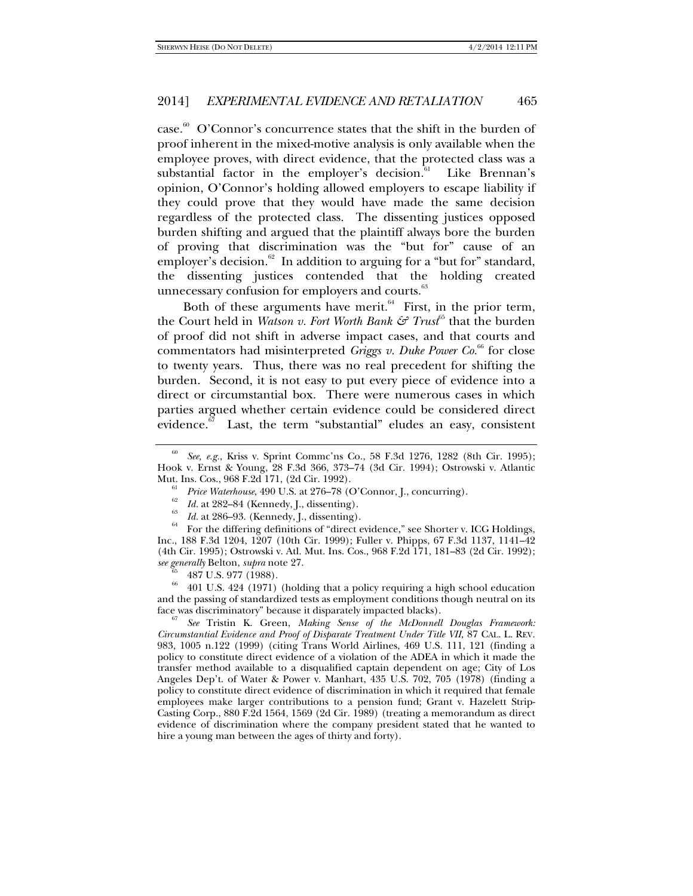case.[60] O'Connor's concurrence states that the shift in the burden of proof inherent in the mixed-motive analysis is only available when the employee proves, with direct evidence, that the protected class was a substantial factor in the employer's decision.[61] Like Brennan's opinion, O'Connor's holding allowed employers to escape liability if they could prove that they would have made the same decision regardless of the protected class. The dissenting justices opposed burden shifting and argued that the plaintiff always bore the burden of proving that discrimination was the "but for" cause of an employer's decision.[62] In addition to arguing for a "but for" standard, the dissenting justices contended that the holding created unnecessary confusion for employers and courts.[63]

Both of these arguments have merit.[64] First, in the prior term, the Court held in *Watson v. Fort Worth Bank & Trust*[65] that the burden of proof did not shift in adverse impact cases, and that courts and commentators had misinterpreted *Griggs v. Duke Power Co.*[66] for close to twenty years. Thus, there was no real precedent for shifting the burden. Second, it is not easy to put every piece of evidence into a direct or circumstantial box. There were numerous cases in which parties argued whether certain evidence could be considered direct evidence.[67] Last, the term "substantial" eludes an easy, consistent

---

[60] *See, e.g.*, Kriss v. Sprint Commc'ns Co., 58 F.3d 1276, 1282 (8th Cir. 1995); Hook v. Ernst & Young, 28 F.3d 366, 373–74 (3d Cir. 1994); Ostrowski v. Atlantic Mut. Ins. Cos., 968 F.2d 171, (2d Cir. 1992).

[61] *Price Waterhouse*, 490 U.S. at 276–78 (O'Connor, J., concurring).

[62] *Id.* at 282–84 (Kennedy, J., dissenting).

[63] *Id.* at 286–93. (Kennedy, J., dissenting).

[64] For the differing definitions of "direct evidence," see Shorter v. ICG Holdings, Inc., 188 F.3d 1204, 1207 (10th Cir. 1999); Fuller v. Phipps, 67 F.3d 1137, 1141–42 (4th Cir. 1995); Ostrowski v. Atl. Mut. Ins. Cos., 968 F.2d 171, 181–83 (2d Cir. 1992); *see generally* Belton, *supra* note 27.

[65] 487 U.S. 977 (1988).

[66] 401 U.S. 424 (1971) (holding that a policy requiring a high school education and the passing of standardized tests as employment conditions though neutral on its face was discriminatory" because it disparately impacted blacks).

[67] *See* Tristin K. Green, *Making Sense of the McDonnell Douglas Framework: Circumstantial Evidence and Proof of Disparate Treatment Under Title VII*, 87 CAL. L. REV. 983, 1005 n.122 (1999) (citing Trans World Airlines, 469 U.S. 111, 121 (finding a policy to constitute direct evidence of a violation of the ADEA in which it made the transfer method available to a disqualified captain dependent on age; City of Los Angeles Dep't. of Water & Power v. Manhart, 435 U.S. 702, 705 (1978) (finding a policy to constitute direct evidence of discrimination in which it required that female employees make larger contributions to a pension fund; Grant v. Hazelett Strip-Casting Corp., 880 F.2d 1564, 1569 (2d Cir. 1989) (treating a memorandum as direct evidence of discrimination where the company president stated that he wanted to hire a young man between the ages of thirty and forty).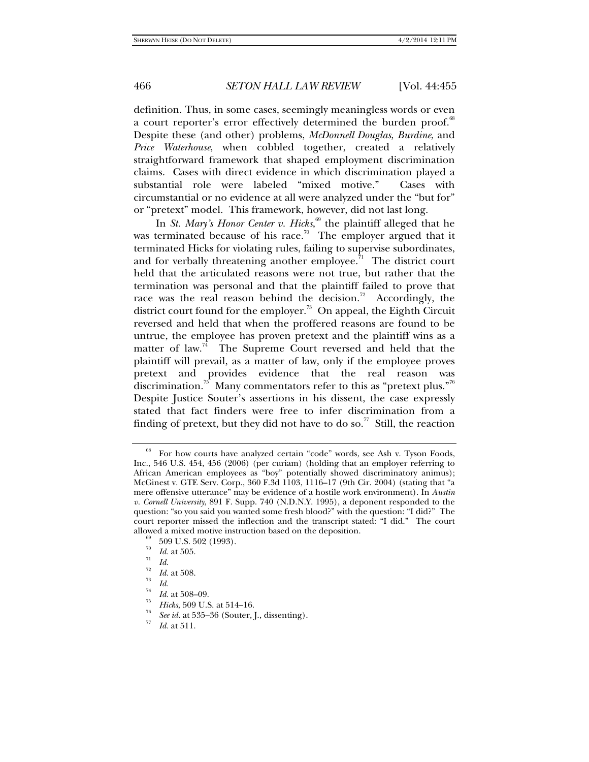definition. Thus, in some cases, seemingly meaningless words or even a court reporter's error effectively determined the burden proof.[68] Despite these (and other) problems, *McDonnell Douglas*, *Burdine*, and *Price Waterhouse*, when cobbled together, created a relatively straightforward framework that shaped employment discrimination claims. Cases with direct evidence in which discrimination played a substantial role were labeled "mixed motive." Cases with circumstantial or no evidence at all were analyzed under the "but for" or "pretext" model. This framework, however, did not last long.

In *St. Mary's Honor Center v. Hicks*,[69] the plaintiff alleged that he was terminated because of his race.[70] The employer argued that it terminated Hicks for violating rules, failing to supervise subordinates, and for verbally threatening another employee.[71] The district court held that the articulated reasons were not true, but rather that the termination was personal and that the plaintiff failed to prove that race was the real reason behind the decision.[72] Accordingly, the district court found for the employer.[73] On appeal, the Eighth Circuit reversed and held that when the proffered reasons are found to be untrue, the employee has proven pretext and the plaintiff wins as a matter of law.[74] The Supreme Court reversed and held that the plaintiff will prevail, as a matter of law, only if the employee proves pretext and provides evidence that the real reason was discrimination.[75] Many commentators refer to this as "pretext plus."[76] Despite Justice Souter's assertions in his dissent, the case expressly stated that fact finders were free to infer discrimination from a finding of pretext, but they did not have to do so.[77] Still, the reaction

---

[68] For how courts have analyzed certain "code" words, see Ash v. Tyson Foods, Inc., 546 U.S. 454, 456 (2006) (per curiam) (holding that an employer referring to African American employees as "boy" potentially showed discriminatory animus); McGinest v. GTE Serv. Corp., 360 F.3d 1103, 1116–17 (9th Cir. 2004) (stating that "a mere offensive utterance" may be evidence of a hostile work environment). In *Austin v. Cornell University*, 891 F. Supp. 740 (N.D.N.Y. 1995), a deponent responded to the question: "so you said you wanted some fresh blood?" with the question: "I did?" The court reporter missed the inflection and the transcript stated: "I did." The court allowed a mixed motive instruction based on the deposition.

[69] 509 U.S. 502 (1993).

[70] *Id.* at 505.

[71] *Id.*

[72] *Id.* at 508.

[73] *Id.*

[74] *Id.* at 508–09.

[75] *Hicks*, 509 U.S. at 514–16.

[76] *See id.* at 535–36 (Souter, J., dissenting).

[77] *Id.* at 511.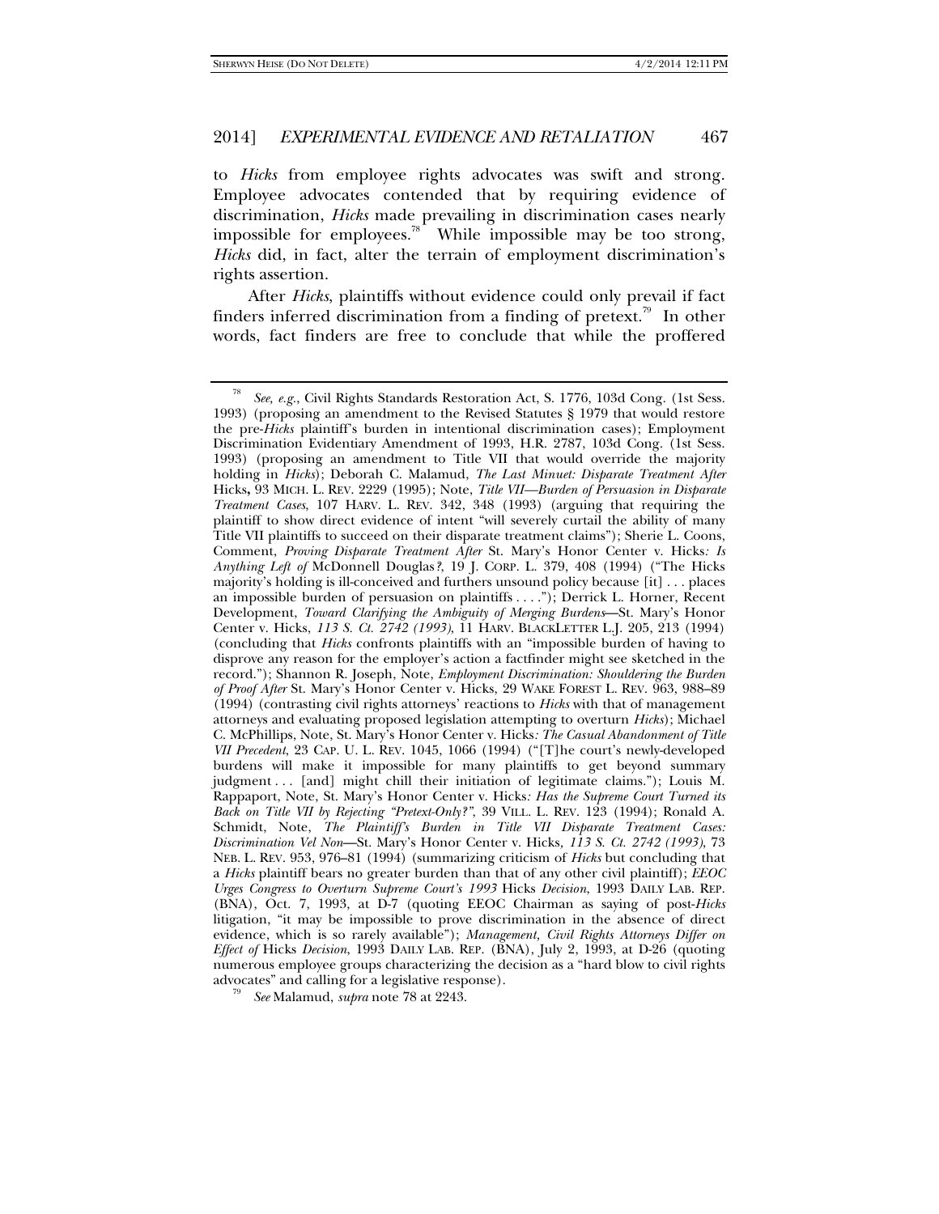to *Hicks* from employee rights advocates was swift and strong. Employee advocates contended that by requiring evidence of discrimination, *Hicks* made prevailing in discrimination cases nearly impossible for employees.[78] While impossible may be too strong, *Hicks* did, in fact, alter the terrain of employment discrimination's rights assertion.

After *Hicks*, plaintiffs without evidence could only prevail if fact finders inferred discrimination from a finding of pretext.[79] In other words, fact finders are free to conclude that while the proffered

---

[78] *See, e.g.*, Civil Rights Standards Restoration Act, S. 1776, 103d Cong. (1st Sess. 1993) (proposing an amendment to the Revised Statutes § 1979 that would restore the pre-*Hicks* plaintiff's burden in intentional discrimination cases); Employment Discrimination Evidentiary Amendment of 1993, H.R. 2787, 103d Cong. (1st Sess. 1993) (proposing an amendment to Title VII that would override the majority holding in *Hicks*); Deborah C. Malamud, *The Last Minuet: Disparate Treatment After* Hicks**,** 93 MICH. L. REV. 2229 (1995); Note, *Title VII—Burden of Persuasion in Disparate Treatment Cases*, 107 HARV. L. REV. 342, 348 (1993) (arguing that requiring the plaintiff to show direct evidence of intent "will severely curtail the ability of many Title VII plaintiffs to succeed on their disparate treatment claims"); Sherie L. Coons, Comment, *Proving Disparate Treatment After* St. Mary's Honor Center v. Hicks*: Is Anything Left of* McDonnell Douglas*?*, 19 J. CORP. L. 379, 408 (1994) ("The Hicks majority's holding is ill-conceived and furthers unsound policy because [it] . . . places an impossible burden of persuasion on plaintiffs . . . ."); Derrick L. Horner, Recent Development, *Toward Clarifying the Ambiguity of Merging Burdens*—St. Mary's Honor Center v. Hicks, *113 S. Ct. 2742 (1993)*, 11 HARV. BLACKLETTER L.J. 205, 213 (1994) (concluding that *Hicks* confronts plaintiffs with an "impossible burden of having to disprove any reason for the employer's action a factfinder might see sketched in the record."); Shannon R. Joseph, Note, *Employment Discrimination: Shouldering the Burden of Proof After* St. Mary's Honor Center v. Hicks, 29 WAKE FOREST L. REV. 963, 988–89 (1994) (contrasting civil rights attorneys' reactions to *Hicks* with that of management attorneys and evaluating proposed legislation attempting to overturn *Hicks*); Michael C. McPhillips, Note, St. Mary's Honor Center v. Hicks*: The Casual Abandonment of Title VII Precedent*, 23 CAP. U. L. REV. 1045, 1066 (1994) ("[T]he court's newly-developed burdens will make it impossible for many plaintiffs to get beyond summary judgment . . . [and] might chill their initiation of legitimate claims."); Louis M. Rappaport, Note, St. Mary's Honor Center v. Hicks*: Has the Supreme Court Turned its Back on Title VII by Rejecting "Pretext-Only?"*, 39 VILL. L. REV. 123 (1994); Ronald A. Schmidt, Note, *The Plaintiff's Burden in Title VII Disparate Treatment Cases: Discrimination Vel Non*—St. Mary's Honor Center v. Hicks*, 113 S. Ct. 2742 (1993)*, 73 NEB. L. REV. 953, 976–81 (1994) (summarizing criticism of *Hicks* but concluding that a *Hicks* plaintiff bears no greater burden than that of any other civil plaintiff); *EEOC Urges Congress to Overturn Supreme Court's 1993* Hicks *Decision*, 1993 DAILY LAB. REP. (BNA), Oct. 7, 1993, at D-7 (quoting EEOC Chairman as saying of post-*Hicks* litigation, "it may be impossible to prove discrimination in the absence of direct evidence, which is so rarely available"); *Management, Civil Rights Attorneys Differ on Effect of* Hicks *Decision*, 1993 DAILY LAB. REP. (BNA), July 2, 1993, at D-26 (quoting numerous employee groups characterizing the decision as a "hard blow to civil rights advocates" and calling for a legislative response).

[79] *See* Malamud, *supra* note 78 at 2243.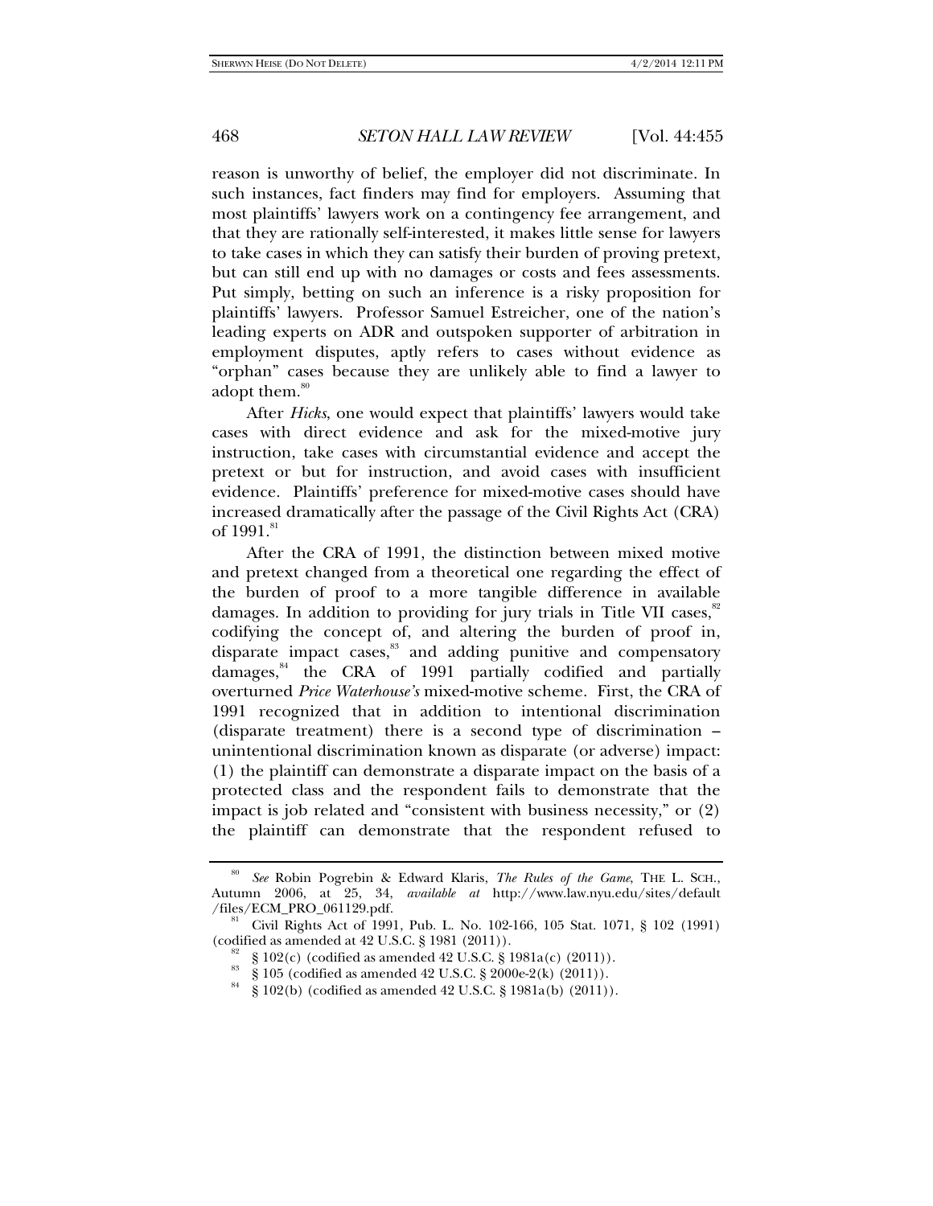reason is unworthy of belief, the employer did not discriminate. In such instances, fact finders may find for employers. Assuming that most plaintiffs' lawyers work on a contingency fee arrangement, and that they are rationally self-interested, it makes little sense for lawyers to take cases in which they can satisfy their burden of proving pretext, but can still end up with no damages or costs and fees assessments. Put simply, betting on such an inference is a risky proposition for plaintiffs' lawyers. Professor Samuel Estreicher, one of the nation's leading experts on ADR and outspoken supporter of arbitration in employment disputes, aptly refers to cases without evidence as "orphan" cases because they are unlikely able to find a lawyer to adopt them.[80]

After *Hicks*, one would expect that plaintiffs' lawyers would take cases with direct evidence and ask for the mixed-motive jury instruction, take cases with circumstantial evidence and accept the pretext or but for instruction, and avoid cases with insufficient evidence. Plaintiffs' preference for mixed-motive cases should have increased dramatically after the passage of the Civil Rights Act (CRA) of 1991.[81]

After the CRA of 1991, the distinction between mixed motive and pretext changed from a theoretical one regarding the effect of the burden of proof to a more tangible difference in available damages. In addition to providing for jury trials in Title VII cases,[82] codifying the concept of, and altering the burden of proof in, disparate impact cases,[83] and adding punitive and compensatory damages,[84] the CRA of 1991 partially codified and partially overturned *Price Waterhouse's* mixed-motive scheme. First, the CRA of 1991 recognized that in addition to intentional discrimination (disparate treatment) there is a second type of discrimination – unintentional discrimination known as disparate (or adverse) impact: (1) the plaintiff can demonstrate a disparate impact on the basis of a protected class and the respondent fails to demonstrate that the impact is job related and "consistent with business necessity," or (2) the plaintiff can demonstrate that the respondent refused to

---

[80] *See* Robin Pogrebin & Edward Klaris, *The Rules of the Game*, THE L. SCH., Autumn 2006, at 25, 34, *available at* http://www.law.nyu.edu/sites/default/files/ECM_PRO_061129.pdf.

[81] Civil Rights Act of 1991, Pub. L. No. 102-166, 105 Stat. 1071, § 102 (1991) (codified as amended at 42 U.S.C. § 1981 (2011)).

[82] § 102(c) (codified as amended 42 U.S.C. § 1981a(c) (2011)).

[83] § 105 (codified as amended 42 U.S.C. § 2000e-2(k) (2011)).

[84] § 102(b) (codified as amended 42 U.S.C. § 1981a(b) (2011)).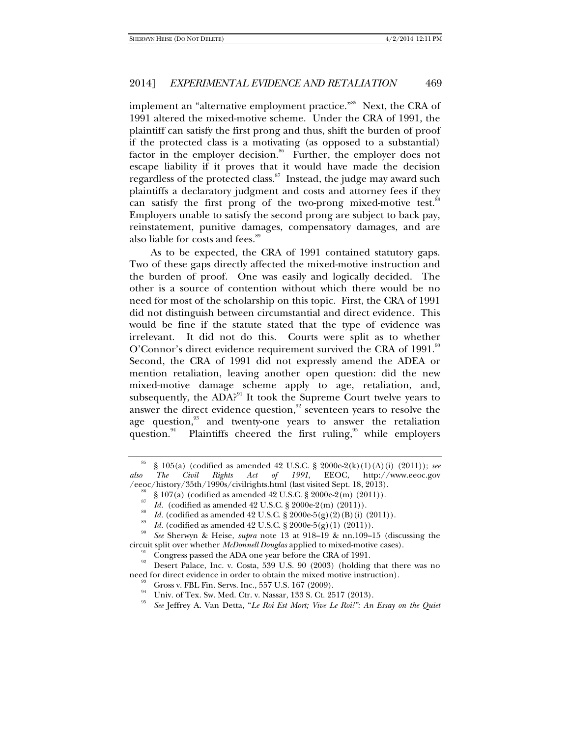implement an "alternative employment practice."[85] Next, the CRA of 1991 altered the mixed-motive scheme. Under the CRA of 1991, the plaintiff can satisfy the first prong and thus, shift the burden of proof if the protected class is a motivating (as opposed to a substantial) factor in the employer decision.[86] Further, the employer does not escape liability if it proves that it would have made the decision regardless of the protected class.[87] Instead, the judge may award such plaintiffs a declaratory judgment and costs and attorney fees if they can satisfy the first prong of the two-prong mixed-motive test.[88] Employers unable to satisfy the second prong are subject to back pay, reinstatement, punitive damages, compensatory damages, and are also liable for costs and fees.[89]

As to be expected, the CRA of 1991 contained statutory gaps. Two of these gaps directly affected the mixed-motive instruction and the burden of proof. One was easily and logically decided. The other is a source of contention without which there would be no need for most of the scholarship on this topic. First, the CRA of 1991 did not distinguish between circumstantial and direct evidence. This would be fine if the statute stated that the type of evidence was irrelevant. It did not do this. Courts were split as to whether O'Connor's direct evidence requirement survived the CRA of 1991.[90] Second, the CRA of 1991 did not expressly amend the ADEA or mention retaliation, leaving another open question: did the new mixed-motive damage scheme apply to age, retaliation, and, subsequently, the ADA?[91] It took the Supreme Court twelve years to answer the direct evidence question,[92] seventeen years to resolve the age question,[93] and twenty-one years to answer the retaliation question.[94] Plaintiffs cheered the first ruling,[95] while employers

---

[85] § 105(a) (codified as amended 42 U.S.C. § 2000e-2(k)(1)(A)(i) (2011)); *see also The Civil Rights Act of 1991*, EEOC, http://www.eeoc.gov/eeoc/history/35th/1990s/civilrights.html (last visited Sept. 18, 2013).

[86] § 107(a) (codified as amended 42 U.S.C. § 2000e-2(m) (2011)).

[87] *Id.* (codified as amended 42 U.S.C. § 2000e-2(m) (2011)).

[88] *Id.* (codified as amended 42 U.S.C. § 2000e-5(g)(2)(B)(i) (2011)).

[89] *Id.* (codified as amended 42 U.S.C. § 2000e-5(g)(1) (2011)).

[90] *See* Sherwyn & Heise, *supra* note 13 at 918–19 & nn.109–15 (discussing the circuit split over whether *McDonnell Douglas* applied to mixed-motive cases).

[91] Congress passed the ADA one year before the CRA of 1991.

[92] Desert Palace, Inc. v. Costa, 539 U.S. 90 (2003) (holding that there was no need for direct evidence in order to obtain the mixed motive instruction).

[93] Gross v. FBL Fin. Servs. Inc., 557 U.S. 167 (2009).

[94] Univ. of Tex. Sw. Med. Ctr. v. Nassar, 133 S. Ct. 2517 (2013).

[95] *See* Jeffrey A. Van Detta, "*Le Roi Est Mort; Vive Le Roi!": An Essay on the Quiet*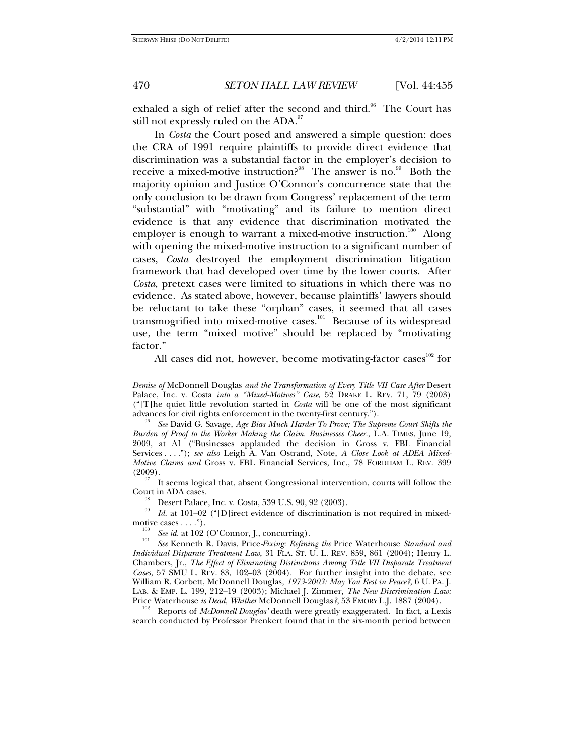exhaled a sigh of relief after the second and third.[96] The Court has still not expressly ruled on the ADA.[97]

In *Costa* the Court posed and answered a simple question: does the CRA of 1991 require plaintiffs to provide direct evidence that discrimination was a substantial factor in the employer's decision to receive a mixed-motive instruction?[98] The answer is no.[99] Both the majority opinion and Justice O'Connor's concurrence state that the only conclusion to be drawn from Congress' replacement of the term "substantial" with "motivating" and its failure to mention direct evidence is that any evidence that discrimination motivated the employer is enough to warrant a mixed-motive instruction.[100] Along with opening the mixed-motive instruction to a significant number of cases, *Costa* destroyed the employment discrimination litigation framework that had developed over time by the lower courts. After *Costa*, pretext cases were limited to situations in which there was no evidence. As stated above, however, because plaintiffs' lawyers should be reluctant to take these "orphan" cases, it seemed that all cases transmogrified into mixed-motive cases.[101] Because of its widespread use, the term "mixed motive" should be replaced by "motivating factor."

All cases did not, however, become motivating-factor cases[102] for

---

*Demise of* McDonnell Douglas *and the Transformation of Every Title VII Case After* Desert Palace, Inc. v. Costa *into a "Mixed-Motives" Case*, 52 DRAKE L. REV. 71, 79 (2003) ("[T]he quiet little revolution started in *Costa* will be one of the most significant advances for civil rights enforcement in the twenty-first century.").

[96] *See* David G. Savage, *Age Bias Much Harder To Prove; The Supreme Court Shifts the Burden of Proof to the Worker Making the Claim. Businesses Cheer.*, L.A. TIMES, June 19, 2009, at A1 ("Businesses applauded the decision in Gross v. FBL Financial Services . . . ."); *see also* Leigh A. Van Ostrand, Note, *A Close Look at ADEA Mixed-Motive Claims and* Gross v. FBL Financial Services, Inc., 78 FORDHAM L. REV. 399 (2009).

[97] It seems logical that, absent Congressional intervention, courts will follow the Court in ADA cases.

[98] Desert Palace, Inc. v. Costa, 539 U.S. 90, 92 (2003).

[99] *Id.* at 101–02 ("[D]irect evidence of discrimination is not required in mixed-motive cases . . . .").

[100] *See id.* at 102 (O'Connor, J., concurring).

[101] *See* Kenneth R. Davis, Price*-Fixing: Refining the* Price Waterhouse *Standard and Individual Disparate Treatment Law*, 31 FLA. ST. U. L. REV. 859, 861 (2004); Henry L. Chambers, Jr., *The Effect of Eliminating Distinctions Among Title VII Disparate Treatment Cases*, 57 SMU L. REV. 83, 102–03 (2004). For further insight into the debate, see William R. Corbett, McDonnell Douglas*, 1973-2003: May You Rest in Peace?*, 6 U. PA. J. LAB. & EMP. L. 199, 212–19 (2003); Michael J. Zimmer, *The New Discrimination Law:* Price Waterhouse *is Dead, Whither* McDonnell Douglas*?*, 53 EMORY L.J. 1887 (2004).

[102] Reports of *McDonnell Douglas'* death were greatly exaggerated. In fact, a Lexis search conducted by Professor Prenkert found that in the six-month period between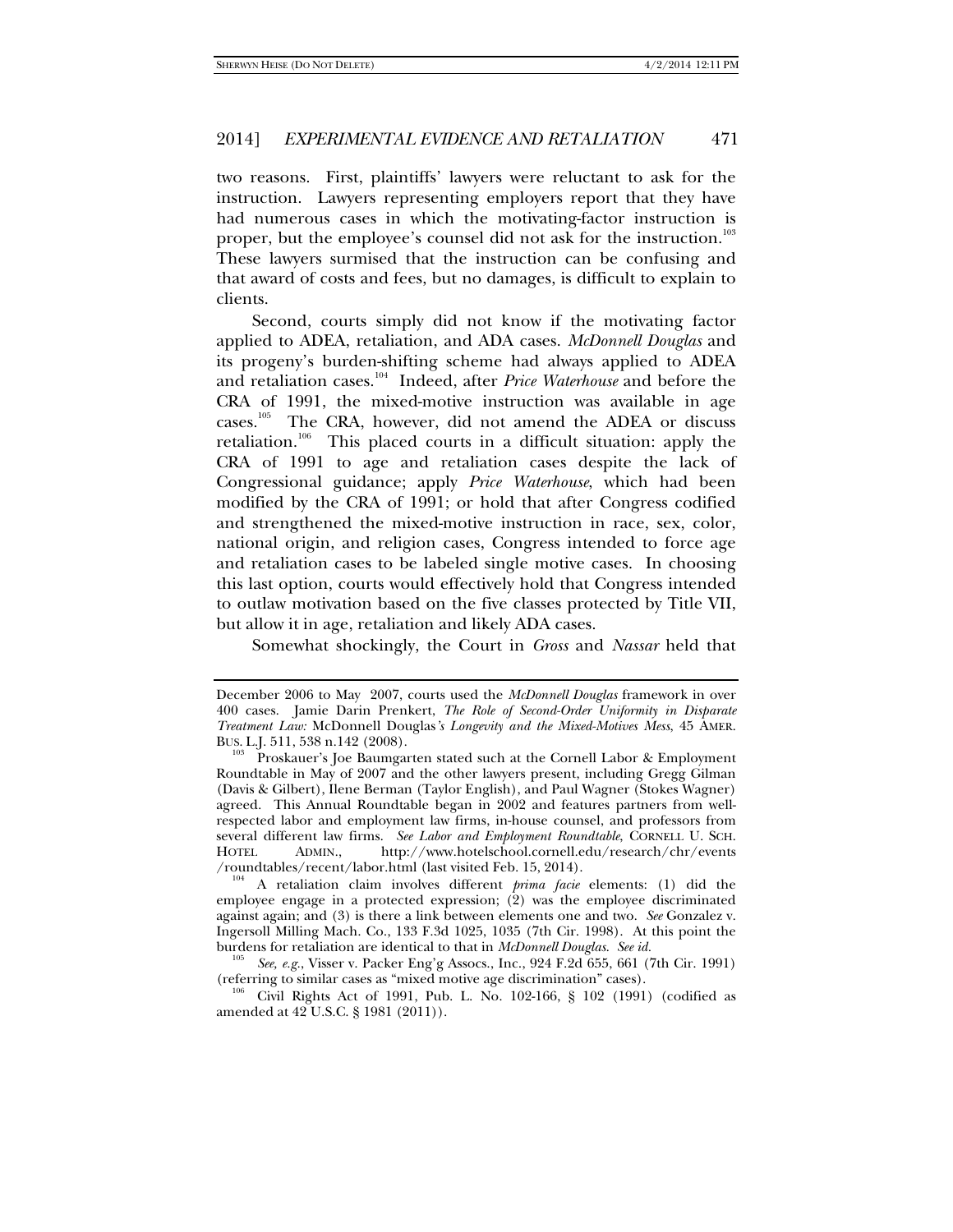two reasons. First, plaintiffs' lawyers were reluctant to ask for the instruction. Lawyers representing employers report that they have had numerous cases in which the motivating-factor instruction is proper, but the employee's counsel did not ask for the instruction.[103] These lawyers surmised that the instruction can be confusing and that award of costs and fees, but no damages, is difficult to explain to clients.

Second, courts simply did not know if the motivating factor applied to ADEA, retaliation, and ADA cases. *McDonnell Douglas* and its progeny's burden-shifting scheme had always applied to ADEA and retaliation cases.[104] Indeed, after *Price Waterhouse* and before the CRA of 1991, the mixed-motive instruction was available in age cases.[105] The CRA, however, did not amend the ADEA or discuss retaliation.[106] This placed courts in a difficult situation: apply the CRA of 1991 to age and retaliation cases despite the lack of Congressional guidance; apply *Price Waterhouse*, which had been modified by the CRA of 1991; or hold that after Congress codified and strengthened the mixed-motive instruction in race, sex, color, national origin, and religion cases, Congress intended to force age and retaliation cases to be labeled single motive cases. In choosing this last option, courts would effectively hold that Congress intended to outlaw motivation based on the five classes protected by Title VII, but allow it in age, retaliation and likely ADA cases.

Somewhat shockingly, the Court in *Gross* and *Nassar* held that

---

December 2006 to May 2007, courts used the *McDonnell Douglas* framework in over 400 cases. Jamie Darin Prenkert, *The Role of Second-Order Uniformity in Disparate Treatment Law:* McDonnell Douglas*'s Longevity and the Mixed-Motives Mess*, 45 AMER. BUS. L.J. 511, 538 n.142 (2008).

[103] Proskauer's Joe Baumgarten stated such at the Cornell Labor & Employment Roundtable in May of 2007 and the other lawyers present, including Gregg Gilman (Davis & Gilbert), Ilene Berman (Taylor English), and Paul Wagner (Stokes Wagner) agreed. This Annual Roundtable began in 2002 and features partners from well-respected labor and employment law firms, in-house counsel, and professors from several different law firms. *See Labor and Employment Roundtable*, CORNELL U. SCH. HOTEL ADMIN., http://www.hotelschool.cornell.edu/research/chr/events/roundtables/recent/labor.html (last visited Feb. 15, 2014).

[104] A retaliation claim involves different *prima facie* elements: (1) did the employee engage in a protected expression; (2) was the employee discriminated against again; and (3) is there a link between elements one and two. *See* Gonzalez v. Ingersoll Milling Mach. Co., 133 F.3d 1025, 1035 (7th Cir. 1998). At this point the burdens for retaliation are identical to that in *McDonnell Douglas*. *See id.*

[105] *See, e.g.*, Visser v. Packer Eng'g Assocs., Inc., 924 F.2d 655, 661 (7th Cir. 1991) (referring to similar cases as "mixed motive age discrimination" cases).

[106] Civil Rights Act of 1991, Pub. L. No. 102-166, § 102 (1991) (codified as amended at 42 U.S.C. § 1981 (2011)).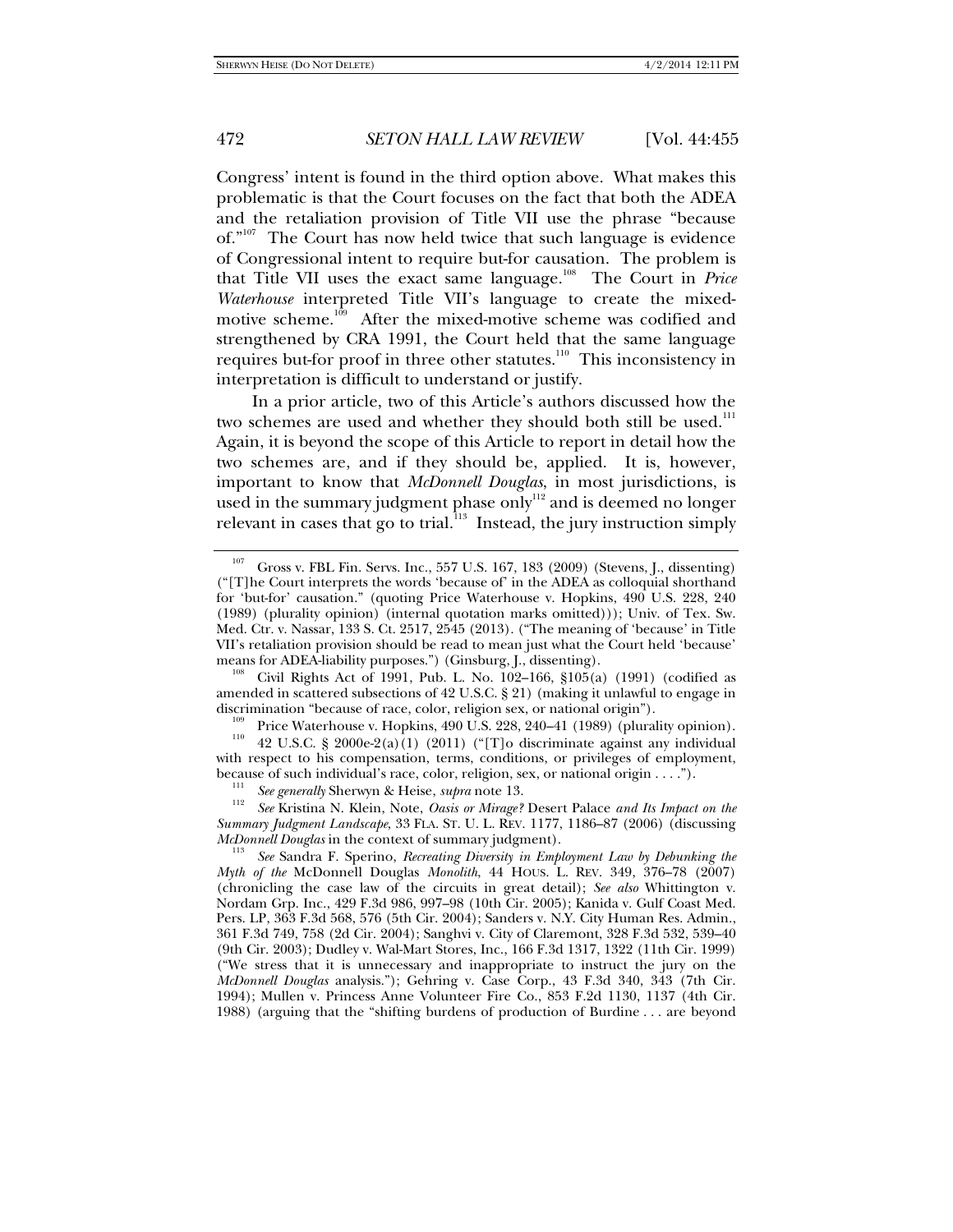Congress' intent is found in the third option above. What makes this problematic is that the Court focuses on the fact that both the ADEA and the retaliation provision of Title VII use the phrase "because of."[107] The Court has now held twice that such language is evidence of Congressional intent to require but-for causation. The problem is that Title VII uses the exact same language.[108] The Court in *Price Waterhouse* interpreted Title VII's language to create the mixed-motive scheme.[109] After the mixed-motive scheme was codified and strengthened by CRA 1991, the Court held that the same language requires but-for proof in three other statutes.[110] This inconsistency in interpretation is difficult to understand or justify.

In a prior article, two of this Article's authors discussed how the two schemes are used and whether they should both still be used.[111] Again, it is beyond the scope of this Article to report in detail how the two schemes are, and if they should be, applied. It is, however, important to know that *McDonnell Douglas*, in most jurisdictions, is used in the summary judgment phase only[112] and is deemed no longer relevant in cases that go to trial.[113] Instead, the jury instruction simply

---

[107] Gross v. FBL Fin. Servs. Inc., 557 U.S. 167, 183 (2009) (Stevens, J., dissenting) ("[T]he Court interprets the words 'because of' in the ADEA as colloquial shorthand for 'but-for' causation." (quoting Price Waterhouse v. Hopkins, 490 U.S. 228, 240 (1989) (plurality opinion) (internal quotation marks omitted))); Univ. of Tex. Sw. Med. Ctr. v. Nassar, 133 S. Ct. 2517, 2545 (2013). ("The meaning of 'because' in Title VII's retaliation provision should be read to mean just what the Court held 'because' means for ADEA-liability purposes.") (Ginsburg, J., dissenting).

[108] Civil Rights Act of 1991, Pub. L. No. 102–166, §105(a) (1991) (codified as amended in scattered subsections of 42 U.S.C. § 21) (making it unlawful to engage in discrimination "because of race, color, religion sex, or national origin").

[109] Price Waterhouse v. Hopkins, 490 U.S. 228, 240–41 (1989) (plurality opinion).

[110] 42 U.S.C. § 2000e-2(a)(1) (2011) ("[T]o discriminate against any individual with respect to his compensation, terms, conditions, or privileges of employment, because of such individual's race, color, religion, sex, or national origin . . . .").

[111] *See generally* Sherwyn & Heise, *supra* note 13.

[112] *See* Kristina N. Klein, Note, *Oasis or Mirage?* Desert Palace *and Its Impact on the Summary Judgment Landscape*, 33 FLA. ST. U. L. REV. 1177, 1186–87 (2006) (discussing *McDonnell Douglas* in the context of summary judgment).

[113] *See* Sandra F. Sperino, *Recreating Diversity in Employment Law by Debunking the Myth of the* McDonnell Douglas *Monolith*, 44 HOUS. L. REV. 349, 376–78 (2007) (chronicling the case law of the circuits in great detail); *See also* Whittington v. Nordam Grp. Inc., 429 F.3d 986, 997–98 (10th Cir. 2005); Kanida v. Gulf Coast Med. Pers. LP, 363 F.3d 568, 576 (5th Cir. 2004); Sanders v. N.Y. City Human Res. Admin., 361 F.3d 749, 758 (2d Cir. 2004); Sanghvi v. City of Claremont, 328 F.3d 532, 539–40 (9th Cir. 2003); Dudley v. Wal-Mart Stores, Inc., 166 F.3d 1317, 1322 (11th Cir. 1999) ("We stress that it is unnecessary and inappropriate to instruct the jury on the *McDonnell Douglas* analysis."); Gehring v. Case Corp., 43 F.3d 340, 343 (7th Cir. 1994); Mullen v. Princess Anne Volunteer Fire Co., 853 F.2d 1130, 1137 (4th Cir. 1988) (arguing that the "shifting burdens of production of Burdine . . . are beyond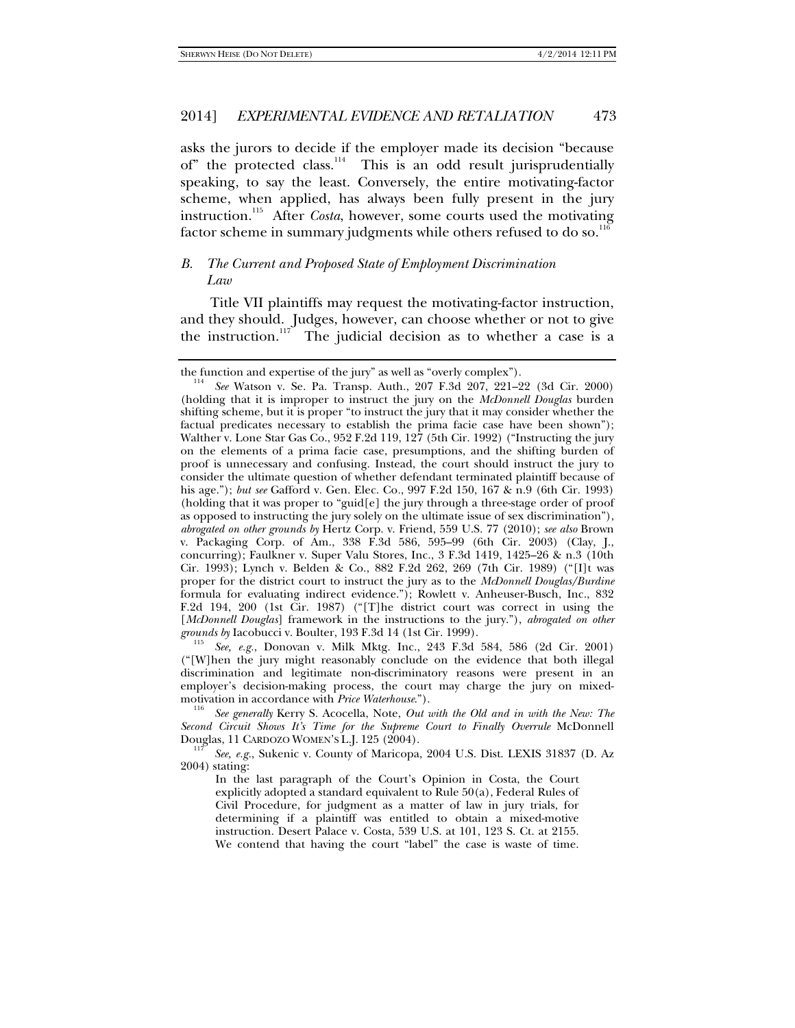asks the jurors to decide if the employer made its decision "because of" the protected class.[114] This is an odd result jurisprudentially speaking, to say the least. Conversely, the entire motivating-factor scheme, when applied, has always been fully present in the jury instruction.[115] After *Costa*, however, some courts used the motivating factor scheme in summary judgments while others refused to do so.[116]

### B. The Current and Proposed State of Employment Discrimination Law

Title VII plaintiffs may request the motivating-factor instruction, and they should. Judges, however, can choose whether or not to give the instruction.[117] The judicial decision as to whether a case is a

---

the function and expertise of the jury" as well as "overly complex").

[114] *See* Watson v. Se. Pa. Transp. Auth., 207 F.3d 207, 221–22 (3d Cir. 2000) (holding that it is improper to instruct the jury on the *McDonnell Douglas* burden shifting scheme, but it is proper "to instruct the jury that it may consider whether the factual predicates necessary to establish the prima facie case have been shown"); Walther v. Lone Star Gas Co., 952 F.2d 119, 127 (5th Cir. 1992) ("Instructing the jury on the elements of a prima facie case, presumptions, and the shifting burden of proof is unnecessary and confusing. Instead, the court should instruct the jury to consider the ultimate question of whether defendant terminated plaintiff because of his age."); *but see* Gafford v. Gen. Elec. Co., 997 F.2d 150, 167 & n.9 (6th Cir. 1993) (holding that it was proper to "guid[e] the jury through a three-stage order of proof as opposed to instructing the jury solely on the ultimate issue of sex discrimination"), *abrogated on other grounds by* Hertz Corp. v. Friend, 559 U.S. 77 (2010); *see also* Brown v. Packaging Corp. of Am., 338 F.3d 586, 595–99 (6th Cir. 2003) (Clay, J., concurring); Faulkner v. Super Valu Stores, Inc., 3 F.3d 1419, 1425–26 & n.3 (10th Cir. 1993); Lynch v. Belden & Co., 882 F.2d 262, 269 (7th Cir. 1989) ("[I]t was proper for the district court to instruct the jury as to the *McDonnell Douglas/Burdine* formula for evaluating indirect evidence."); Rowlett v. Anheuser-Busch, Inc., 832 F.2d 194, 200 (1st Cir. 1987) ("[T]he district court was correct in using the [*McDonnell Douglas*] framework in the instructions to the jury."), *abrogated on other grounds by* Iacobucci v. Boulter, 193 F.3d 14 (1st Cir. 1999).

[115] *See, e.g.*, Donovan v. Milk Mktg. Inc., 243 F.3d 584, 586 (2d Cir. 2001) ("[W]hen the jury might reasonably conclude on the evidence that both illegal discrimination and legitimate non-discriminatory reasons were present in an employer's decision-making process, the court may charge the jury on mixed-motivation in accordance with *Price Waterhouse*.").

[116] *See generally* Kerry S. Acocella, Note, *Out with the Old and in with the New: The Second Circuit Shows It's Time for the Supreme Court to Finally Overrule* McDonnell Douglas, 11 CARDOZO WOMEN'S L.J. 125 (2004).

[117] *See, e.g.*, Sukenic v. County of Maricopa, 2004 U.S. Dist. LEXIS 31837 (D. Az 2004) stating:

> In the last paragraph of the Court's Opinion in Costa, the Court explicitly adopted a standard equivalent to Rule 50(a), Federal Rules of Civil Procedure, for judgment as a matter of law in jury trials, for determining if a plaintiff was entitled to obtain a mixed-motive instruction. Desert Palace v. Costa, 539 U.S. at 101, 123 S. Ct. at 2155. We contend that having the court "label" the case is waste of time.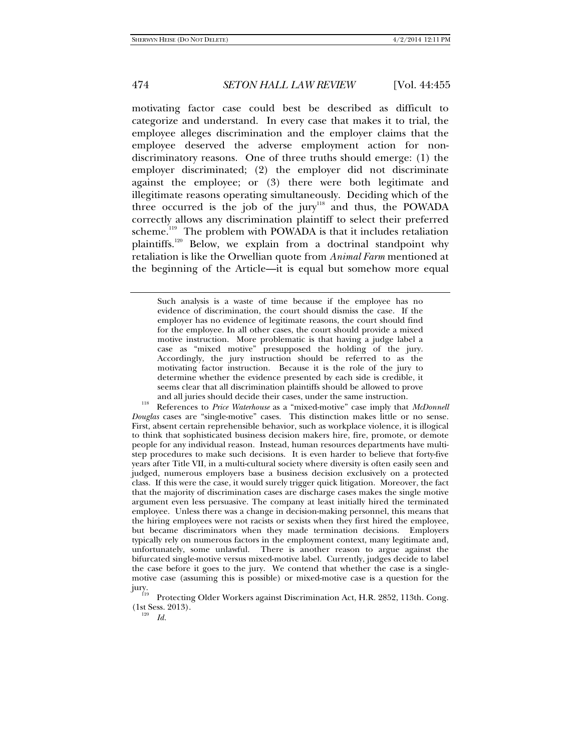motivating factor case could best be described as difficult to categorize and understand. In every case that makes it to trial, the employee alleges discrimination and the employer claims that the employee deserved the adverse employment action for non-discriminatory reasons. One of three truths should emerge: (1) the employer discriminated; (2) the employer did not discriminate against the employee; or (3) there were both legitimate and illegitimate reasons operating simultaneously. Deciding which of the three occurred is the job of the jury[118] and thus, the POWADA correctly allows any discrimination plaintiff to select their preferred scheme.[119] The problem with POWADA is that it includes retaliation plaintiffs.[120] Below, we explain from a doctrinal standpoint why retaliation is like the Orwellian quote from *Animal Farm* mentioned at the beginning of the Article—it is equal but somehow more equal

> Such analysis is a waste of time because if the employee has no evidence of discrimination, the court should dismiss the case. If the employer has no evidence of legitimate reasons, the court should find for the employee. In all other cases, the court should provide a mixed motive instruction. More problematic is that having a judge label a case as "mixed motive" presupposed the holding of the jury. Accordingly, the jury instruction should be referred to as the motivating factor instruction. Because it is the role of the jury to determine whether the evidence presented by each side is credible, it seems clear that all discrimination plaintiffs should be allowed to prove and all juries should decide their cases, under the same instruction.

[118] References to *Price Waterhouse* as a "mixed-motive" case imply that *McDonnell Douglas* cases are "single-motive" cases. This distinction makes little or no sense. First, absent certain reprehensible behavior, such as workplace violence, it is illogical to think that sophisticated business decision makers hire, fire, promote, or demote people for any individual reason. Instead, human resources departments have multi-step procedures to make such decisions. It is even harder to believe that forty-five years after Title VII, in a multi-cultural society where diversity is often easily seen and judged, numerous employers base a business decision exclusively on a protected class. If this were the case, it would surely trigger quick litigation. Moreover, the fact that the majority of discrimination cases are discharge cases makes the single motive argument even less persuasive. The company at least initially hired the terminated employee. Unless there was a change in decision-making personnel, this means that the hiring employees were not racists or sexists when they first hired the employee, but became discriminators when they made termination decisions. Employers typically rely on numerous factors in the employment context, many legitimate and, unfortunately, some unlawful. There is another reason to argue against the bifurcated single-motive versus mixed-motive label. Currently, judges decide to label the case before it goes to the jury. We contend that whether the case is a single-motive case (assuming this is possible) or mixed-motive case is a question for the jury.

[119] Protecting Older Workers against Discrimination Act, H.R. 2852, 113th. Cong. (1st Sess. 2013).

[120] *Id.*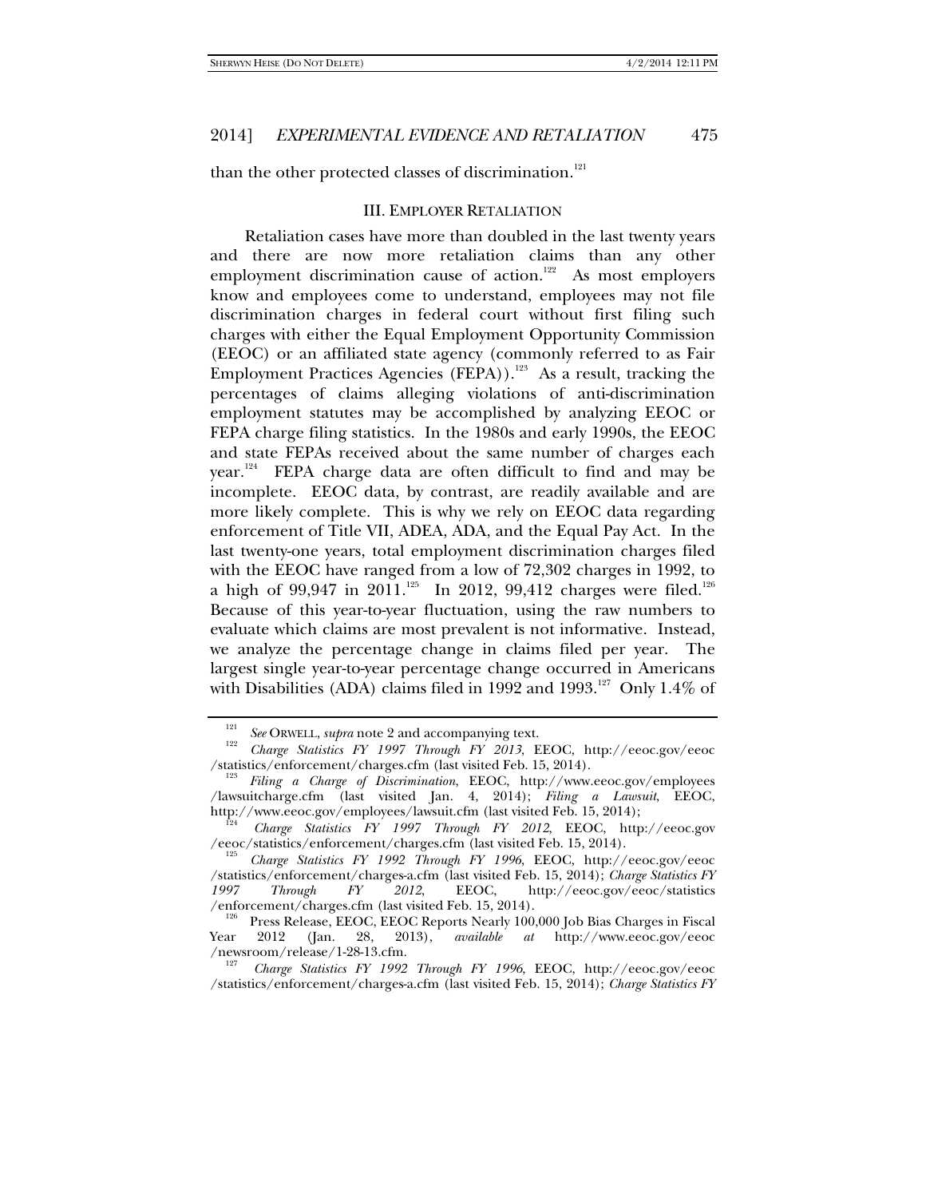than the other protected classes of discrimination.[121]

### III. EMPLOYER RETALIATION

Retaliation cases have more than doubled in the last twenty years and there are now more retaliation claims than any other employment discrimination cause of action.[122] As most employers know and employees come to understand, employees may not file discrimination charges in federal court without first filing such charges with either the Equal Employment Opportunity Commission (EEOC) or an affiliated state agency (commonly referred to as Fair Employment Practices Agencies (FEPA)).[123] As a result, tracking the percentages of claims alleging violations of anti-discrimination employment statutes may be accomplished by analyzing EEOC or FEPA charge filing statistics. In the 1980s and early 1990s, the EEOC and state FEPAs received about the same number of charges each year.[124] FEPA charge data are often difficult to find and may be incomplete. EEOC data, by contrast, are readily available and are more likely complete. This is why we rely on EEOC data regarding enforcement of Title VII, ADEA, ADA, and the Equal Pay Act. In the last twenty-one years, total employment discrimination charges filed with the EEOC have ranged from a low of 72,302 charges in 1992, to a high of 99,947 in 2011.[125] In 2012, 99,412 charges were filed.[126] Because of this year-to-year fluctuation, using the raw numbers to evaluate which claims are most prevalent is not informative. Instead, we analyze the percentage change in claims filed per year. The largest single year-to-year percentage change occurred in Americans with Disabilities (ADA) claims filed in 1992 and 1993.[127] Only 1.4% of

---

[121] *See* ORWELL, *supra* note 2 and accompanying text.

[122] *Charge Statistics FY 1997 Through FY 2013*, EEOC, http://eeoc.gov/eeoc/statistics/enforcement/charges.cfm (last visited Feb. 15, 2014).

[123] *Filing a Charge of Discrimination*, EEOC, http://www.eeoc.gov/employees/lawsuitcharge.cfm (last visited Jan. 4, 2014); *Filing a Lawsuit*, EEOC, http://www.eeoc.gov/employees/lawsuit.cfm (last visited Feb. 15, 2014);

[124] *Charge Statistics FY 1997 Through FY 2012*, EEOC, http://eeoc.gov/eeoc/statistics/enforcement/charges.cfm (last visited Feb. 15, 2014).

[125] *Charge Statistics FY 1992 Through FY 1996*, EEOC, http://eeoc.gov/eeoc/statistics/enforcement/charges-a.cfm (last visited Feb. 15, 2014); *Charge Statistics FY 1997 Through FY 2012*, EEOC, http://eeoc.gov/eeoc/statistics/enforcement/charges.cfm (last visited Feb. 15, 2014).

[126] Press Release, EEOC, EEOC Reports Nearly 100,000 Job Bias Charges in Fiscal Year 2012 (Jan. 28, 2013), *available at* http://www.eeoc.gov/eeoc/newsroom/release/1-28-13.cfm.

[127] *Charge Statistics FY 1992 Through FY 1996*, EEOC, http://eeoc.gov/eeoc/statistics/enforcement/charges-a.cfm (last visited Feb. 15, 2014); *Charge Statistics FY*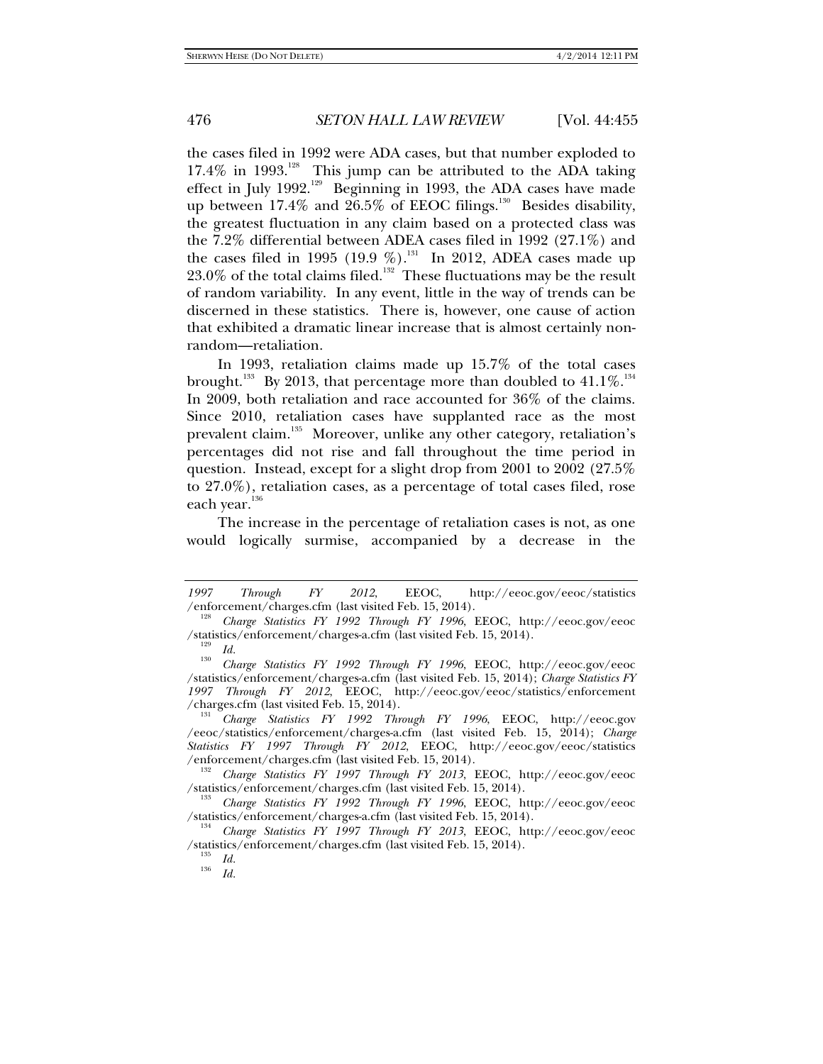the cases filed in 1992 were ADA cases, but that number exploded to 17.4% in 1993.[128] This jump can be attributed to the ADA taking effect in July 1992.[129] Beginning in 1993, the ADA cases have made up between 17.4% and 26.5% of EEOC filings.[130] Besides disability, the greatest fluctuation in any claim based on a protected class was the 7.2% differential between ADEA cases filed in 1992 (27.1%) and the cases filed in 1995 (19.9 %).[131] In 2012, ADEA cases made up 23.0% of the total claims filed.[132] These fluctuations may be the result of random variability. In any event, little in the way of trends can be discerned in these statistics. There is, however, one cause of action that exhibited a dramatic linear increase that is almost certainly non-random—retaliation.

In 1993, retaliation claims made up 15.7% of the total cases brought.[133] By 2013, that percentage more than doubled to 41.1%.[134] In 2009, both retaliation and race accounted for 36% of the claims. Since 2010, retaliation cases have supplanted race as the most prevalent claim.[135] Moreover, unlike any other category, retaliation's percentages did not rise and fall throughout the time period in question. Instead, except for a slight drop from 2001 to 2002 (27.5% to 27.0%), retaliation cases, as a percentage of total cases filed, rose each year.[136]

The increase in the percentage of retaliation cases is not, as one would logically surmise, accompanied by a decrease in the

---

*1997 Through FY 2012*, EEOC, http://eeoc.gov/eeoc/statistics/enforcement/charges.cfm (last visited Feb. 15, 2014).

[128] *Charge Statistics FY 1992 Through FY 1996*, EEOC, http://eeoc.gov/eeoc/statistics/enforcement/charges-a.cfm (last visited Feb. 15, 2014).

[129] *Id.*

[130] *Charge Statistics FY 1992 Through FY 1996*, EEOC, http://eeoc.gov/eeoc/statistics/enforcement/charges-a.cfm (last visited Feb. 15, 2014); *Charge Statistics FY 1997 Through FY 2012*, EEOC, http://eeoc.gov/eeoc/statistics/enforcement/charges.cfm (last visited Feb. 15, 2014).

[131] *Charge Statistics FY 1992 Through FY 1996*, EEOC, http://eeoc.gov/eeoc/statistics/enforcement/charges-a.cfm (last visited Feb. 15, 2014); *Charge Statistics FY 1997 Through FY 2012*, EEOC, http://eeoc.gov/eeoc/statistics/enforcement/charges.cfm (last visited Feb. 15, 2014).

[132] *Charge Statistics FY 1997 Through FY 2013*, EEOC, http://eeoc.gov/eeoc/statistics/enforcement/charges.cfm (last visited Feb. 15, 2014).

[133] *Charge Statistics FY 1992 Through FY 1996*, EEOC, http://eeoc.gov/eeoc/statistics/enforcement/charges-a.cfm (last visited Feb. 15, 2014).

[134] *Charge Statistics FY 1997 Through FY 2013*, EEOC, http://eeoc.gov/eeoc/statistics/enforcement/charges.cfm (last visited Feb. 15, 2014).

[135] *Id.*

[136] *Id.*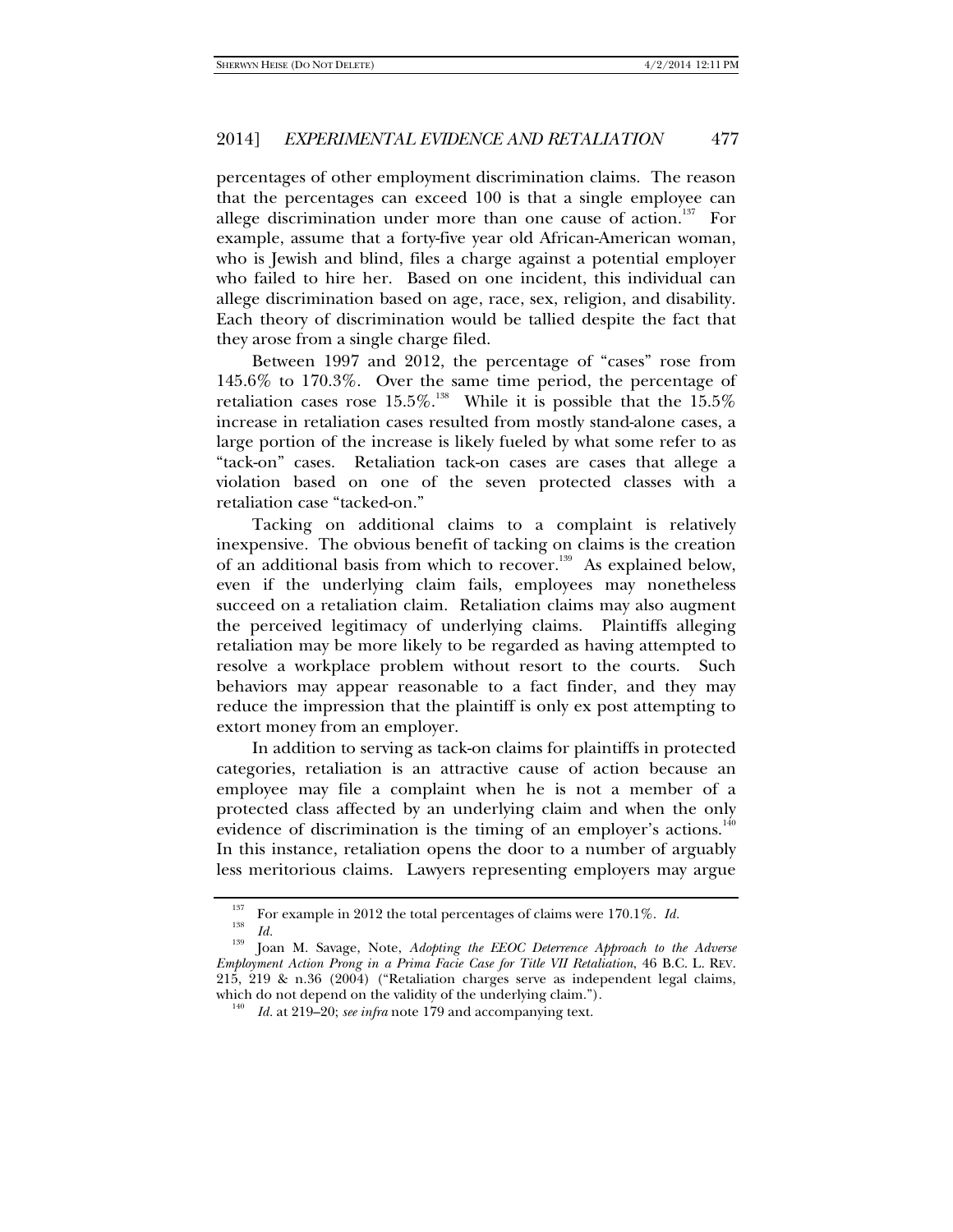percentages of other employment discrimination claims. The reason that the percentages can exceed 100 is that a single employee can allege discrimination under more than one cause of action.[137] For example, assume that a forty-five year old African-American woman, who is Jewish and blind, files a charge against a potential employer who failed to hire her. Based on one incident, this individual can allege discrimination based on age, race, sex, religion, and disability. Each theory of discrimination would be tallied despite the fact that they arose from a single charge filed.

Between 1997 and 2012, the percentage of "cases" rose from 145.6% to 170.3%. Over the same time period, the percentage of retaliation cases rose 15.5%.[138] While it is possible that the 15.5% increase in retaliation cases resulted from mostly stand-alone cases, a large portion of the increase is likely fueled by what some refer to as "tack-on" cases. Retaliation tack-on cases are cases that allege a violation based on one of the seven protected classes with a retaliation case "tacked-on."

Tacking on additional claims to a complaint is relatively inexpensive. The obvious benefit of tacking on claims is the creation of an additional basis from which to recover.[139] As explained below, even if the underlying claim fails, employees may nonetheless succeed on a retaliation claim. Retaliation claims may also augment the perceived legitimacy of underlying claims. Plaintiffs alleging retaliation may be more likely to be regarded as having attempted to resolve a workplace problem without resort to the courts. Such behaviors may appear reasonable to a fact finder, and they may reduce the impression that the plaintiff is only ex post attempting to extort money from an employer.

In addition to serving as tack-on claims for plaintiffs in protected categories, retaliation is an attractive cause of action because an employee may file a complaint when he is not a member of a protected class affected by an underlying claim and when the only evidence of discrimination is the timing of an employer's actions.[140] In this instance, retaliation opens the door to a number of arguably less meritorious claims. Lawyers representing employers may argue

---

[137] For example in 2012 the total percentages of claims were 170.1%. *Id.*

[138] *Id.*

[139] Joan M. Savage, Note, *Adopting the EEOC Deterrence Approach to the Adverse Employment Action Prong in a Prima Facie Case for Title VII Retaliation*, 46 B.C. L. REV. 215, 219 & n.36 (2004) ("Retaliation charges serve as independent legal claims, which do not depend on the validity of the underlying claim.").

[140] *Id.* at 219–20; *see infra* note 179 and accompanying text.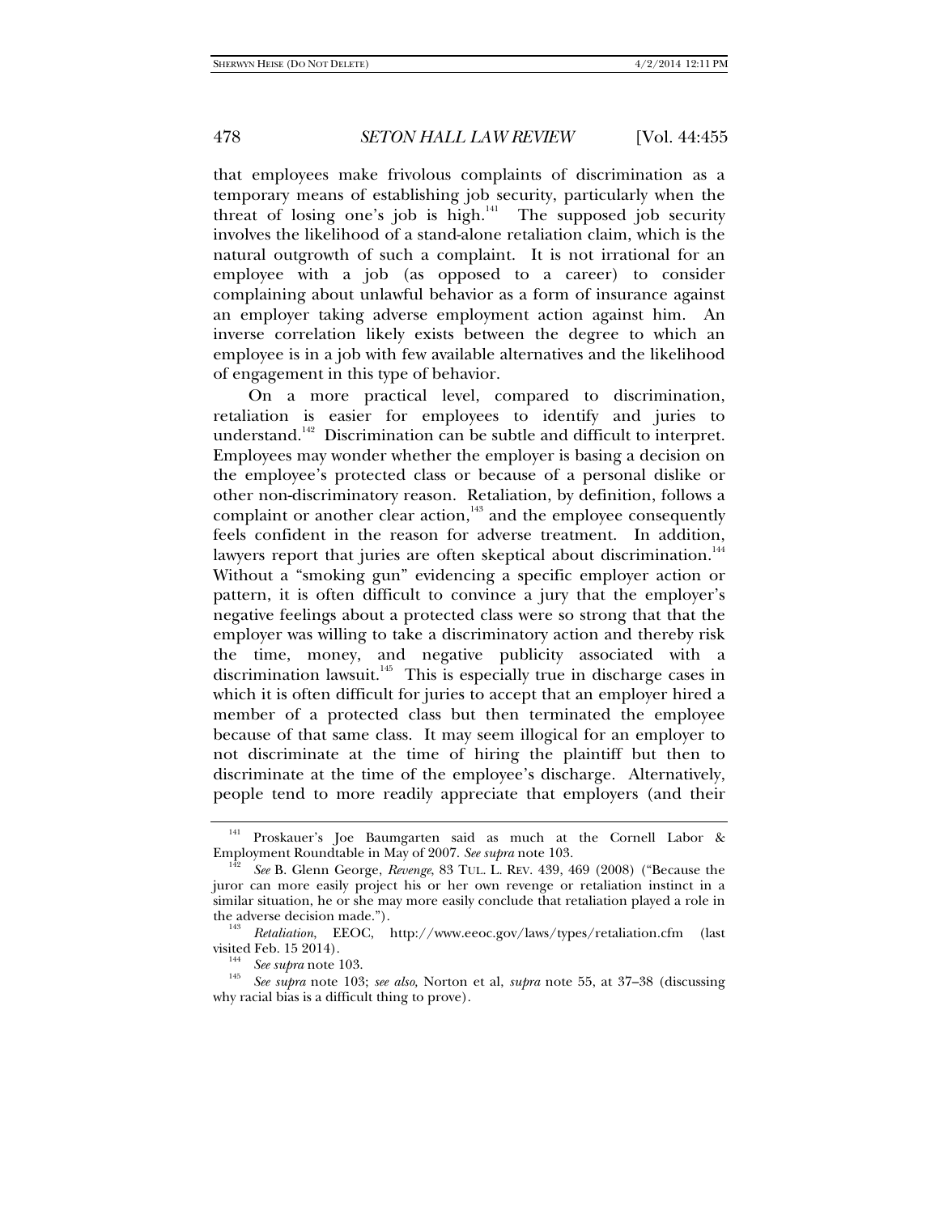that employees make frivolous complaints of discrimination as a temporary means of establishing job security, particularly when the threat of losing one's job is high.[141] The supposed job security involves the likelihood of a stand-alone retaliation claim, which is the natural outgrowth of such a complaint. It is not irrational for an employee with a job (as opposed to a career) to consider complaining about unlawful behavior as a form of insurance against an employer taking adverse employment action against him. An inverse correlation likely exists between the degree to which an employee is in a job with few available alternatives and the likelihood of engagement in this type of behavior.

On a more practical level, compared to discrimination, retaliation is easier for employees to identify and juries to understand.[142] Discrimination can be subtle and difficult to interpret. Employees may wonder whether the employer is basing a decision on the employee's protected class or because of a personal dislike or other non-discriminatory reason. Retaliation, by definition, follows a complaint or another clear action,[143] and the employee consequently feels confident in the reason for adverse treatment. In addition, lawyers report that juries are often skeptical about discrimination.[144] Without a "smoking gun" evidencing a specific employer action or pattern, it is often difficult to convince a jury that the employer's negative feelings about a protected class were so strong that that the employer was willing to take a discriminatory action and thereby risk the time, money, and negative publicity associated with a discrimination lawsuit.[145] This is especially true in discharge cases in which it is often difficult for juries to accept that an employer hired a member of a protected class but then terminated the employee because of that same class. It may seem illogical for an employer to not discriminate at the time of hiring the plaintiff but then to discriminate at the time of the employee's discharge. Alternatively, people tend to more readily appreciate that employers (and their

---

[141] Proskauer's Joe Baumgarten said as much at the Cornell Labor & Employment Roundtable in May of 2007. *See supra* note 103.

[142] *See* B. Glenn George, *Revenge*, 83 TUL. L. REV. 439, 469 (2008) ("Because the juror can more easily project his or her own revenge or retaliation instinct in a similar situation, he or she may more easily conclude that retaliation played a role in the adverse decision made.").

[143] *Retaliation*, EEOC, http://www.eeoc.gov/laws/types/retaliation.cfm (last visited Feb. 15 2014).

[144] *See supra* note 103.

[145] *See supra* note 103; *see also,* Norton et al, *supra* note 55, at 37–38 (discussing why racial bias is a difficult thing to prove).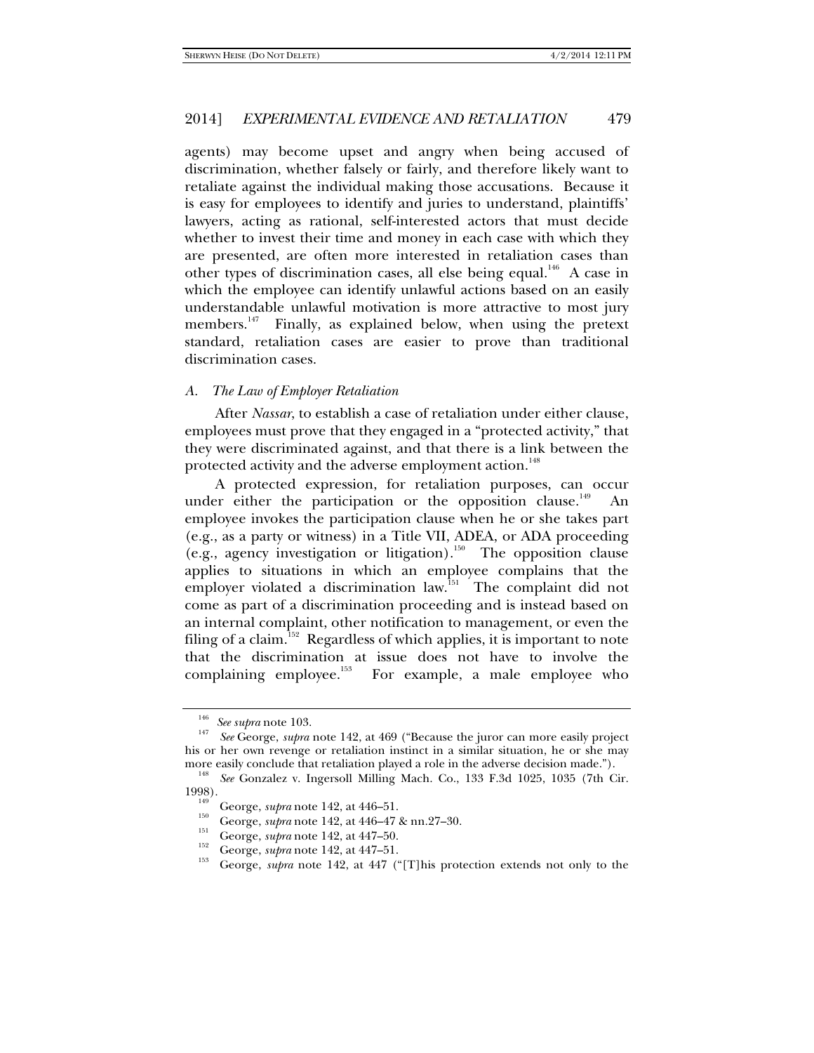agents) may become upset and angry when being accused of discrimination, whether falsely or fairly, and therefore likely want to retaliate against the individual making those accusations. Because it is easy for employees to identify and juries to understand, plaintiffs' lawyers, acting as rational, self-interested actors that must decide whether to invest their time and money in each case with which they are presented, are often more interested in retaliation cases than other types of discrimination cases, all else being equal.[146] A case in which the employee can identify unlawful actions based on an easily understandable unlawful motivation is more attractive to most jury members.[147] Finally, as explained below, when using the pretext standard, retaliation cases are easier to prove than traditional discrimination cases.

### *A. The Law of Employer Retaliation*

After *Nassar*, to establish a case of retaliation under either clause, employees must prove that they engaged in a "protected activity," that they were discriminated against, and that there is a link between the protected activity and the adverse employment action.[148]

A protected expression, for retaliation purposes, can occur under either the participation or the opposition clause.[149] An employee invokes the participation clause when he or she takes part (e.g., as a party or witness) in a Title VII, ADEA, or ADA proceeding (e.g., agency investigation or litigation).[150] The opposition clause applies to situations in which an employee complains that the employer violated a discrimination law.[151] The complaint did not come as part of a discrimination proceeding and is instead based on an internal complaint, other notification to management, or even the filing of a claim.[152] Regardless of which applies, it is important to note that the discrimination at issue does not have to involve the complaining employee.[153] For example, a male employee who

---

[146] *See supra* note 103.

[147] *See* George, *supra* note 142, at 469 ("Because the juror can more easily project his or her own revenge or retaliation instinct in a similar situation, he or she may more easily conclude that retaliation played a role in the adverse decision made.").

[148] *See* Gonzalez v. Ingersoll Milling Mach. Co., 133 F.3d 1025, 1035 (7th Cir. 1998).

[149] George, *supra* note 142, at 446–51.

[150] George, *supra* note 142, at 446–47 & nn.27–30.

[151] George, *supra* note 142, at 447–50.

[152] George, *supra* note 142, at 447–51.

[153] George, *supra* note 142, at 447 ("[T]his protection extends not only to the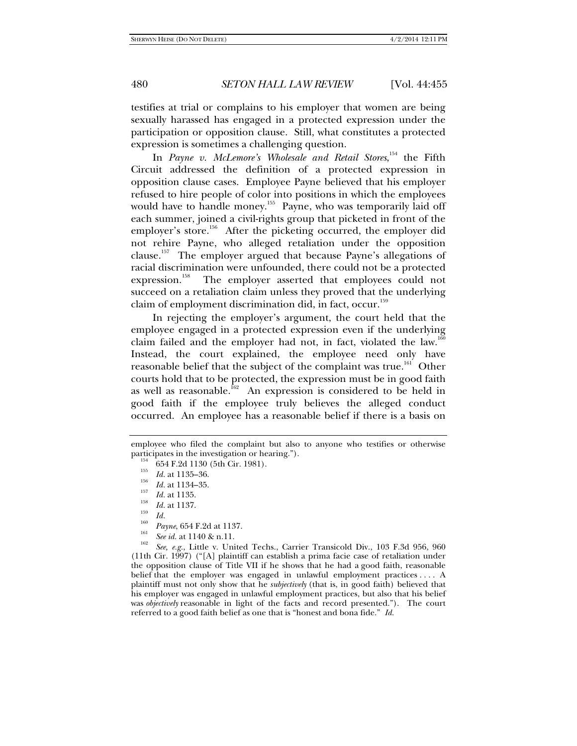testifies at trial or complains to his employer that women are being sexually harassed has engaged in a protected expression under the participation or opposition clause. Still, what constitutes a protected expression is sometimes a challenging question.

In *Payne v. McLemore's Wholesale and Retail Stores*,[154] the Fifth Circuit addressed the definition of a protected expression in opposition clause cases. Employee Payne believed that his employer refused to hire people of color into positions in which the employees would have to handle money.[155] Payne, who was temporarily laid off each summer, joined a civil-rights group that picketed in front of the employer's store.[156] After the picketing occurred, the employer did not rehire Payne, who alleged retaliation under the opposition clause.[157] The employer argued that because Payne's allegations of racial discrimination were unfounded, there could not be a protected expression.[158] The employer asserted that employees could not succeed on a retaliation claim unless they proved that the underlying claim of employment discrimination did, in fact, occur.[159]

In rejecting the employer's argument, the court held that the employee engaged in a protected expression even if the underlying claim failed and the employer had not, in fact, violated the law.[160] Instead, the court explained, the employee need only have reasonable belief that the subject of the complaint was true.[161] Other courts hold that to be protected, the expression must be in good faith as well as reasonable.[162] An expression is considered to be held in good faith if the employee truly believes the alleged conduct occurred. An employee has a reasonable belief if there is a basis on

---

employee who filed the complaint but also to anyone who testifies or otherwise participates in the investigation or hearing.").

[154] 654 F.2d 1130 (5th Cir. 1981).

[155] *Id.* at 1135–36.

[156] *Id.* at 1134–35.

[157] *Id.* at 1135.

[158] *Id.* at 1137.

[159] *Id.*

[160] *Payne*, 654 F.2d at 1137.

[161] *See id.* at 1140 & n.11.

[162] *See, e.g.*, Little v. United Techs., Carrier Transicold Div., 103 F.3d 956, 960 (11th Cir. 1997) ("[A] plaintiff can establish a prima facie case of retaliation under the opposition clause of Title VII if he shows that he had a good faith, reasonable belief that the employer was engaged in unlawful employment practices . . . . A plaintiff must not only show that he *subjectively* (that is, in good faith) believed that his employer was engaged in unlawful employment practices, but also that his belief was *objectively* reasonable in light of the facts and record presented."). The court referred to a good faith belief as one that is "honest and bona fide." *Id.*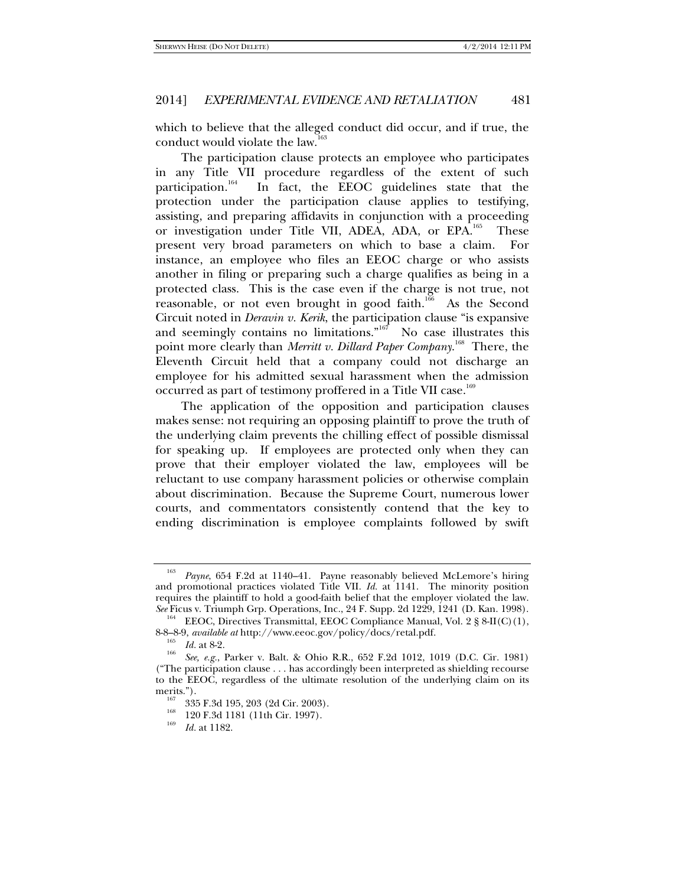which to believe that the alleged conduct did occur, and if true, the conduct would violate the law.[163]

The participation clause protects an employee who participates in any Title VII procedure regardless of the extent of such participation.[164] In fact, the EEOC guidelines state that the protection under the participation clause applies to testifying, assisting, and preparing affidavits in conjunction with a proceeding or investigation under Title VII, ADEA, ADA, or EPA.[165] These present very broad parameters on which to base a claim. For instance, an employee who files an EEOC charge or who assists another in filing or preparing such a charge qualifies as being in a protected class. This is the case even if the charge is not true, not reasonable, or not even brought in good faith.[166] As the Second Circuit noted in *Deravin v. Kerik*, the participation clause "is expansive and seemingly contains no limitations."[167] No case illustrates this point more clearly than *Merritt v. Dillard Paper Company*.[168] There, the Eleventh Circuit held that a company could not discharge an employee for his admitted sexual harassment when the admission occurred as part of testimony proffered in a Title VII case.[169]

The application of the opposition and participation clauses makes sense: not requiring an opposing plaintiff to prove the truth of the underlying claim prevents the chilling effect of possible dismissal for speaking up. If employees are protected only when they can prove that their employer violated the law, employees will be reluctant to use company harassment policies or otherwise complain about discrimination. Because the Supreme Court, numerous lower courts, and commentators consistently contend that the key to ending discrimination is employee complaints followed by swift

---

[163] *Payne*, 654 F.2d at 1140–41. Payne reasonably believed McLemore's hiring and promotional practices violated Title VII. *Id.* at 1141. The minority position requires the plaintiff to hold a good-faith belief that the employer violated the law. *See* Ficus v. Triumph Grp. Operations, Inc., 24 F. Supp. 2d 1229, 1241 (D. Kan. 1998).

[164] EEOC, Directives Transmittal, EEOC Compliance Manual, Vol. 2 § 8-II(C)(1), 8-8–8-9, *available at* http://www.eeoc.gov/policy/docs/retal.pdf.

[165] *Id.* at 8-2.

[166] *See, e.g.*, Parker v. Balt. & Ohio R.R., 652 F.2d 1012, 1019 (D.C. Cir. 1981) ("The participation clause . . . has accordingly been interpreted as shielding recourse to the EEOC, regardless of the ultimate resolution of the underlying claim on its merits.").

[167] 335 F.3d 195, 203 (2d Cir. 2003).

[168] 120 F.3d 1181 (11th Cir. 1997).

[169] *Id.* at 1182.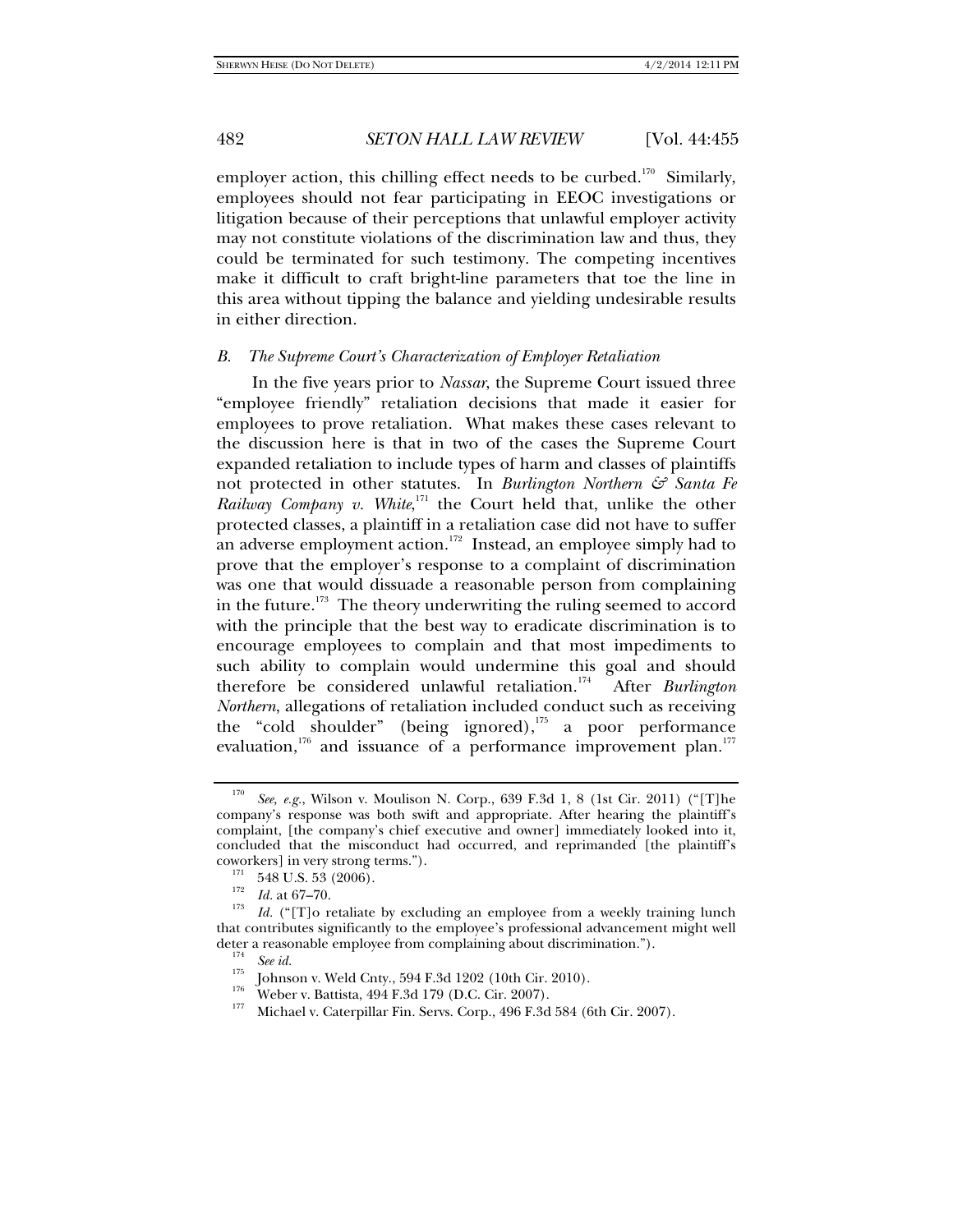employer action, this chilling effect needs to be curbed.[170] Similarly, employees should not fear participating in EEOC investigations or litigation because of their perceptions that unlawful employer activity may not constitute violations of the discrimination law and thus, they could be terminated for such testimony. The competing incentives make it difficult to craft bright-line parameters that toe the line in this area without tipping the balance and yielding undesirable results in either direction.

### *B. The Supreme Court's Characterization of Employer Retaliation*

In the five years prior to *Nassar*, the Supreme Court issued three "employee friendly" retaliation decisions that made it easier for employees to prove retaliation. What makes these cases relevant to the discussion here is that in two of the cases the Supreme Court expanded retaliation to include types of harm and classes of plaintiffs not protected in other statutes. In *Burlington Northern & Santa Fe Railway Company v. White*,[171] the Court held that, unlike the other protected classes, a plaintiff in a retaliation case did not have to suffer an adverse employment action.[172] Instead, an employee simply had to prove that the employer's response to a complaint of discrimination was one that would dissuade a reasonable person from complaining in the future.[173] The theory underwriting the ruling seemed to accord with the principle that the best way to eradicate discrimination is to encourage employees to complain and that most impediments to such ability to complain would undermine this goal and should therefore be considered unlawful retaliation.[174] After *Burlington Northern*, allegations of retaliation included conduct such as receiving the "cold shoulder" (being ignored),[175] a poor performance evaluation,[176] and issuance of a performance improvement plan.[177]

---

[170] *See, e.g.*, Wilson v. Moulison N. Corp., 639 F.3d 1, 8 (1st Cir. 2011) ("[T]he company's response was both swift and appropriate. After hearing the plaintiff's complaint, [the company's chief executive and owner] immediately looked into it, concluded that the misconduct had occurred, and reprimanded [the plaintiff's coworkers] in very strong terms.").

[171] 548 U.S. 53 (2006).

[172] *Id.* at 67–70.

[173] *Id.* ("[T]o retaliate by excluding an employee from a weekly training lunch that contributes significantly to the employee's professional advancement might well deter a reasonable employee from complaining about discrimination.").

[174] *See id.*

[175] Johnson v. Weld Cnty., 594 F.3d 1202 (10th Cir. 2010).

[176] Weber v. Battista, 494 F.3d 179 (D.C. Cir. 2007).

[177] Michael v. Caterpillar Fin. Servs. Corp., 496 F.3d 584 (6th Cir. 2007).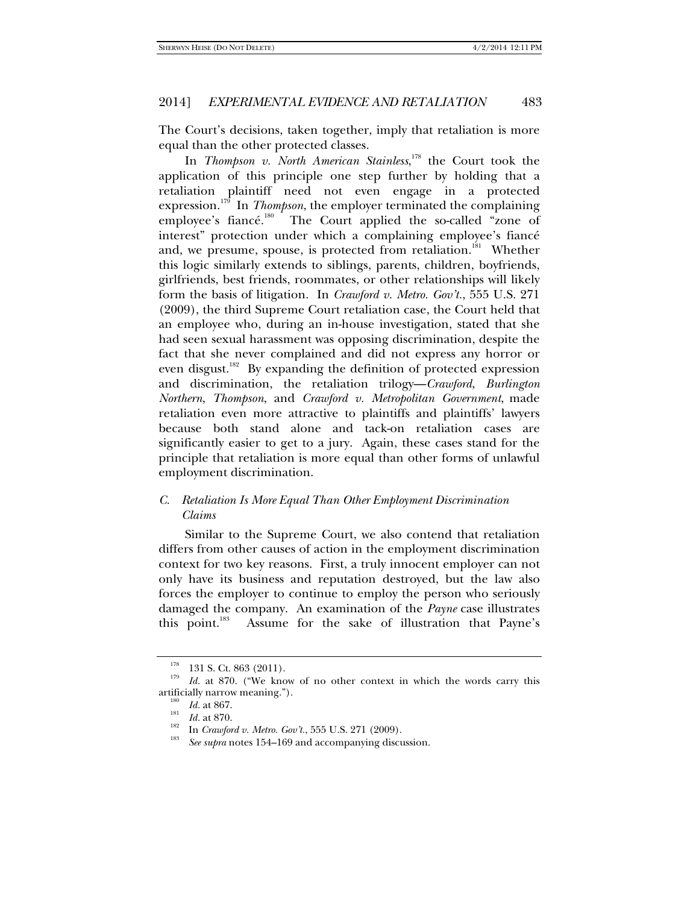The Court's decisions, taken together, imply that retaliation is more equal than the other protected classes.

In *Thompson v. North American Stainless*,[178] the Court took the application of this principle one step further by holding that a retaliation plaintiff need not even engage in a protected expression.[179] In *Thompson*, the employer terminated the complaining employee's fiancé.[180] The Court applied the so-called "zone of interest" protection under which a complaining employee's fiancé and, we presume, spouse, is protected from retaliation.[181] Whether this logic similarly extends to siblings, parents, children, boyfriends, girlfriends, best friends, roommates, or other relationships will likely form the basis of litigation. In *Crawford v. Metro. Gov't.*, 555 U.S. 271 (2009), the third Supreme Court retaliation case, the Court held that an employee who, during an in-house investigation, stated that she had seen sexual harassment was opposing discrimination, despite the fact that she never complained and did not express any horror or even disgust.[182] By expanding the definition of protected expression and discrimination, the retaliation trilogy—*Crawford*, *Burlington Northern*, *Thompson*, and *Crawford v. Metropolitan Government*, made retaliation even more attractive to plaintiffs and plaintiffs' lawyers because both stand alone and tack-on retaliation cases are significantly easier to get to a jury. Again, these cases stand for the principle that retaliation is more equal than other forms of unlawful employment discrimination.

## C. *Retaliation Is More Equal Than Other Employment Discrimination Claims*

Similar to the Supreme Court, we also contend that retaliation differs from other causes of action in the employment discrimination context for two key reasons. First, a truly innocent employer can not only have its business and reputation destroyed, but the law also forces the employer to continue to employ the person who seriously damaged the company. An examination of the *Payne* case illustrates this point.[183] Assume for the sake of illustration that Payne's

---

[178] 131 S. Ct. 863 (2011).

[179] *Id.* at 870. ("We know of no other context in which the words carry this artificially narrow meaning.").

[180] *Id.* at 867.

[181] *Id.* at 870.

[182] In *Crawford v. Metro. Gov't.*, 555 U.S. 271 (2009).

[183] *See supra* notes 154–169 and accompanying discussion.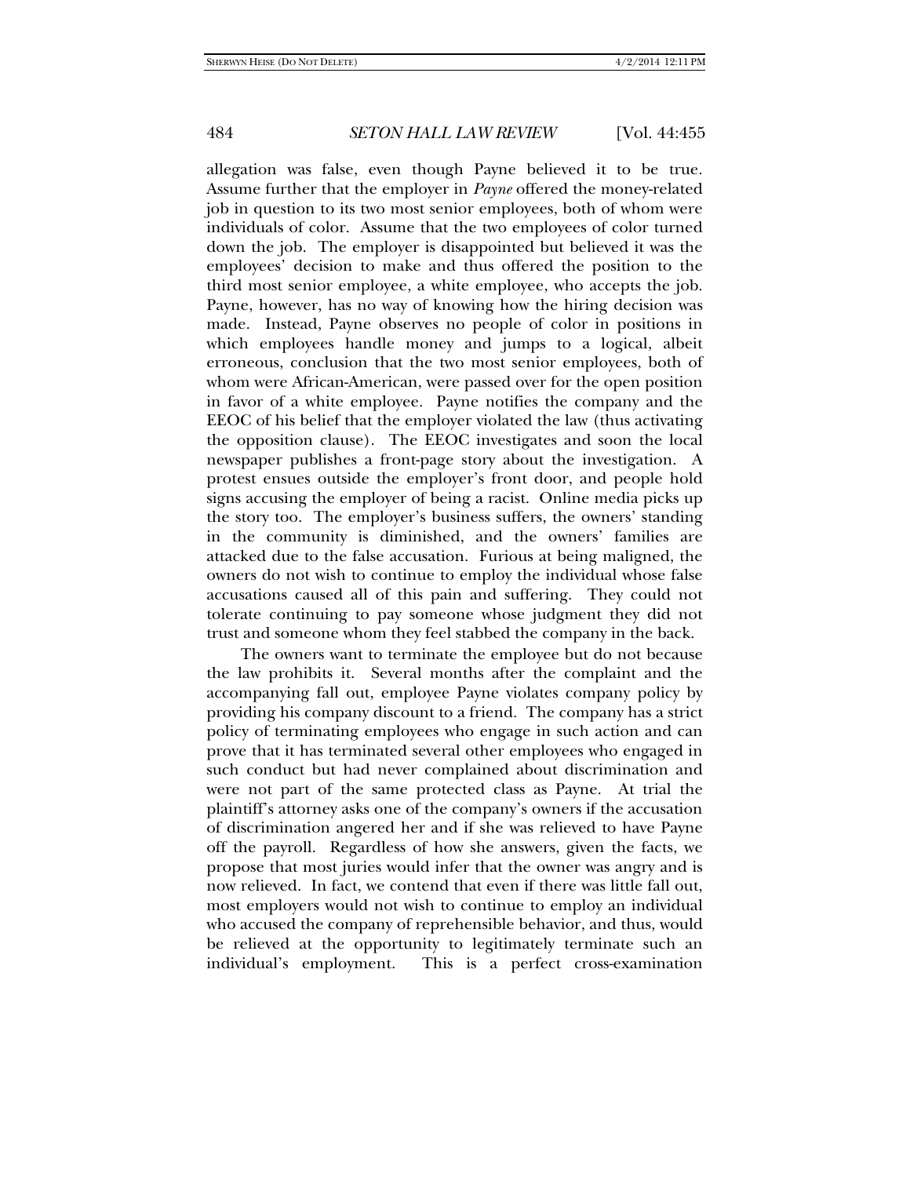allegation was false, even though Payne believed it to be true. Assume further that the employer in *Payne* offered the money-related job in question to its two most senior employees, both of whom were individuals of color. Assume that the two employees of color turned down the job. The employer is disappointed but believed it was the employees' decision to make and thus offered the position to the third most senior employee, a white employee, who accepts the job. Payne, however, has no way of knowing how the hiring decision was made. Instead, Payne observes no people of color in positions in which employees handle money and jumps to a logical, albeit erroneous, conclusion that the two most senior employees, both of whom were African-American, were passed over for the open position in favor of a white employee. Payne notifies the company and the EEOC of his belief that the employer violated the law (thus activating the opposition clause). The EEOC investigates and soon the local newspaper publishes a front-page story about the investigation. A protest ensues outside the employer's front door, and people hold signs accusing the employer of being a racist. Online media picks up the story too. The employer's business suffers, the owners' standing in the community is diminished, and the owners' families are attacked due to the false accusation. Furious at being maligned, the owners do not wish to continue to employ the individual whose false accusations caused all of this pain and suffering. They could not tolerate continuing to pay someone whose judgment they did not trust and someone whom they feel stabbed the company in the back.

The owners want to terminate the employee but do not because the law prohibits it. Several months after the complaint and the accompanying fall out, employee Payne violates company policy by providing his company discount to a friend. The company has a strict policy of terminating employees who engage in such action and can prove that it has terminated several other employees who engaged in such conduct but had never complained about discrimination and were not part of the same protected class as Payne. At trial the plaintiff's attorney asks one of the company's owners if the accusation of discrimination angered her and if she was relieved to have Payne off the payroll. Regardless of how she answers, given the facts, we propose that most juries would infer that the owner was angry and is now relieved. In fact, we contend that even if there was little fall out, most employers would not wish to continue to employ an individual who accused the company of reprehensible behavior, and thus, would be relieved at the opportunity to legitimately terminate such an individual's employment. This is a perfect cross-examination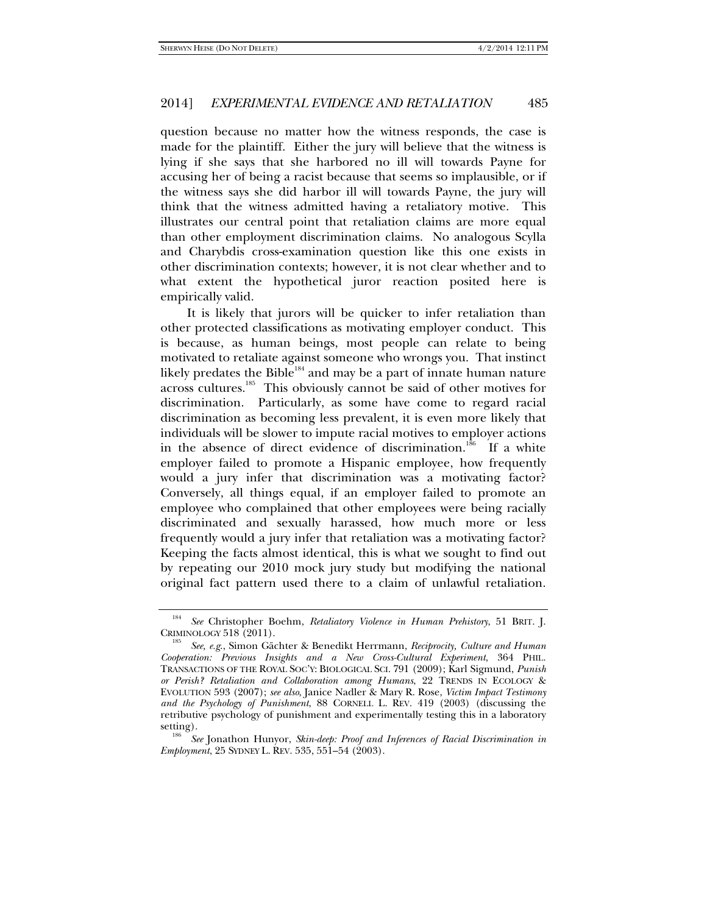question because no matter how the witness responds, the case is made for the plaintiff. Either the jury will believe that the witness is lying if she says that she harbored no ill will towards Payne for accusing her of being a racist because that seems so implausible, or if the witness says she did harbor ill will towards Payne, the jury will think that the witness admitted having a retaliatory motive. This illustrates our central point that retaliation claims are more equal than other employment discrimination claims. No analogous Scylla and Charybdis cross-examination question like this one exists in other discrimination contexts; however, it is not clear whether and to what extent the hypothetical juror reaction posited here is empirically valid.

It is likely that jurors will be quicker to infer retaliation than other protected classifications as motivating employer conduct. This is because, as human beings, most people can relate to being motivated to retaliate against someone who wrongs you. That instinct likely predates the Bible[184] and may be a part of innate human nature across cultures.[185] This obviously cannot be said of other motives for discrimination. Particularly, as some have come to regard racial discrimination as becoming less prevalent, it is even more likely that individuals will be slower to impute racial motives to employer actions in the absence of direct evidence of discrimination.[186] If a white employer failed to promote a Hispanic employee, how frequently would a jury infer that discrimination was a motivating factor? Conversely, all things equal, if an employer failed to promote an employee who complained that other employees were being racially discriminated and sexually harassed, how much more or less frequently would a jury infer that retaliation was a motivating factor? Keeping the facts almost identical, this is what we sought to find out by repeating our 2010 mock jury study but modifying the national original fact pattern used there to a claim of unlawful retaliation.

---

[184] *See* Christopher Boehm, *Retaliatory Violence in Human Prehistory*, 51 BRIT. J. CRIMINOLOGY 518 (2011).

[185] *See, e.g.*, Simon Gächter & Benedikt Herrmann, *Reciprocity, Culture and Human Cooperation: Previous Insights and a New Cross-Cultural Experiment*, 364 PHIL. TRANSACTIONS OF THE ROYAL SOC'Y: BIOLOGICAL SCI. 791 (2009); Karl Sigmund, *Punish or Perish? Retaliation and Collaboration among Humans*, 22 TRENDS IN ECOLOGY & EVOLUTION 593 (2007); *see also*, Janice Nadler & Mary R. Rose, *Victim Impact Testimony and the Psychology of Punishment*, 88 CORNELL L. REV. 419 (2003) (discussing the retributive psychology of punishment and experimentally testing this in a laboratory setting).

[186] *See* Jonathon Hunyor, *Skin-deep: Proof and Inferences of Racial Discrimination in Employment*, 25 SYDNEY L. REV. 535, 551–54 (2003).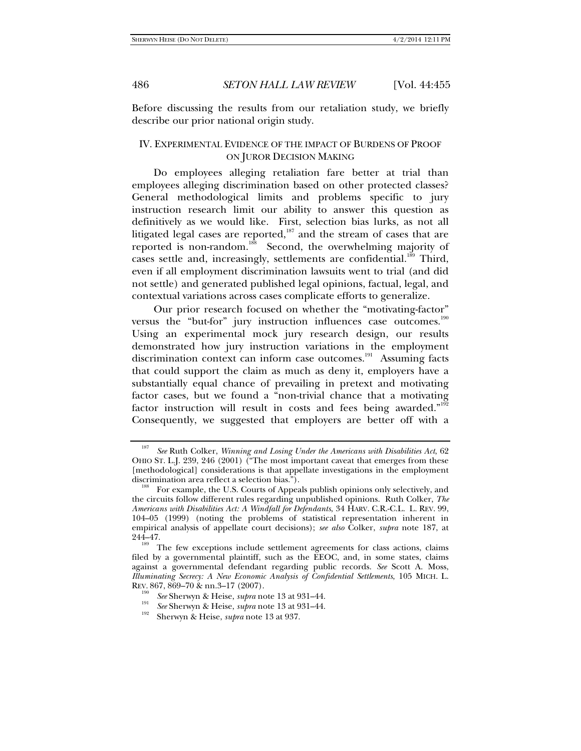Before discussing the results from our retaliation study, we briefly describe our prior national origin study.

## IV. EXPERIMENTAL EVIDENCE OF THE IMPACT OF BURDENS OF PROOF ON JUROR DECISION MAKING

Do employees alleging retaliation fare better at trial than employees alleging discrimination based on other protected classes? General methodological limits and problems specific to jury instruction research limit our ability to answer this question as definitively as we would like. First, selection bias lurks, as not all litigated legal cases are reported,[187] and the stream of cases that are reported is non-random.[188] Second, the overwhelming majority of cases settle and, increasingly, settlements are confidential.[189] Third, even if all employment discrimination lawsuits went to trial (and did not settle) and generated published legal opinions, factual, legal, and contextual variations across cases complicate efforts to generalize.

Our prior research focused on whether the "motivating-factor" versus the "but-for" jury instruction influences case outcomes.[190] Using an experimental mock jury research design, our results demonstrated how jury instruction variations in the employment discrimination context can inform case outcomes.[191] Assuming facts that could support the claim as much as deny it, employers have a substantially equal chance of prevailing in pretext and motivating factor cases, but we found a "non-trivial chance that a motivating factor instruction will result in costs and fees being awarded."[192] Consequently, we suggested that employers are better off with a

---

[187] *See* Ruth Colker, *Winning and Losing Under the Americans with Disabilities Act*, 62 OHIO ST. L.J. 239, 246 (2001) ("The most important caveat that emerges from these [methodological] considerations is that appellate investigations in the employment discrimination area reflect a selection bias.").

[188] For example, the U.S. Courts of Appeals publish opinions only selectively, and the circuits follow different rules regarding unpublished opinions. Ruth Colker, *The Americans with Disabilities Act: A Windfall for Defendants*, 34 HARV. C.R.-C.L. L. REV. 99, 104–05 (1999) (noting the problems of statistical representation inherent in empirical analysis of appellate court decisions); *see also* Colker, *supra* note 187, at 244–47.

[189] The few exceptions include settlement agreements for class actions, claims filed by a governmental plaintiff, such as the EEOC, and, in some states, claims against a governmental defendant regarding public records. *See* Scott A. Moss, *Illuminating Secrecy: A New Economic Analysis of Confidential Settlements*, 105 MICH. L. REV. 867, 869–70 & nn.3–17 (2007).

[190] *See* Sherwyn & Heise, *supra* note 13 at 931–44.

[191] *See* Sherwyn & Heise, *supra* note 13 at 931–44.

[192] Sherwyn & Heise, *supra* note 13 at 937.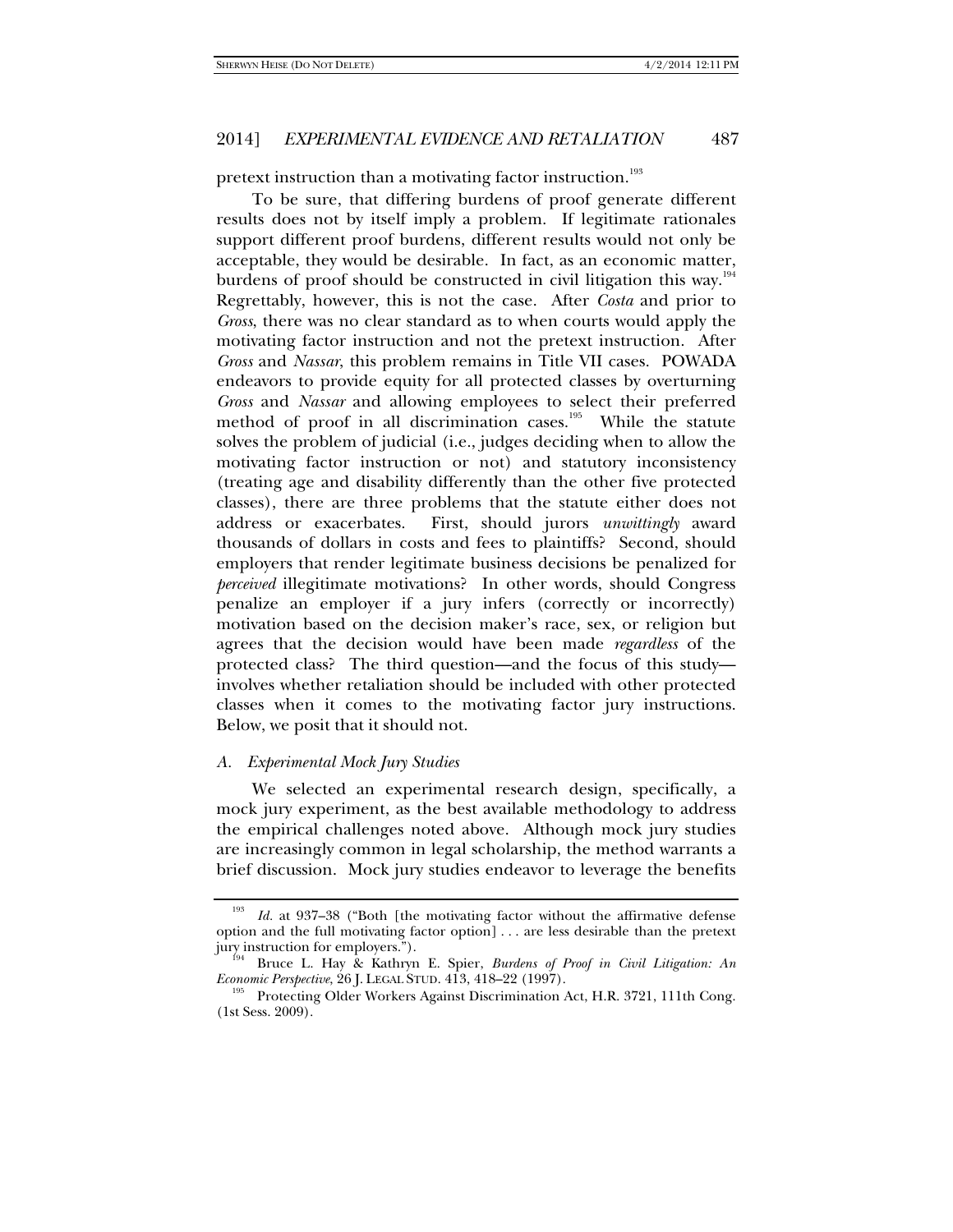pretext instruction than a motivating factor instruction.[193]

To be sure, that differing burdens of proof generate different results does not by itself imply a problem. If legitimate rationales support different proof burdens, different results would not only be acceptable, they would be desirable. In fact, as an economic matter, burdens of proof should be constructed in civil litigation this way.[194] Regrettably, however, this is not the case. After *Costa* and prior to *Gross*, there was no clear standard as to when courts would apply the motivating factor instruction and not the pretext instruction. After *Gross* and *Nassar,* this problem remains in Title VII cases. POWADA endeavors to provide equity for all protected classes by overturning *Gross* and *Nassar* and allowing employees to select their preferred method of proof in all discrimination cases.[195] While the statute solves the problem of judicial (i.e., judges deciding when to allow the motivating factor instruction or not) and statutory inconsistency (treating age and disability differently than the other five protected classes), there are three problems that the statute either does not address or exacerbates. First, should jurors *unwittingly* award thousands of dollars in costs and fees to plaintiffs? Second, should employers that render legitimate business decisions be penalized for *perceived* illegitimate motivations? In other words, should Congress penalize an employer if a jury infers (correctly or incorrectly) motivation based on the decision maker's race, sex, or religion but agrees that the decision would have been made *regardless* of the protected class? The third question—and the focus of this study—involves whether retaliation should be included with other protected classes when it comes to the motivating factor jury instructions. Below, we posit that it should not.

### *A. Experimental Mock Jury Studies*

We selected an experimental research design, specifically, a mock jury experiment, as the best available methodology to address the empirical challenges noted above. Although mock jury studies are increasingly common in legal scholarship, the method warrants a brief discussion. Mock jury studies endeavor to leverage the benefits

---

[193] *Id.* at 937–38 ("Both [the motivating factor without the affirmative defense option and the full motivating factor option] . . . are less desirable than the pretext jury instruction for employers.").

[194] Bruce L. Hay & Kathryn E. Spier, *Burdens of Proof in Civil Litigation: An Economic Perspective*, 26 J. LEGAL STUD. 413, 418–22 (1997).

[195] Protecting Older Workers Against Discrimination Act, H.R. 3721, 111th Cong. (1st Sess. 2009).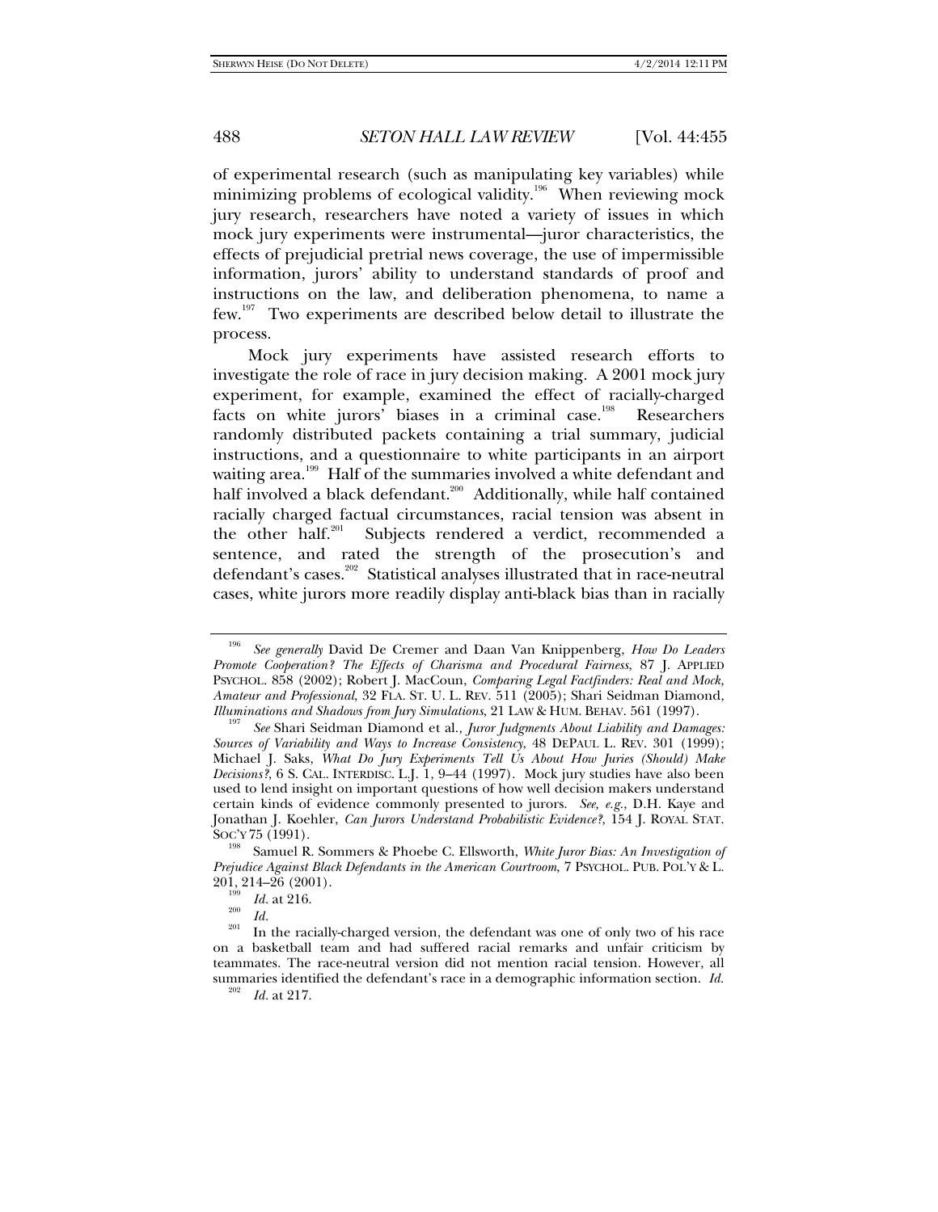of experimental research (such as manipulating key variables) while minimizing problems of ecological validity.[196] When reviewing mock jury research, researchers have noted a variety of issues in which mock jury experiments were instrumental—juror characteristics, the effects of prejudicial pretrial news coverage, the use of impermissible information, jurors' ability to understand standards of proof and instructions on the law, and deliberation phenomena, to name a few.[197] Two experiments are described below detail to illustrate the process.

Mock jury experiments have assisted research efforts to investigate the role of race in jury decision making. A 2001 mock jury experiment, for example, examined the effect of racially-charged facts on white jurors' biases in a criminal case.[198] Researchers randomly distributed packets containing a trial summary, judicial instructions, and a questionnaire to white participants in an airport waiting area.[199] Half of the summaries involved a white defendant and half involved a black defendant.[200] Additionally, while half contained racially charged factual circumstances, racial tension was absent in the other half.[201] Subjects rendered a verdict, recommended a sentence, and rated the strength of the prosecution's and defendant's cases.[202] Statistical analyses illustrated that in race-neutral cases, white jurors more readily display anti-black bias than in racially

---

[196] *See generally* David De Cremer and Daan Van Knippenberg, *How Do Leaders Promote Cooperation? The Effects of Charisma and Procedural Fairness*, 87 J. APPLIED PSYCHOL. 858 (2002); Robert J. MacCoun, *Comparing Legal Factfinders: Real and Mock, Amateur and Professional*, 32 FLA. ST. U. L. REV. 511 (2005); Shari Seidman Diamond, *Illuminations and Shadows from Jury Simulations*, 21 LAW & HUM. BEHAV. 561 (1997).

[197] *See* Shari Seidman Diamond et al., *Juror Judgments About Liability and Damages: Sources of Variability and Ways to Increase Consistency*, 48 DEPAUL L. REV. 301 (1999); Michael J. Saks, *What Do Jury Experiments Tell Us About How Juries (Should) Make Decisions?*, 6 S. CAL. INTERDISC. L.J. 1, 9–44 (1997). Mock jury studies have also been used to lend insight on important questions of how well decision makers understand certain kinds of evidence commonly presented to jurors. *See, e.g.*, D.H. Kaye and Jonathan J. Koehler, *Can Jurors Understand Probabilistic Evidence?*, 154 J. ROYAL STAT. SOC'Y 75 (1991).

[198] Samuel R. Sommers & Phoebe C. Ellsworth, *White Juror Bias: An Investigation of Prejudice Against Black Defendants in the American Courtroom*, 7 PSYCHOL. PUB. POL'Y & L. 201, 214–26 (2001).

[199] *Id.* at 216.

[200] *Id.*

[201] In the racially-charged version, the defendant was one of only two of his race on a basketball team and had suffered racial remarks and unfair criticism by teammates. The race-neutral version did not mention racial tension. However, all summaries identified the defendant's race in a demographic information section. *Id.*

[202] *Id.* at 217.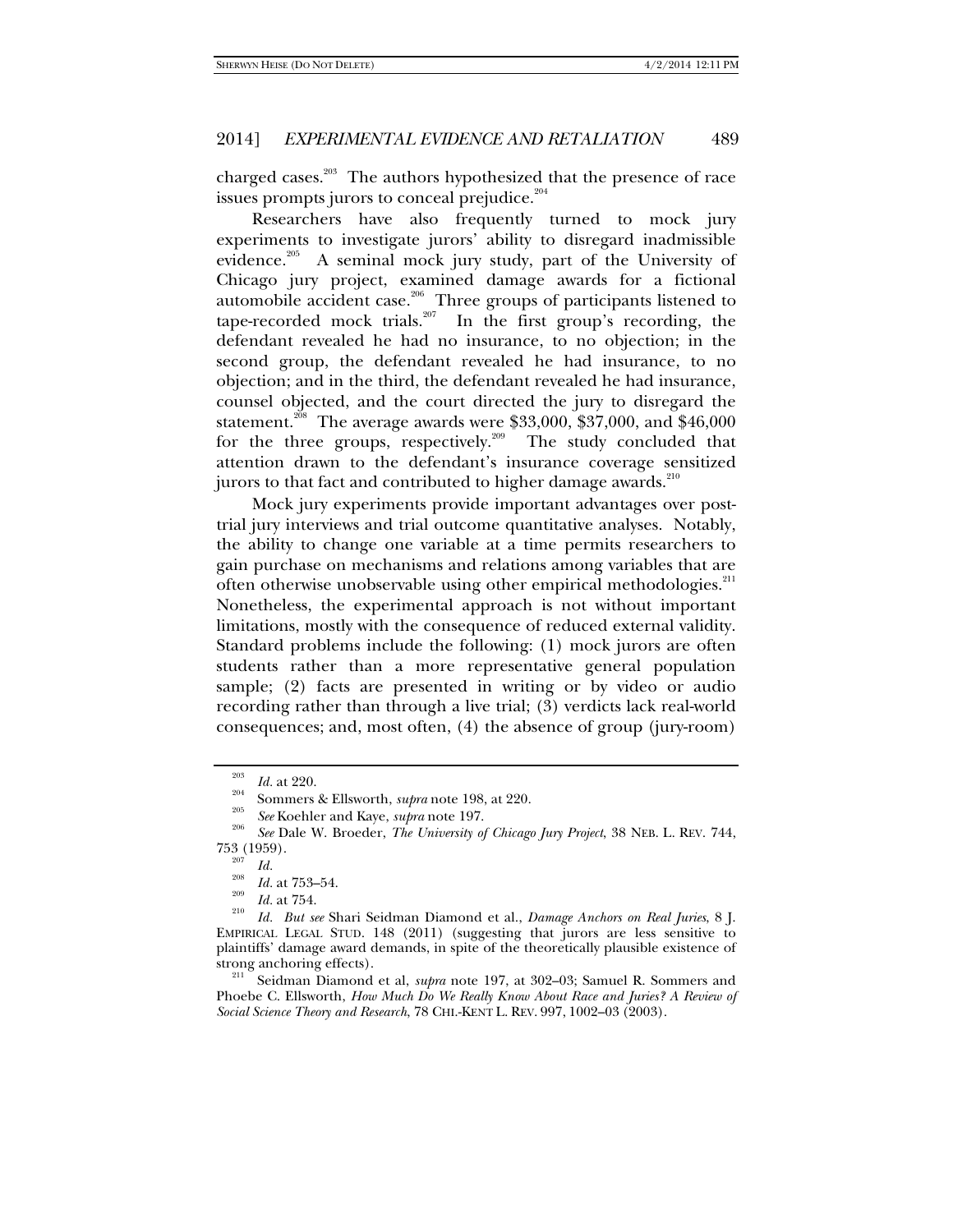charged cases.[203] The authors hypothesized that the presence of race issues prompts jurors to conceal prejudice.[204]

Researchers have also frequently turned to mock jury experiments to investigate jurors' ability to disregard inadmissible evidence.[205] A seminal mock jury study, part of the University of Chicago jury project, examined damage awards for a fictional automobile accident case.[206] Three groups of participants listened to tape-recorded mock trials.[207] In the first group's recording, the defendant revealed he had no insurance, to no objection; in the second group, the defendant revealed he had insurance, to no objection; and in the third, the defendant revealed he had insurance, counsel objected, and the court directed the jury to disregard the statement.[208] The average awards were $33,000, $37,000, and $46,000 for the three groups, respectively.[209] The study concluded that attention drawn to the defendant's insurance coverage sensitized jurors to that fact and contributed to higher damage awards.[210]

Mock jury experiments provide important advantages over post-trial jury interviews and trial outcome quantitative analyses. Notably, the ability to change one variable at a time permits researchers to gain purchase on mechanisms and relations among variables that are often otherwise unobservable using other empirical methodologies.[211] Nonetheless, the experimental approach is not without important limitations, mostly with the consequence of reduced external validity. Standard problems include the following: (1) mock jurors are often students rather than a more representative general population sample; (2) facts are presented in writing or by video or audio recording rather than through a live trial; (3) verdicts lack real-world consequences; and, most often, (4) the absence of group (jury-room)

---

[203] *Id.* at 220.

[204] Sommers & Ellsworth, *supra* note 198, at 220.

[205] *See* Koehler and Kaye, *supra* note 197.

[206] *See* Dale W. Broeder, *The University of Chicago Jury Project*, 38 NEB. L. REV. 744, 753 (1959).

[207] *Id.*

[208] *Id.* at 753–54.

[209] *Id.* at 754.

[210] *Id.* *But see* Shari Seidman Diamond et al., *Damage Anchors on Real Juries*, 8 J. EMPIRICAL LEGAL STUD. 148 (2011) (suggesting that jurors are less sensitive to plaintiffs' damage award demands, in spite of the theoretically plausible existence of strong anchoring effects).

[211] Seidman Diamond et al, *supra* note 197, at 302–03; Samuel R. Sommers and Phoebe C. Ellsworth, *How Much Do We Really Know About Race and Juries? A Review of Social Science Theory and Research*, 78 CHI.-KENT L. REV. 997, 1002–03 (2003).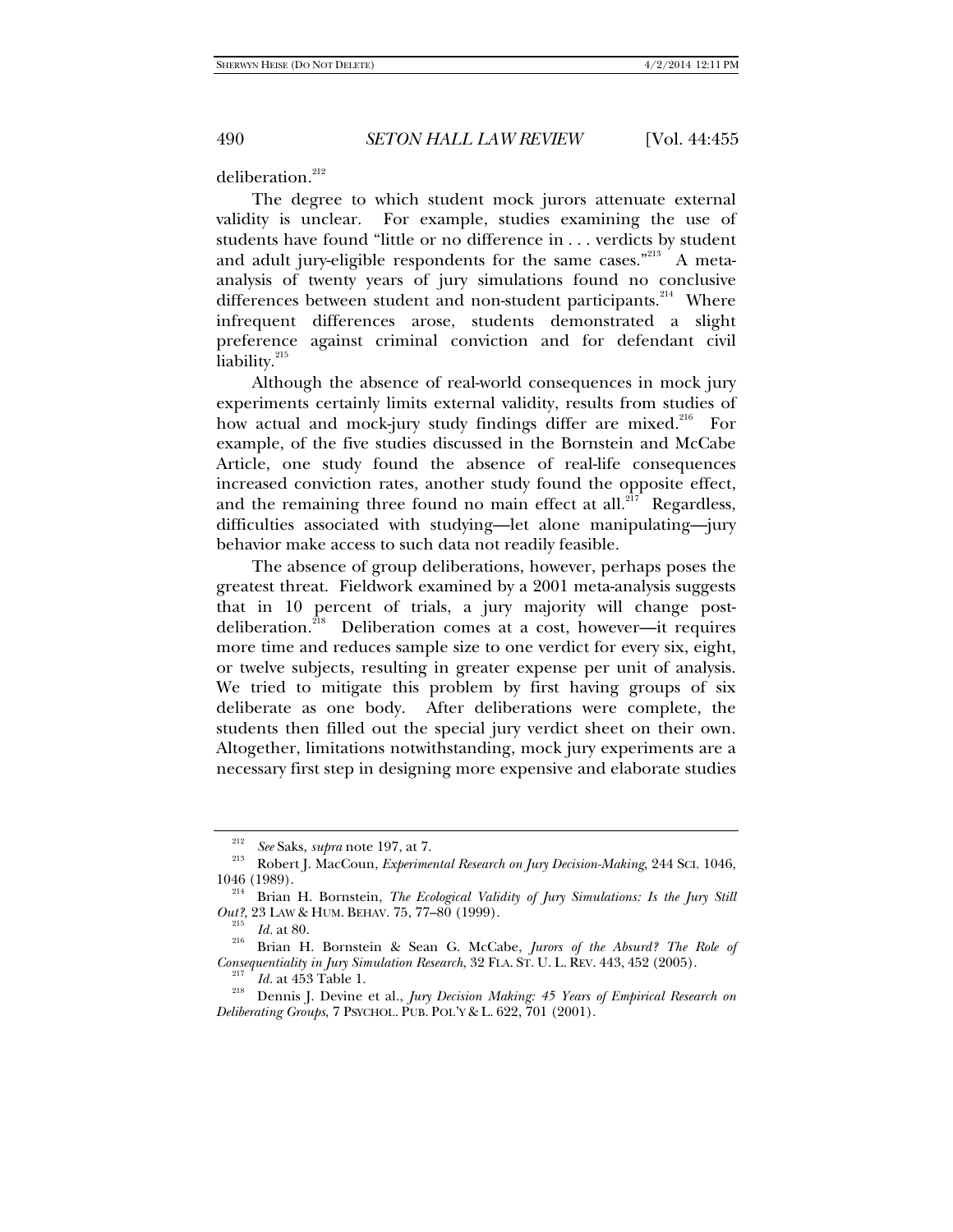deliberation.[212]

The degree to which student mock jurors attenuate external validity is unclear. For example, studies examining the use of students have found "little or no difference in . . . verdicts by student and adult jury-eligible respondents for the same cases."[213] A meta-analysis of twenty years of jury simulations found no conclusive differences between student and non-student participants.[214] Where infrequent differences arose, students demonstrated a slight preference against criminal conviction and for defendant civil liability.[215]

Although the absence of real-world consequences in mock jury experiments certainly limits external validity, results from studies of how actual and mock-jury study findings differ are mixed.[216] For example, of the five studies discussed in the Bornstein and McCabe Article, one study found the absence of real-life consequences increased conviction rates, another study found the opposite effect, and the remaining three found no main effect at all.[217] Regardless, difficulties associated with studying—let alone manipulating—jury behavior make access to such data not readily feasible.

The absence of group deliberations, however, perhaps poses the greatest threat. Fieldwork examined by a 2001 meta-analysis suggests that in 10 percent of trials, a jury majority will change post-deliberation.[218] Deliberation comes at a cost, however—it requires more time and reduces sample size to one verdict for every six, eight, or twelve subjects, resulting in greater expense per unit of analysis. We tried to mitigate this problem by first having groups of six deliberate as one body. After deliberations were complete, the students then filled out the special jury verdict sheet on their own. Altogether, limitations notwithstanding, mock jury experiments are a necessary first step in designing more expensive and elaborate studies

---

[212] *See* Saks, *supra* note 197, at 7.

[213] Robert J. MacCoun, *Experimental Research on Jury Decision-Making*, 244 SCI. 1046, 1046 (1989).

[214] Brian H. Bornstein, *The Ecological Validity of Jury Simulations: Is the Jury Still Out?*, 23 LAW & HUM. BEHAV. 75, 77–80 (1999).

[215] *Id.* at 80.

[216] Brian H. Bornstein & Sean G. McCabe, *Jurors of the Absurd? The Role of Consequentiality in Jury Simulation Research*, 32 FLA. ST. U. L. REV. 443, 452 (2005).

[217] *Id.* at 453 Table 1.

[218] Dennis J. Devine et al., *Jury Decision Making: 45 Years of Empirical Research on Deliberating Groups*, 7 PSYCHOL. PUB. POL'Y & L. 622, 701 (2001).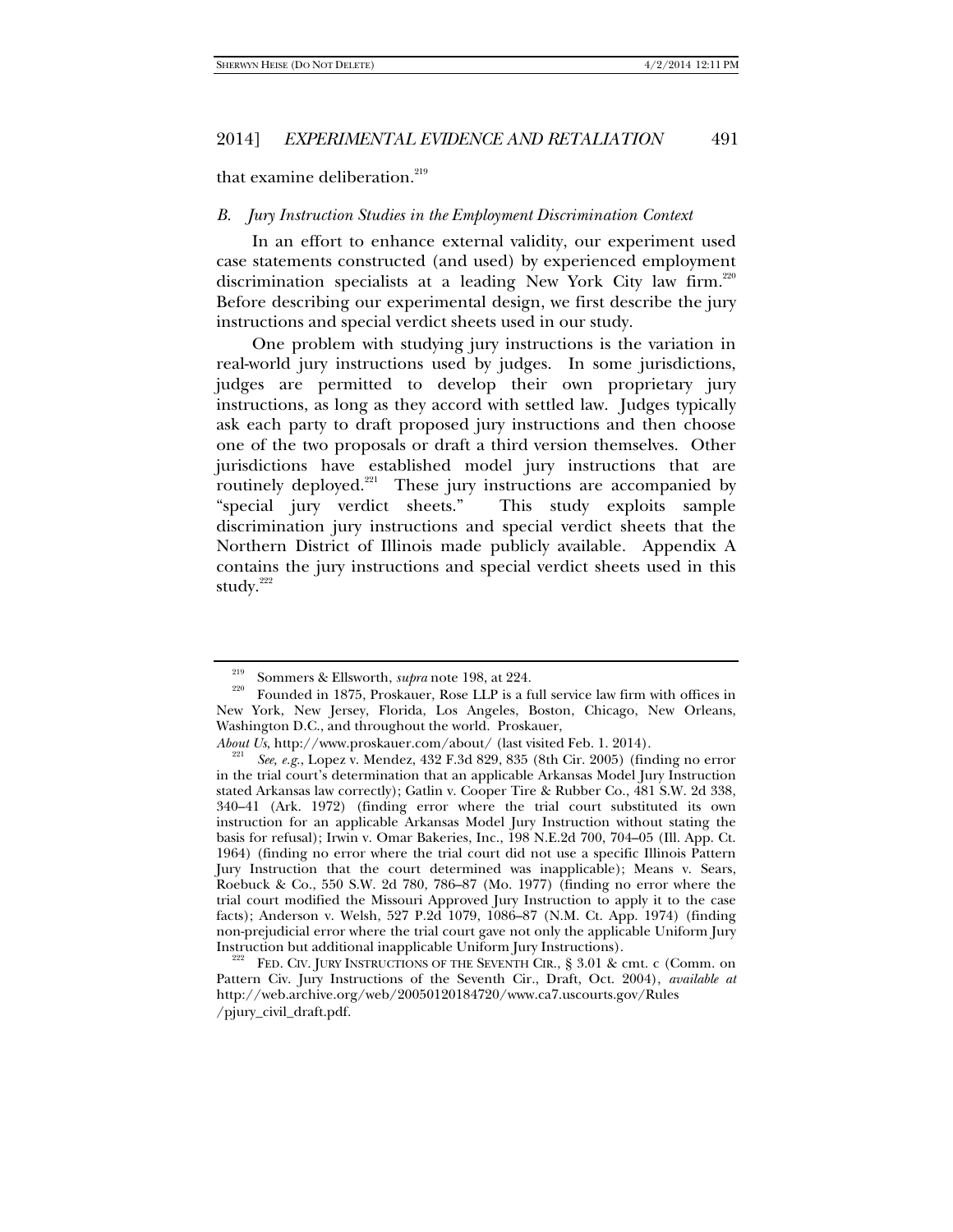that examine deliberation.[219]

### *B. Jury Instruction Studies in the Employment Discrimination Context*

In an effort to enhance external validity, our experiment used case statements constructed (and used) by experienced employment discrimination specialists at a leading New York City law firm.[220] Before describing our experimental design, we first describe the jury instructions and special verdict sheets used in our study.

One problem with studying jury instructions is the variation in real-world jury instructions used by judges. In some jurisdictions, judges are permitted to develop their own proprietary jury instructions, as long as they accord with settled law. Judges typically ask each party to draft proposed jury instructions and then choose one of the two proposals or draft a third version themselves. Other jurisdictions have established model jury instructions that are routinely deployed.[221] These jury instructions are accompanied by "special jury verdict sheets." This study exploits sample discrimination jury instructions and special verdict sheets that the Northern District of Illinois made publicly available. Appendix A contains the jury instructions and special verdict sheets used in this study.[222]

---

[219] Sommers & Ellsworth, *supra* note 198, at 224.

[220] Founded in 1875, Proskauer, Rose LLP is a full service law firm with offices in New York, New Jersey, Florida, Los Angeles, Boston, Chicago, New Orleans, Washington D.C., and throughout the world. Proskauer, *About Us*, http://www.proskauer.com/about/ (last visited Feb. 1. 2014).

[221] *See, e.g.*, Lopez v. Mendez, 432 F.3d 829, 835 (8th Cir. 2005) (finding no error in the trial court's determination that an applicable Arkansas Model Jury Instruction stated Arkansas law correctly); Gatlin v. Cooper Tire & Rubber Co., 481 S.W. 2d 338, 340–41 (Ark. 1972) (finding error where the trial court substituted its own instruction for an applicable Arkansas Model Jury Instruction without stating the basis for refusal); Irwin v. Omar Bakeries, Inc., 198 N.E.2d 700, 704–05 (Ill. App. Ct. 1964) (finding no error where the trial court did not use a specific Illinois Pattern Jury Instruction that the court determined was inapplicable); Means v. Sears, Roebuck & Co., 550 S.W. 2d 780, 786–87 (Mo. 1977) (finding no error where the trial court modified the Missouri Approved Jury Instruction to apply it to the case facts); Anderson v. Welsh, 527 P.2d 1079, 1086–87 (N.M. Ct. App. 1974) (finding non-prejudicial error where the trial court gave not only the applicable Uniform Jury Instruction but additional inapplicable Uniform Jury Instructions).

[222] FED. CIV. JURY INSTRUCTIONS OF THE SEVENTH CIR., § 3.01 & cmt. c (Comm. on Pattern Civ. Jury Instructions of the Seventh Cir., Draft, Oct. 2004), *available at* http://web.archive.org/web/20050120184720/www.ca7.uscourts.gov/Rules/pjury_civil_draft.pdf.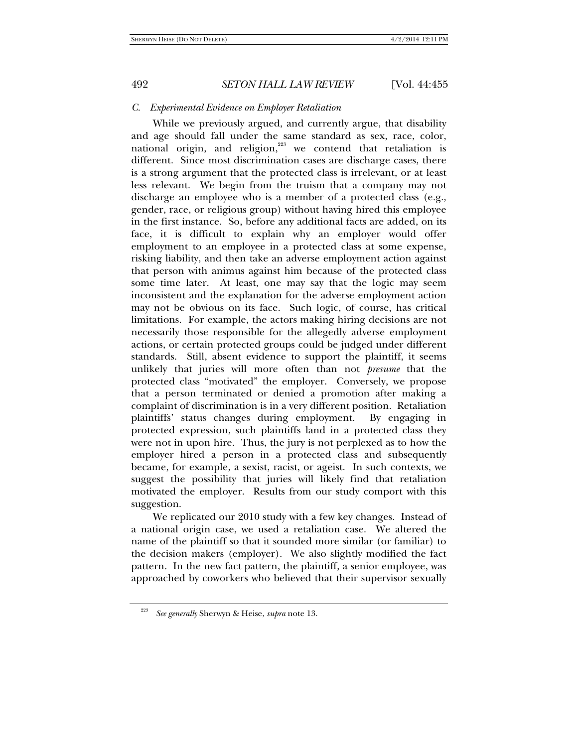### C. Experimental Evidence on Employer Retaliation

While we previously argued, and currently argue, that disability and age should fall under the same standard as sex, race, color, national origin, and religion,[223] we contend that retaliation is different. Since most discrimination cases are discharge cases, there is a strong argument that the protected class is irrelevant, or at least less relevant. We begin from the truism that a company may not discharge an employee who is a member of a protected class (e.g., gender, race, or religious group) without having hired this employee in the first instance. So, before any additional facts are added, on its face, it is difficult to explain why an employer would offer employment to an employee in a protected class at some expense, risking liability, and then take an adverse employment action against that person with animus against him because of the protected class some time later. At least, one may say that the logic may seem inconsistent and the explanation for the adverse employment action may not be obvious on its face. Such logic, of course, has critical limitations. For example, the actors making hiring decisions are not necessarily those responsible for the allegedly adverse employment actions, or certain protected groups could be judged under different standards. Still, absent evidence to support the plaintiff, it seems unlikely that juries will more often than not *presume* that the protected class "motivated" the employer. Conversely, we propose that a person terminated or denied a promotion after making a complaint of discrimination is in a very different position. Retaliation plaintiffs' status changes during employment. By engaging in protected expression, such plaintiffs land in a protected class they were not in upon hire. Thus, the jury is not perplexed as to how the employer hired a person in a protected class and subsequently became, for example, a sexist, racist, or ageist. In such contexts, we suggest the possibility that juries will likely find that retaliation motivated the employer. Results from our study comport with this suggestion.

We replicated our 2010 study with a few key changes. Instead of a national origin case, we used a retaliation case. We altered the name of the plaintiff so that it sounded more similar (or familiar) to the decision makers (employer). We also slightly modified the fact pattern. In the new fact pattern, the plaintiff, a senior employee, was approached by coworkers who believed that their supervisor sexually

---

[223] *See generally* Sherwyn & Heise, *supra* note 13.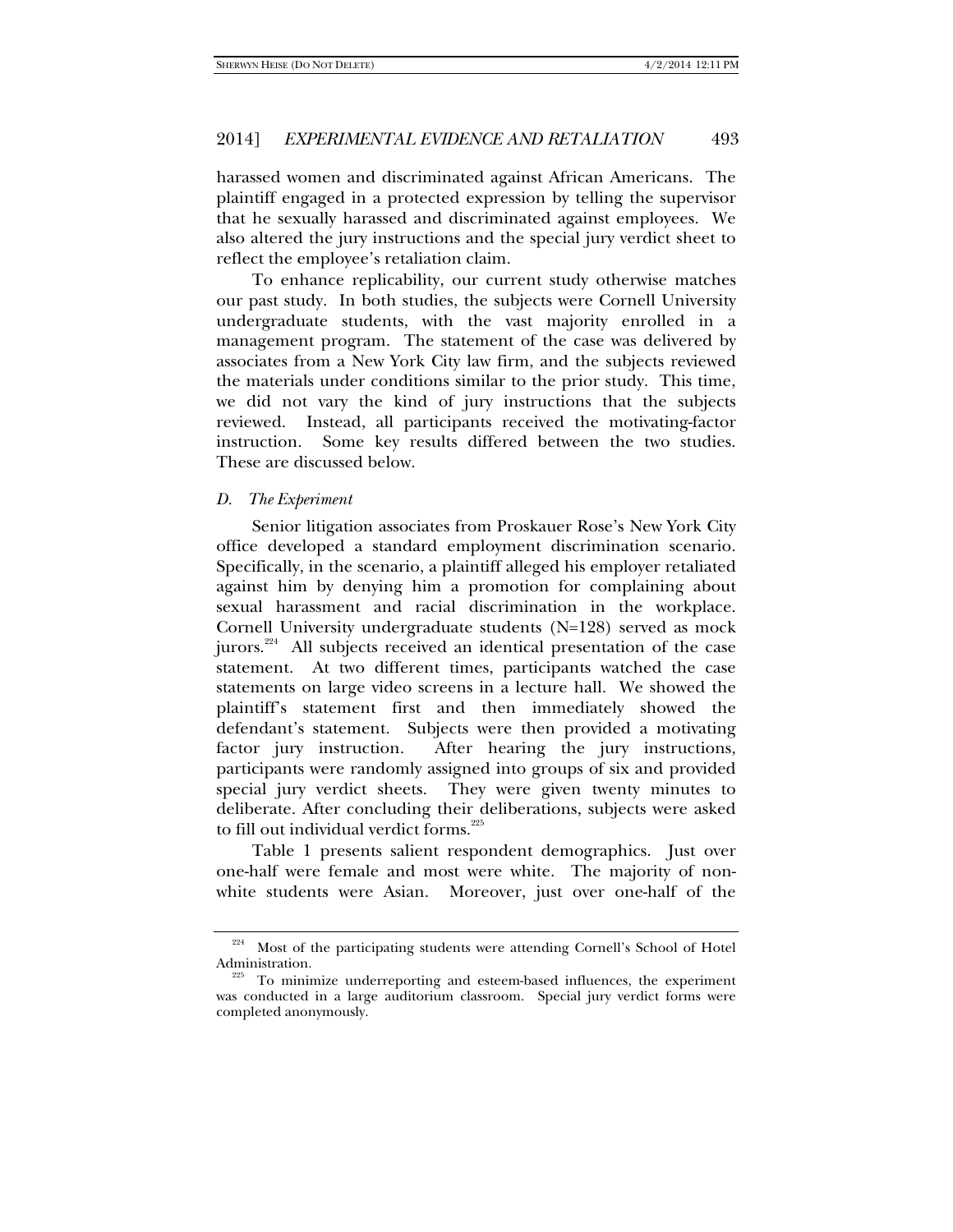harassed women and discriminated against African Americans. The plaintiff engaged in a protected expression by telling the supervisor that he sexually harassed and discriminated against employees. We also altered the jury instructions and the special jury verdict sheet to reflect the employee's retaliation claim.

To enhance replicability, our current study otherwise matches our past study. In both studies, the subjects were Cornell University undergraduate students, with the vast majority enrolled in a management program. The statement of the case was delivered by associates from a New York City law firm, and the subjects reviewed the materials under conditions similar to the prior study. This time, we did not vary the kind of jury instructions that the subjects reviewed. Instead, all participants received the motivating-factor instruction. Some key results differed between the two studies. These are discussed below.

### D. *The Experiment*

Senior litigation associates from Proskauer Rose's New York City office developed a standard employment discrimination scenario. Specifically, in the scenario, a plaintiff alleged his employer retaliated against him by denying him a promotion for complaining about sexual harassment and racial discrimination in the workplace. Cornell University undergraduate students (N=128) served as mock jurors.[224] All subjects received an identical presentation of the case statement. At two different times, participants watched the case statements on large video screens in a lecture hall. We showed the plaintiff's statement first and then immediately showed the defendant's statement. Subjects were then provided a motivating factor jury instruction. After hearing the jury instructions, participants were randomly assigned into groups of six and provided special jury verdict sheets. They were given twenty minutes to deliberate. After concluding their deliberations, subjects were asked to fill out individual verdict forms.[225]

Table 1 presents salient respondent demographics. Just over one-half were female and most were white. The majority of non-white students were Asian. Moreover, just over one-half of the

---

[224] Most of the participating students were attending Cornell's School of Hotel Administration.

[225] To minimize underreporting and esteem-based influences, the experiment was conducted in a large auditorium classroom. Special jury verdict forms were completed anonymously.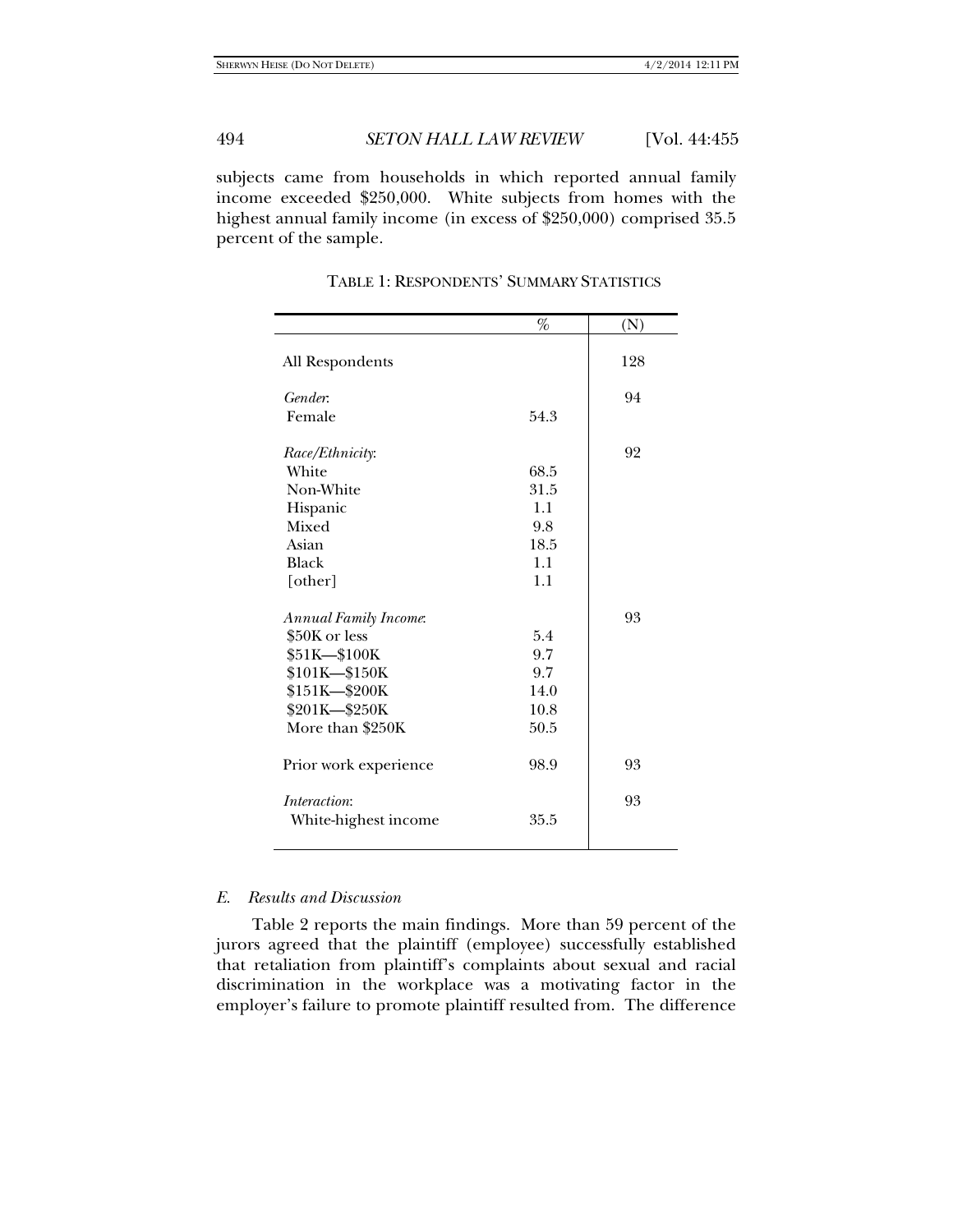subjects came from households in which reported annual family income exceeded $250,000. White subjects from homes with the highest annual family income (in excess of $250,000) comprised 35.5 percent of the sample.

TABLE 1: RESPONDENTS' SUMMARY STATISTICS

| | % | (N) |
|---|---|---|
| All Respondents | | 128 |
| *Gender*: | | 94 |
| Female | 54.3 | |
| *Race/Ethnicity*: | | 92 |
| White | 68.5 | |
| Non-White | 31.5 | |
| Hispanic | 1.1 | |
| Mixed | 9.8 | |
| Asian | 18.5 | |
| Black | 1.1 | |
| [other] | 1.1 | |
| *Annual Family Income*: | | 93 |
| $50K or less | 5.4 | |
| $51K—$100K | 9.7 | |
| $101K—$150K | 9.7 | |
| $151K—$200K | 14.0 | |
| $201K—$250K | 10.8 | |
| More than $250K | 50.5 | |
| Prior work experience | 98.9 | 93 |
| *Interaction*: | | 93 |
| White-highest income | 35.5 | |

### *E. Results and Discussion*

Table 2 reports the main findings. More than 59 percent of the jurors agreed that the plaintiff (employee) successfully established that retaliation from plaintiff's complaints about sexual and racial discrimination in the workplace was a motivating factor in the employer's failure to promote plaintiff resulted from. The difference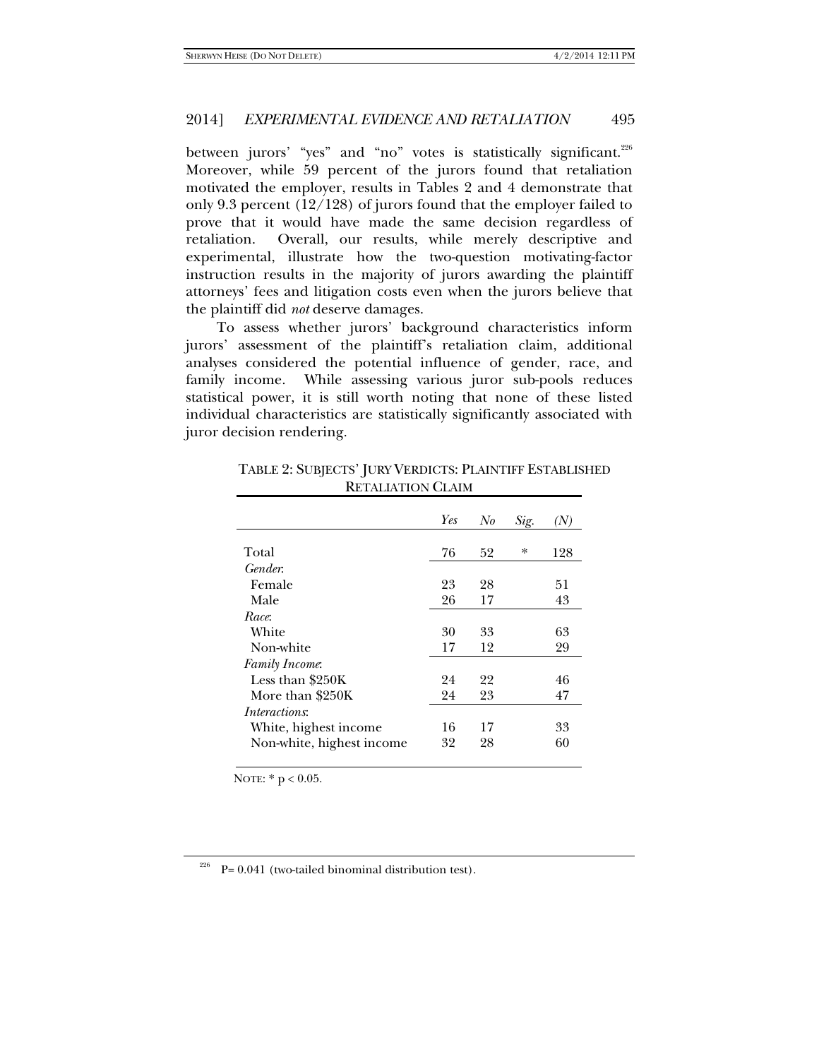between jurors' "yes" and "no" votes is statistically significant.[226] Moreover, while 59 percent of the jurors found that retaliation motivated the employer, results in Tables 2 and 4 demonstrate that only 9.3 percent (12/128) of jurors found that the employer failed to prove that it would have made the same decision regardless of retaliation. Overall, our results, while merely descriptive and experimental, illustrate how the two-question motivating-factor instruction results in the majority of jurors awarding the plaintiff attorneys' fees and litigation costs even when the jurors believe that the plaintiff did *not* deserve damages.

To assess whether jurors' background characteristics inform jurors' assessment of the plaintiff's retaliation claim, additional analyses considered the potential influence of gender, race, and family income. While assessing various juror sub-pools reduces statistical power, it is still worth noting that none of these listed individual characteristics are statistically significantly associated with juror decision rendering.

TABLE 2: SUBJECTS' JURY VERDICTS: PLAINTIFF ESTABLISHED RETALIATION CLAIM

| | *Yes* | *No* | *Sig.* | *(N)* |
|---|---|---|---|---|
| Total | 76 | 52 | * | 128 |
| *Gender*: | | | | |
| Female | 23 | 28 | | 51 |
| Male | 26 | 17 | | 43 |
| *Race*: | | | | |
| White | 30 | 33 | | 63 |
| Non-white | 17 | 12 | | 29 |
| *Family Income*: | | | | |
| Less than $250K | 24 | 22 | | 46 |
| More than $250K | 24 | 23 | | 47 |
| *Interactions*: | | | | |
| White, highest income | 16 | 17 | | 33 |
| Non-white, highest income | 32 | 28 | | 60 |

NOTE: * $p < 0.05$.

[226] P= 0.041 (two-tailed binominal distribution test).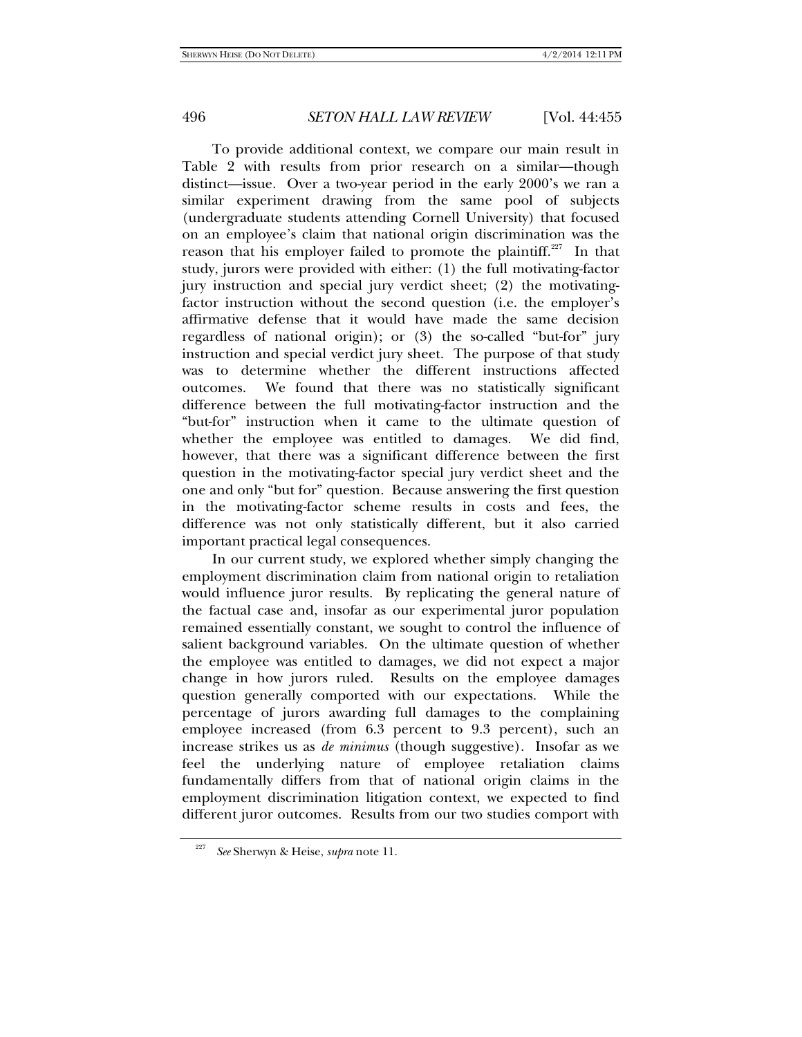To provide additional context, we compare our main result in Table 2 with results from prior research on a similar—though distinct—issue. Over a two-year period in the early 2000's we ran a similar experiment drawing from the same pool of subjects (undergraduate students attending Cornell University) that focused on an employee's claim that national origin discrimination was the reason that his employer failed to promote the plaintiff.[227] In that study, jurors were provided with either: (1) the full motivating-factor jury instruction and special jury verdict sheet; (2) the motivating-factor instruction without the second question (i.e. the employer's affirmative defense that it would have made the same decision regardless of national origin); or (3) the so-called "but-for" jury instruction and special verdict jury sheet. The purpose of that study was to determine whether the different instructions affected outcomes. We found that there was no statistically significant difference between the full motivating-factor instruction and the "but-for" instruction when it came to the ultimate question of whether the employee was entitled to damages. We did find, however, that there was a significant difference between the first question in the motivating-factor special jury verdict sheet and the one and only "but for" question. Because answering the first question in the motivating-factor scheme results in costs and fees, the difference was not only statistically different, but it also carried important practical legal consequences.

In our current study, we explored whether simply changing the employment discrimination claim from national origin to retaliation would influence juror results. By replicating the general nature of the factual case and, insofar as our experimental juror population remained essentially constant, we sought to control the influence of salient background variables. On the ultimate question of whether the employee was entitled to damages, we did not expect a major change in how jurors ruled. Results on the employee damages question generally comported with our expectations. While the percentage of jurors awarding full damages to the complaining employee increased (from 6.3 percent to 9.3 percent), such an increase strikes us as *de minimus* (though suggestive). Insofar as we feel the underlying nature of employee retaliation claims fundamentally differs from that of national origin claims in the employment discrimination litigation context, we expected to find different juror outcomes. Results from our two studies comport with

[227] *See* Sherwyn & Heise, *supra* note 11.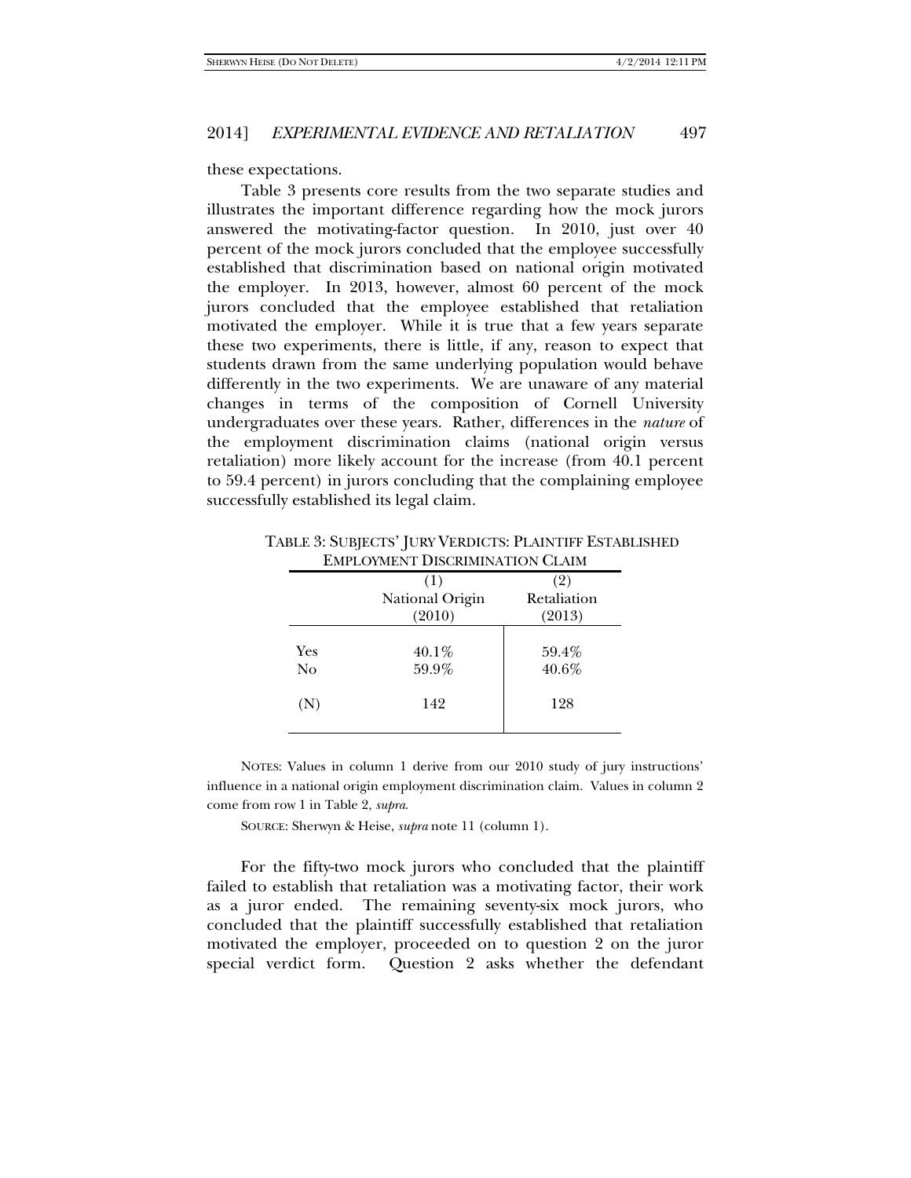these expectations.

Table 3 presents core results from the two separate studies and illustrates the important difference regarding how the mock jurors answered the motivating-factor question. In 2010, just over 40 percent of the mock jurors concluded that the employee successfully established that discrimination based on national origin motivated the employer. In 2013, however, almost 60 percent of the mock jurors concluded that the employee established that retaliation motivated the employer. While it is true that a few years separate these two experiments, there is little, if any, reason to expect that students drawn from the same underlying population would behave differently in the two experiments. We are unaware of any material changes in terms of the composition of Cornell University undergraduates over these years. Rather, differences in the *nature* of the employment discrimination claims (national origin versus retaliation) more likely account for the increase (from 40.1 percent to 59.4 percent) in jurors concluding that the complaining employee successfully established its legal claim.

TABLE 3: SUBJECTS' JURY VERDICTS: PLAINTIFF ESTABLISHED EMPLOYMENT DISCRIMINATION CLAIM

| | (1) National Origin (2010) | (2) Retaliation (2013) |
|---|---|---|
| Yes | 40.1% | 59.4% |
| No | 59.9% | 40.6% |
| (N) | 142 | 128 |

NOTES: Values in column 1 derive from our 2010 study of jury instructions' influence in a national origin employment discrimination claim. Values in column 2 come from row 1 in Table 2, *supra*.

SOURCE: Sherwyn & Heise, *supra* note 11 (column 1).

For the fifty-two mock jurors who concluded that the plaintiff failed to establish that retaliation was a motivating factor, their work as a juror ended. The remaining seventy-six mock jurors, who concluded that the plaintiff successfully established that retaliation motivated the employer, proceeded on to question 2 on the juror special verdict form. Question 2 asks whether the defendant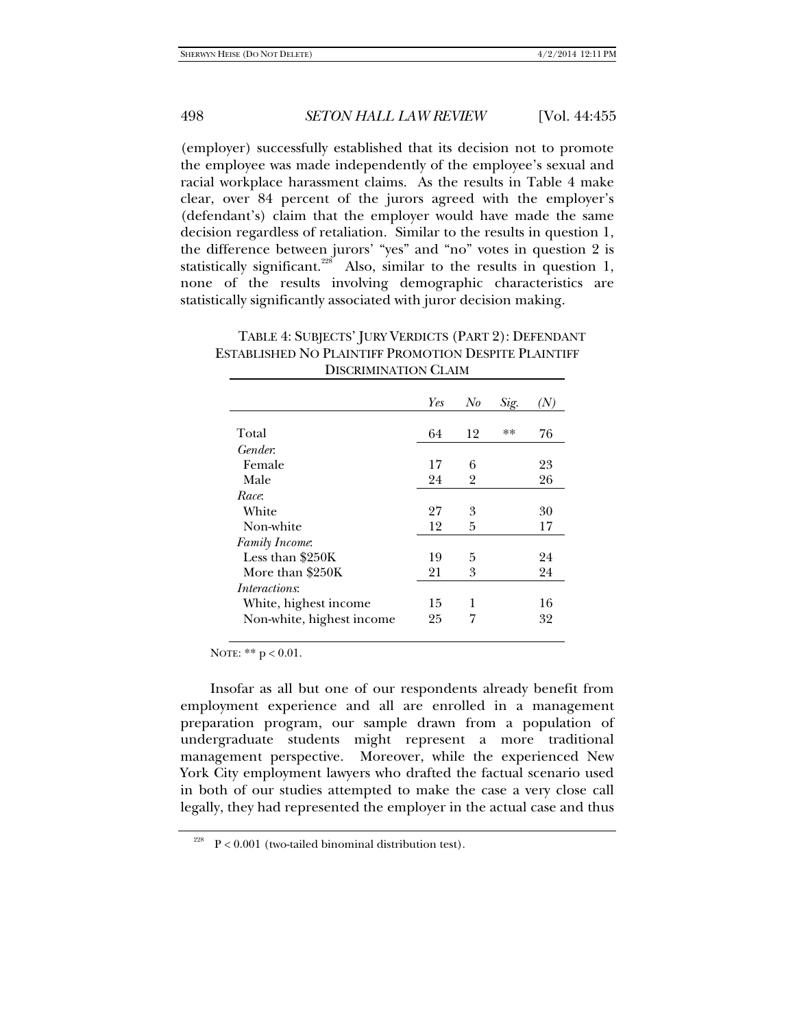(employer) successfully established that its decision not to promote the employee was made independently of the employee's sexual and racial workplace harassment claims. As the results in Table 4 make clear, over 84 percent of the jurors agreed with the employer's (defendant's) claim that the employer would have made the same decision regardless of retaliation. Similar to the results in question 1, the difference between jurors' "yes" and "no" votes in question 2 is statistically significant.[228] Also, similar to the results in question 1, none of the results involving demographic characteristics are statistically significantly associated with juror decision making.

TABLE 4: SUBJECTS' JURY VERDICTS (PART 2): DEFENDANT ESTABLISHED NO PLAINTIFF PROMOTION DESPITE PLAINTIFF DISCRIMINATION CLAIM

| | *Yes* | *No* | *Sig.* | *(N)* |
|---|---|---|---|---|
| Total | 64 | 12 | ** | 76 |
| *Gender*: | | | | |
| Female | 17 | 6 | | 23 |
| Male | 24 | 2 | | 26 |
| *Race*: | | | | |
| White | 27 | 3 | | 30 |
| Non-white | 12 | 5 | | 17 |
| *Family Income*: | | | | |
| Less than $250K | 19 | 5 | | 24 |
| More than $250K | 21 | 3 | | 24 |
| *Interactions*: | | | | |
| White, highest income | 15 | 1 | | 16 |
| Non-white, highest income | 25 | 7 | | 32 |

NOTE: ** $p < 0.01$.

Insofar as all but one of our respondents already benefit from employment experience and all are enrolled in a management preparation program, our sample drawn from a population of undergraduate students might represent a more traditional management perspective. Moreover, while the experienced New York City employment lawyers who drafted the factual scenario used in both of our studies attempted to make the case a very close call legally, they had represented the employer in the actual case and thus

[228] $P < 0.001$ (two-tailed binominal distribution test).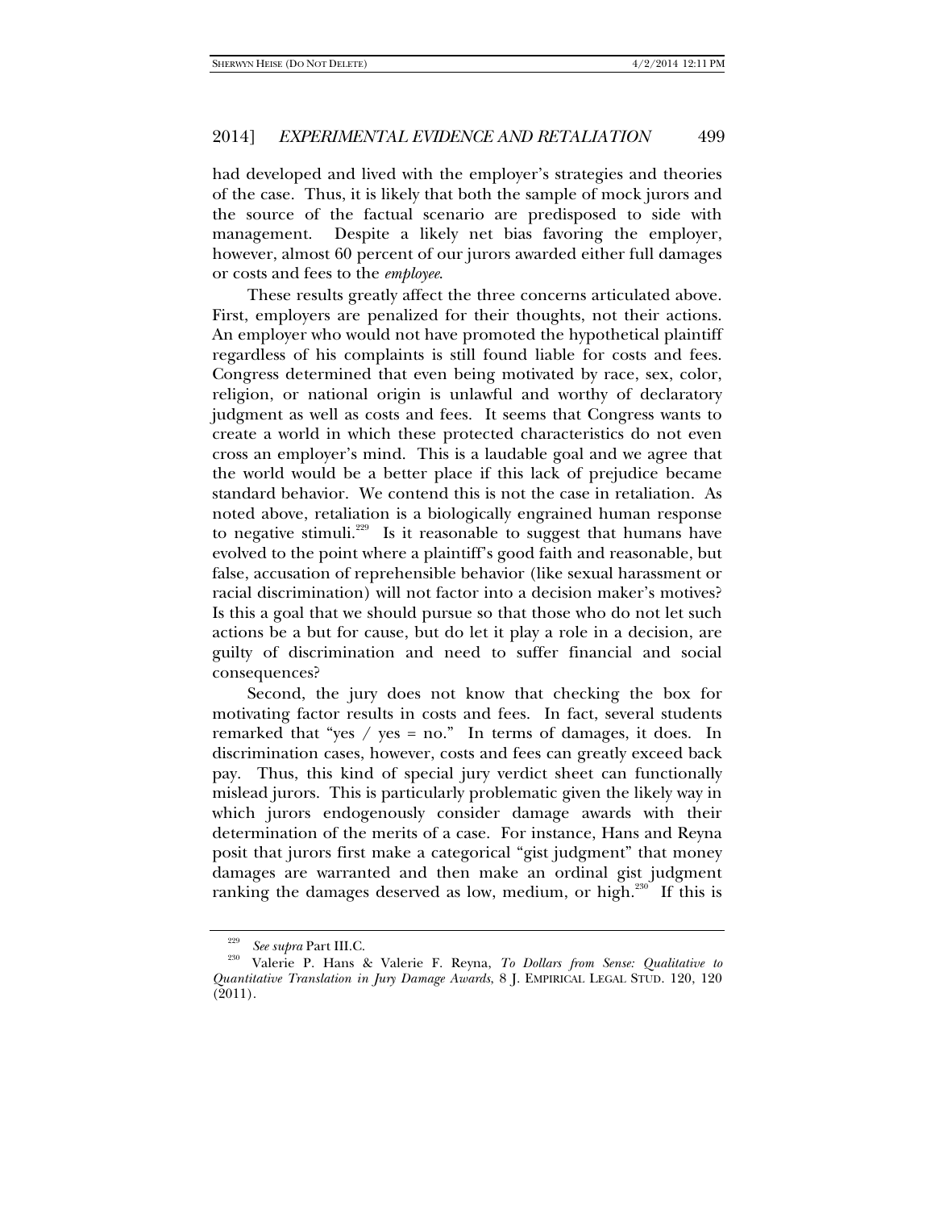had developed and lived with the employer's strategies and theories of the case. Thus, it is likely that both the sample of mock jurors and the source of the factual scenario are predisposed to side with management. Despite a likely net bias favoring the employer, however, almost 60 percent of our jurors awarded either full damages or costs and fees to the *employee*.

These results greatly affect the three concerns articulated above. First, employers are penalized for their thoughts, not their actions. An employer who would not have promoted the hypothetical plaintiff regardless of his complaints is still found liable for costs and fees. Congress determined that even being motivated by race, sex, color, religion, or national origin is unlawful and worthy of declaratory judgment as well as costs and fees. It seems that Congress wants to create a world in which these protected characteristics do not even cross an employer's mind. This is a laudable goal and we agree that the world would be a better place if this lack of prejudice became standard behavior. We contend this is not the case in retaliation. As noted above, retaliation is a biologically engrained human response to negative stimuli.[229] Is it reasonable to suggest that humans have evolved to the point where a plaintiff's good faith and reasonable, but false, accusation of reprehensible behavior (like sexual harassment or racial discrimination) will not factor into a decision maker's motives? Is this a goal that we should pursue so that those who do not let such actions be a but for cause, but do let it play a role in a decision, are guilty of discrimination and need to suffer financial and social consequences?

Second, the jury does not know that checking the box for motivating factor results in costs and fees. In fact, several students remarked that "yes / yes = no." In terms of damages, it does. In discrimination cases, however, costs and fees can greatly exceed back pay. Thus, this kind of special jury verdict sheet can functionally mislead jurors. This is particularly problematic given the likely way in which jurors endogenously consider damage awards with their determination of the merits of a case. For instance, Hans and Reyna posit that jurors first make a categorical "gist judgment" that money damages are warranted and then make an ordinal gist judgment ranking the damages deserved as low, medium, or high.[230] If this is

---

[229] *See supra* Part III.C.

[230] Valerie P. Hans & Valerie F. Reyna, *To Dollars from Sense: Qualitative to Quantitative Translation in Jury Damage Awards*, 8 J. EMPIRICAL LEGAL STUD. 120, 120 (2011).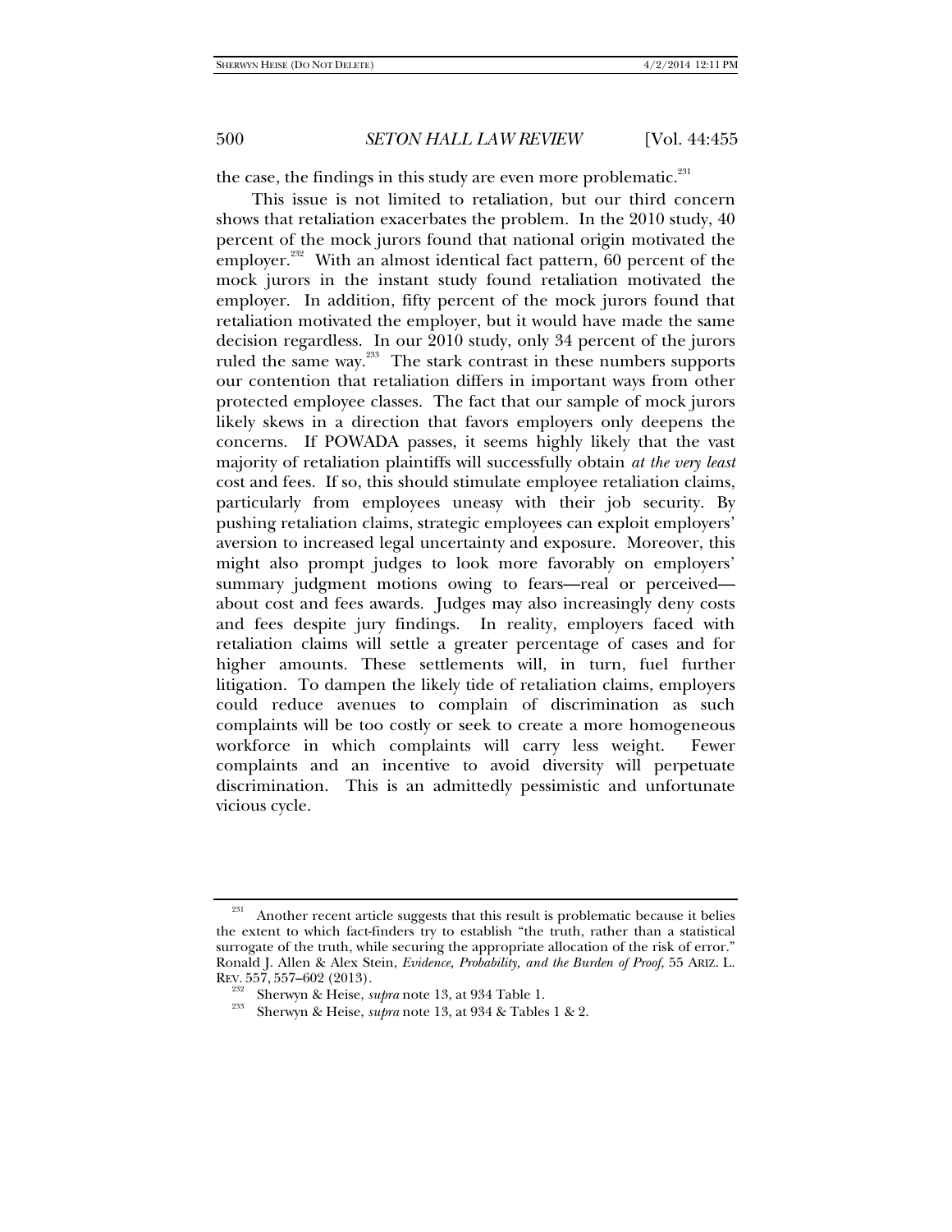the case, the findings in this study are even more problematic.[231]

This issue is not limited to retaliation, but our third concern shows that retaliation exacerbates the problem. In the 2010 study, 40 percent of the mock jurors found that national origin motivated the employer.[232] With an almost identical fact pattern, 60 percent of the mock jurors in the instant study found retaliation motivated the employer. In addition, fifty percent of the mock jurors found that retaliation motivated the employer, but it would have made the same decision regardless. In our 2010 study, only 34 percent of the jurors ruled the same way.[233] The stark contrast in these numbers supports our contention that retaliation differs in important ways from other protected employee classes. The fact that our sample of mock jurors likely skews in a direction that favors employers only deepens the concerns. If POWADA passes, it seems highly likely that the vast majority of retaliation plaintiffs will successfully obtain *at the very least* cost and fees. If so, this should stimulate employee retaliation claims, particularly from employees uneasy with their job security. By pushing retaliation claims, strategic employees can exploit employers' aversion to increased legal uncertainty and exposure. Moreover, this might also prompt judges to look more favorably on employers' summary judgment motions owing to fears—real or perceived—about cost and fees awards. Judges may also increasingly deny costs and fees despite jury findings. In reality, employers faced with retaliation claims will settle a greater percentage of cases and for higher amounts. These settlements will, in turn, fuel further litigation. To dampen the likely tide of retaliation claims, employers could reduce avenues to complain of discrimination as such complaints will be too costly or seek to create a more homogeneous workforce in which complaints will carry less weight. Fewer complaints and an incentive to avoid diversity will perpetuate discrimination. This is an admittedly pessimistic and unfortunate vicious cycle.

---

[231] Another recent article suggests that this result is problematic because it belies the extent to which fact-finders try to establish "the truth, rather than a statistical surrogate of the truth, while securing the appropriate allocation of the risk of error." Ronald J. Allen & Alex Stein, *Evidence, Probability, and the Burden of Proof*, 55 ARIZ. L. REV. 557, 557–602 (2013).

[232] Sherwyn & Heise, *supra* note 13, at 934 Table 1.

[233] Sherwyn & Heise, *supra* note 13, at 934 & Tables 1 & 2.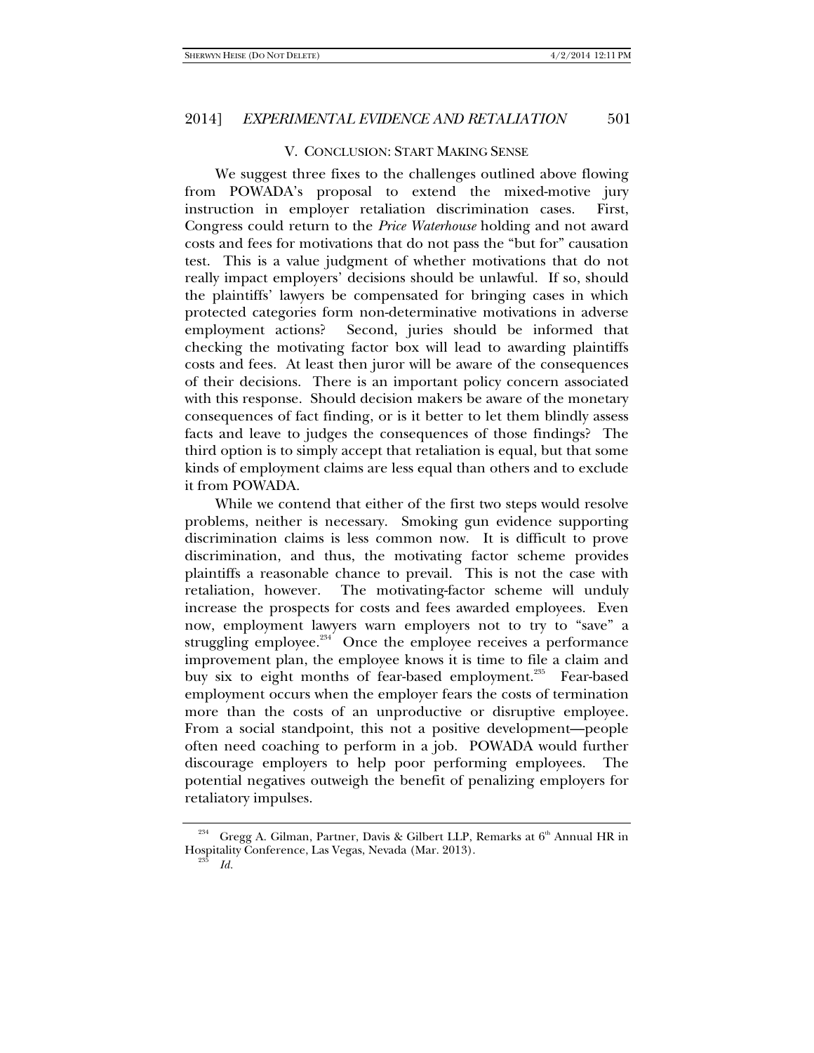## V. CONCLUSION: START MAKING SENSE

We suggest three fixes to the challenges outlined above flowing from POWADA's proposal to extend the mixed-motive jury instruction in employer retaliation discrimination cases. First, Congress could return to the *Price Waterhouse* holding and not award costs and fees for motivations that do not pass the "but for" causation test. This is a value judgment of whether motivations that do not really impact employers' decisions should be unlawful. If so, should the plaintiffs' lawyers be compensated for bringing cases in which protected categories form non-determinative motivations in adverse employment actions? Second, juries should be informed that checking the motivating factor box will lead to awarding plaintiffs costs and fees. At least then juror will be aware of the consequences of their decisions. There is an important policy concern associated with this response. Should decision makers be aware of the monetary consequences of fact finding, or is it better to let them blindly assess facts and leave to judges the consequences of those findings? The third option is to simply accept that retaliation is equal, but that some kinds of employment claims are less equal than others and to exclude it from POWADA.

While we contend that either of the first two steps would resolve problems, neither is necessary. Smoking gun evidence supporting discrimination claims is less common now. It is difficult to prove discrimination, and thus, the motivating factor scheme provides plaintiffs a reasonable chance to prevail. This is not the case with retaliation, however. The motivating-factor scheme will unduly increase the prospects for costs and fees awarded employees. Even now, employment lawyers warn employers not to try to "save" a struggling employee.[234] Once the employee receives a performance improvement plan, the employee knows it is time to file a claim and buy six to eight months of fear-based employment.[235] Fear-based employment occurs when the employer fears the costs of termination more than the costs of an unproductive or disruptive employee. From a social standpoint, this not a positive development—people often need coaching to perform in a job. POWADA would further discourage employers to help poor performing employees. The potential negatives outweigh the benefit of penalizing employers for retaliatory impulses.

---

[234] Gregg A. Gilman, Partner, Davis & Gilbert LLP, Remarks at 6th Annual HR in Hospitality Conference, Las Vegas, Nevada (Mar. 2013).

[235] *Id.*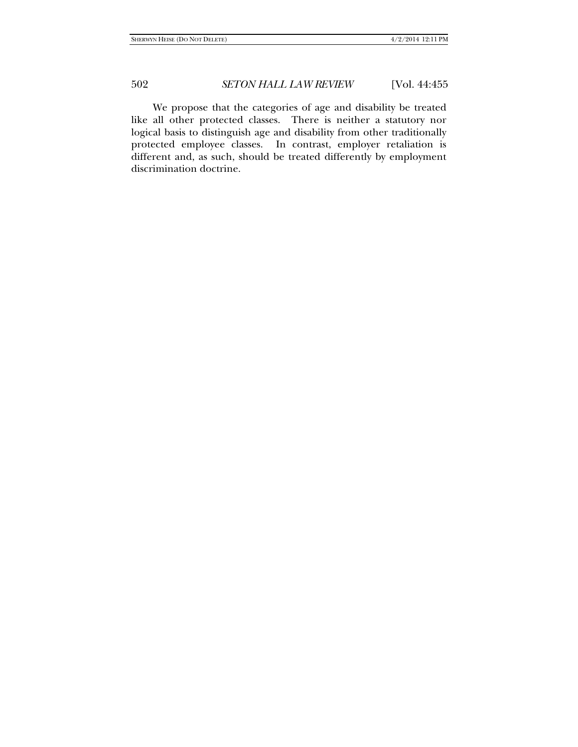We propose that the categories of age and disability be treated like all other protected classes. There is neither a statutory nor logical basis to distinguish age and disability from other traditionally protected employee classes. In contrast, employer retaliation is different and, as such, should be treated differently by employment discrimination doctrine.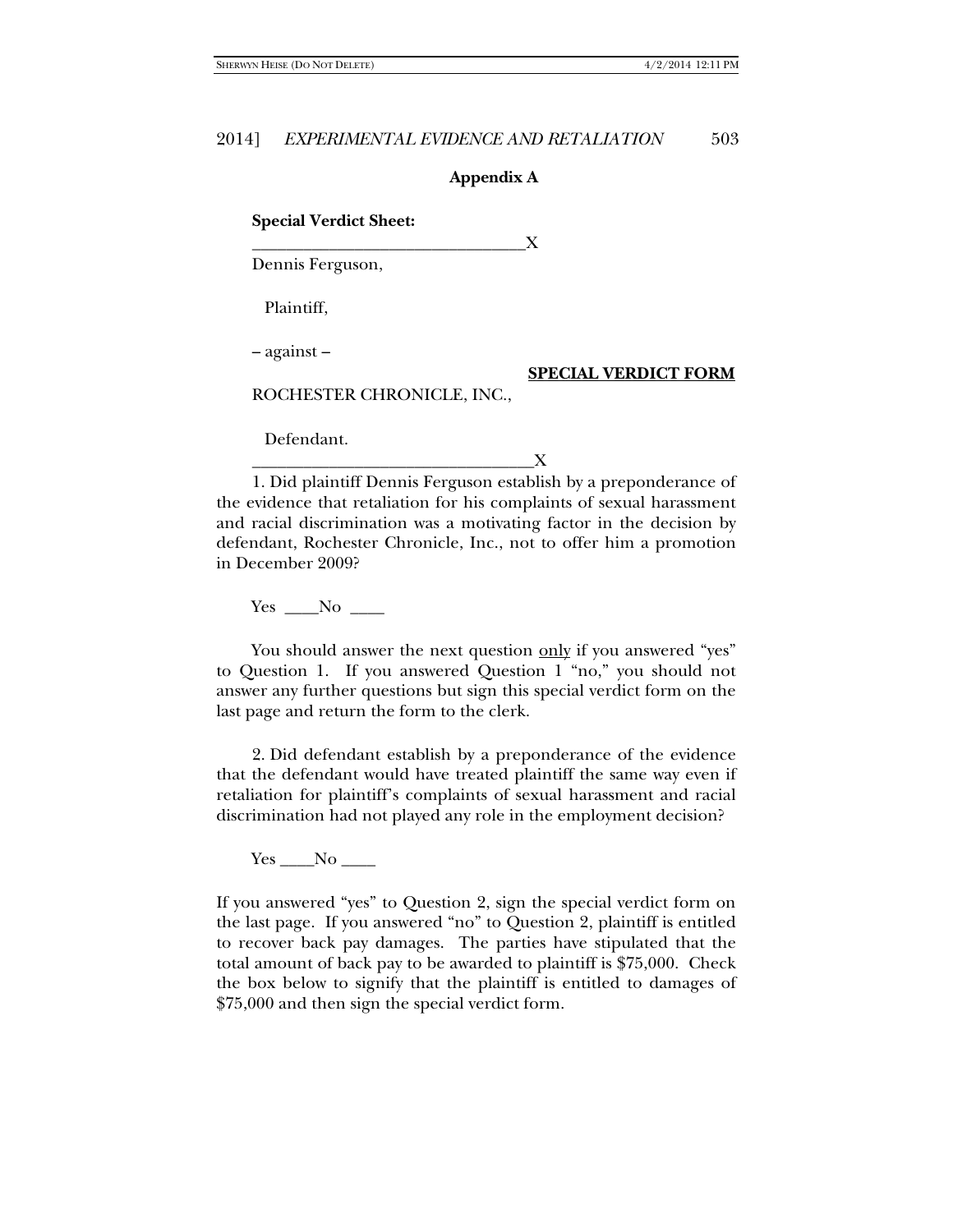## Appendix A

**Special Verdict Sheet:**

________________________________X

Dennis Ferguson,

Plaintiff,

– against –

**<u>SPECIAL VERDICT FORM</u>**

ROCHESTER CHRONICLE, INC.,

Defendant.

________________________________X

1. Did plaintiff Dennis Ferguson establish by a preponderance of the evidence that retaliation for his complaints of sexual harassment and racial discrimination was a motivating factor in the decision by defendant, Rochester Chronicle, Inc., not to offer him a promotion in December 2009?

Yes ____No ____

You should answer the next question <u>only</u> if you answered "yes" to Question 1. If you answered Question 1 "no," you should not answer any further questions but sign this special verdict form on the last page and return the form to the clerk.

2. Did defendant establish by a preponderance of the evidence that the defendant would have treated plaintiff the same way even if retaliation for plaintiff's complaints of sexual harassment and racial discrimination had not played any role in the employment decision?

Yes ____No ____

If you answered "yes" to Question 2, sign the special verdict form on the last page. If you answered "no" to Question 2, plaintiff is entitled to recover back pay damages. The parties have stipulated that the total amount of back pay to be awarded to plaintiff is $75,000. Check the box below to signify that the plaintiff is entitled to damages of $75,000 and then sign the special verdict form.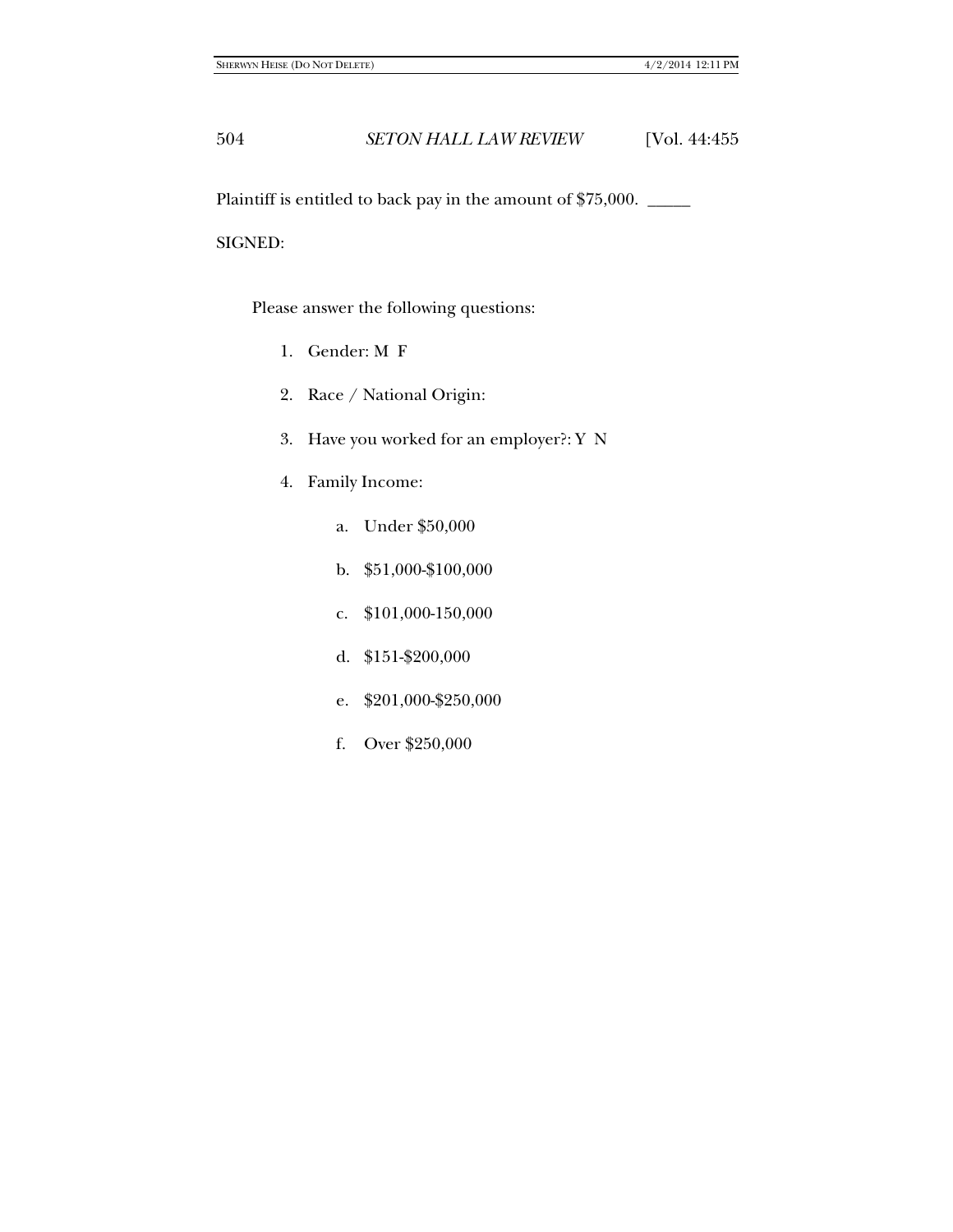Plaintiff is entitled to back pay in the amount of $75,000. _____

SIGNED:

Please answer the following questions:

1. Gender: M F
2. Race / National Origin:
3. Have you worked for an employer?: Y N
4. Family Income:
   a. Under $50,000
   b. $51,000-$100,000
   c. $101,000-150,000
   d. $151-$200,000
   e. $201,000-$250,000
   f. Over $250,000